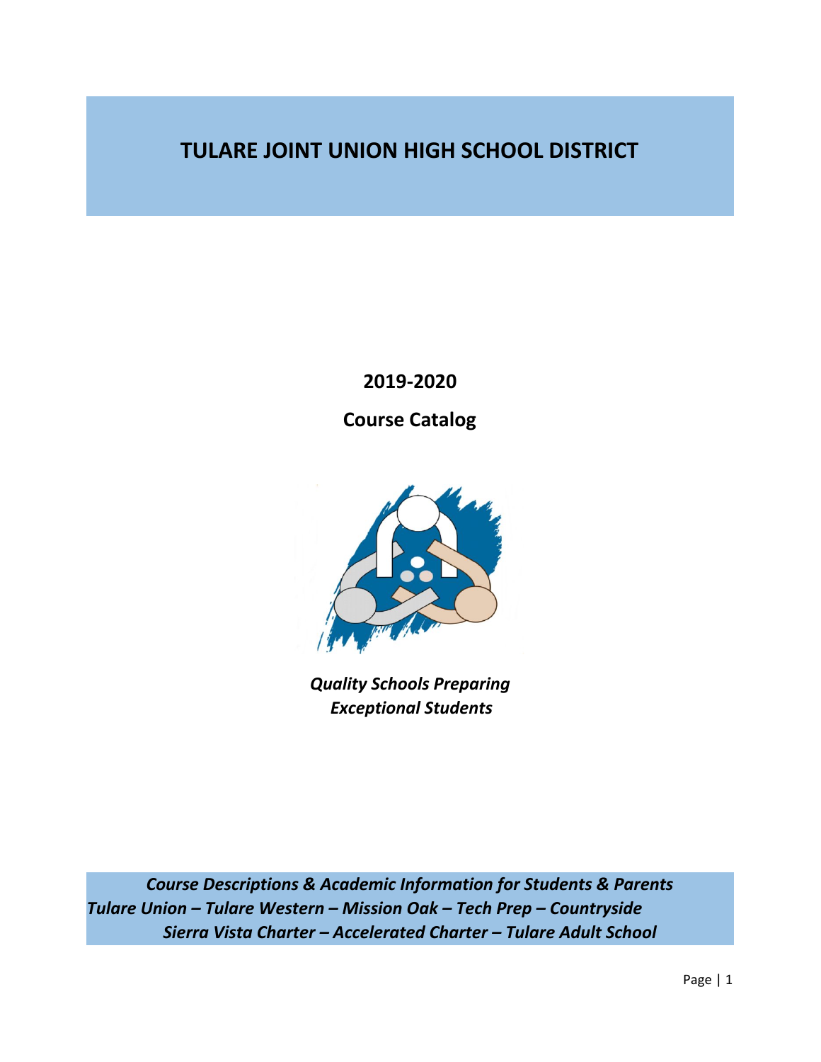# TULARE JOINT UNION HIGH SCHOOL DISTRICT

**2019-2020**

**Course Catalog**

***Quality Schools Preparing Exceptional Students***

***Course Descriptions & Academic Information for Students & Parents***
***Tulare Union – Tulare Western – Mission Oak – Tech Prep – Countryside***
***Sierra Vista Charter – Accelerated Charter – Tulare Adult School***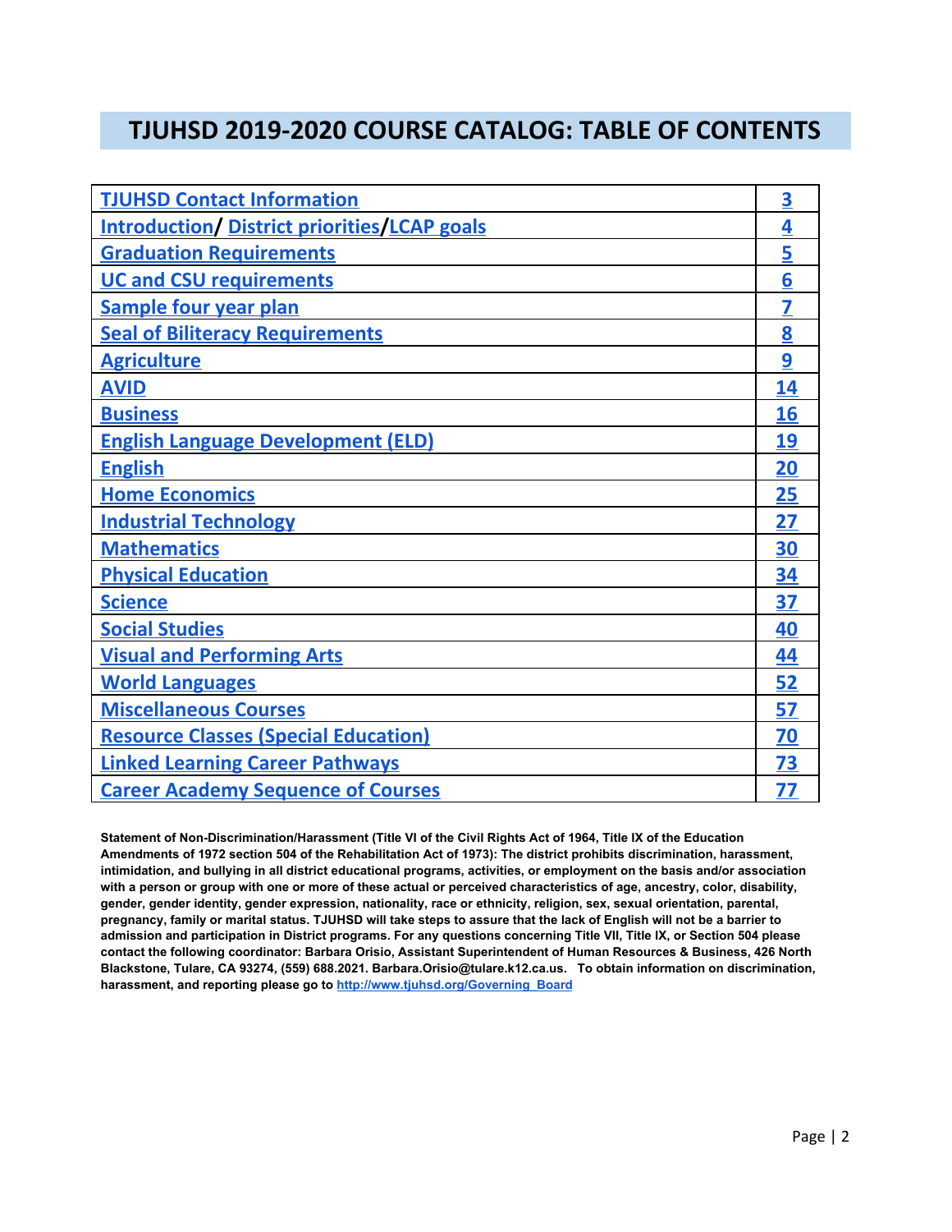# TJUHSD 2019-2020 COURSE CATALOG: TABLE OF CONTENTS

| | |
|---|---|
| TJUHSD Contact Information | 3 |
| Introduction/ District priorities/LCAP goals | 4 |
| Graduation Requirements | 5 |
| UC and CSU requirements | 6 |
| Sample four year plan | 7 |
| Seal of Biliteracy Requirements | 8 |
| Agriculture | 9 |
| AVID | 14 |
| Business | 16 |
| English Language Development (ELD) | 19 |
| English | 20 |
| Home Economics | 25 |
| Industrial Technology | 27 |
| Mathematics | 30 |
| Physical Education | 34 |
| Science | 37 |
| Social Studies | 40 |
| Visual and Performing Arts | 44 |
| World Languages | 52 |
| Miscellaneous Courses | 57 |
| Resource Classes (Special Education) | 70 |
| Linked Learning Career Pathways | 73 |
| Career Academy Sequence of Courses | 77 |

**Statement of Non-Discrimination/Harassment (Title VI of the Civil Rights Act of 1964, Title IX of the Education Amendments of 1972 section 504 of the Rehabilitation Act of 1973): The district prohibits discrimination, harassment, intimidation, and bullying in all district educational programs, activities, or employment on the basis and/or association with a person or group with one or more of these actual or perceived characteristics of age, ancestry, color, disability, gender, gender identity, gender expression, nationality, race or ethnicity, religion, sex, sexual orientation, parental, pregnancy, family or marital status. TJUHSD will take steps to assure that the lack of English will not be a barrier to admission and participation in District programs. For any questions concerning Title VII, Title IX, or Section 504 please contact the following coordinator: Barbara Orisio, Assistant Superintendent of Human Resources & Business, 426 North Blackstone, Tulare, CA 93274, (559) 688.2021. Barbara.Orisio@tulare.k12.ca.us. To obtain information on discrimination, harassment, and reporting please go to http://www.tjuhsd.org/Governing_Board**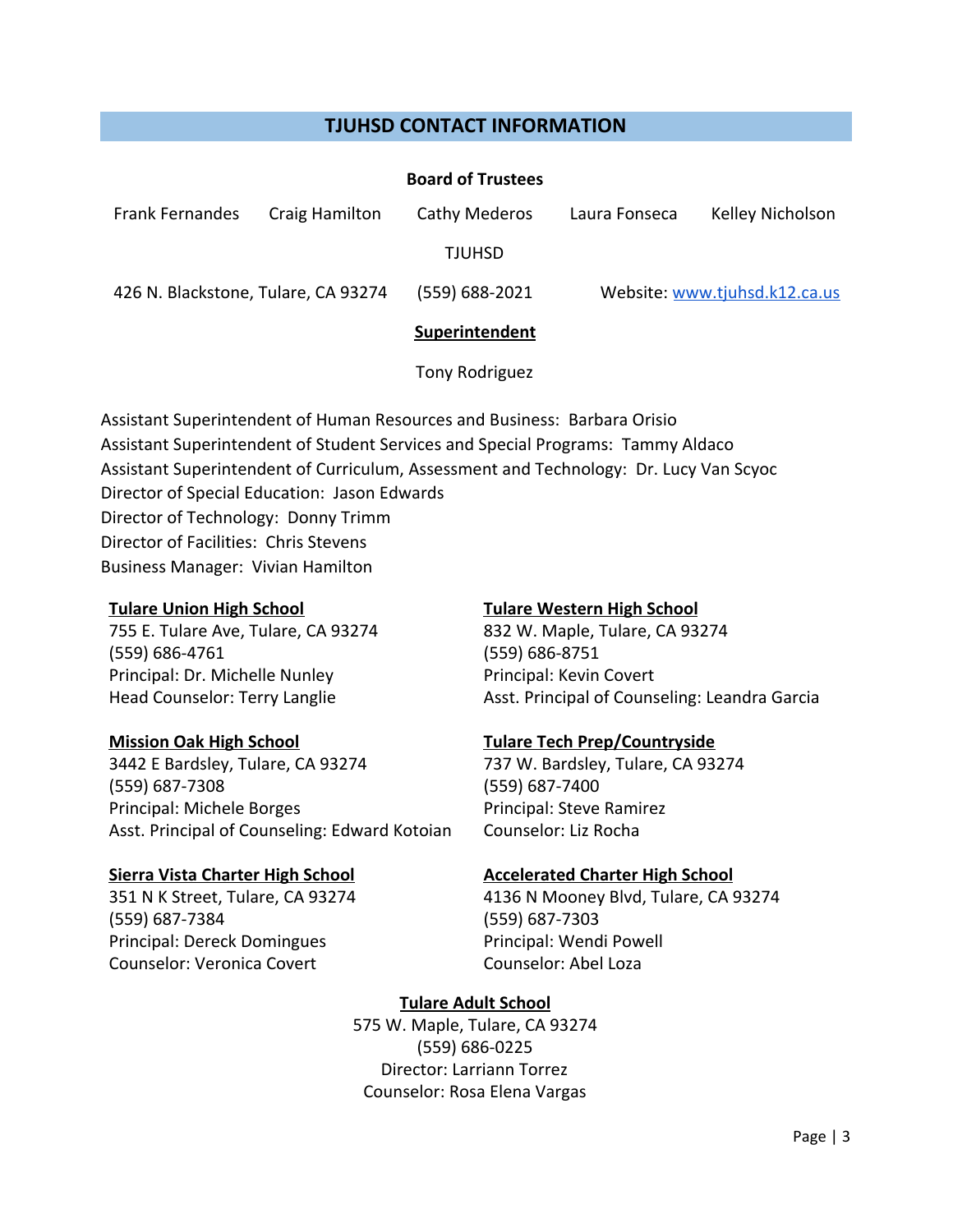## TJUHSD CONTACT INFORMATION

**Board of Trustees**

Frank Fernandes | Craig Hamilton | Cathy Mederos | Laura Fonseca | Kelley Nicholson

TJUHSD

426 N. Blackstone, Tulare, CA 93274 | (559) 688-2021 | Website: www.tjuhsd.k12.ca.us

**Superintendent**

Tony Rodriguez

Assistant Superintendent of Human Resources and Business: Barbara Orisio
Assistant Superintendent of Student Services and Special Programs: Tammy Aldaco
Assistant Superintendent of Curriculum, Assessment and Technology: Dr. Lucy Van Scyoc
Director of Special Education: Jason Edwards
Director of Technology: Donny Trimm
Director of Facilities: Chris Stevens
Business Manager: Vivian Hamilton

**Tulare Union High School**
755 E. Tulare Ave, Tulare, CA 93274
(559) 686-4761
Principal: Dr. Michelle Nunley
Head Counselor: Terry Langlie

**Tulare Western High School**
832 W. Maple, Tulare, CA 93274
(559) 686-8751
Principal: Kevin Covert
Asst. Principal of Counseling: Leandra Garcia

**Mission Oak High School**
3442 E Bardsley, Tulare, CA 93274
(559) 687-7308
Principal: Michele Borges
Asst. Principal of Counseling: Edward Kotoian

**Tulare Tech Prep/Countryside**
737 W. Bardsley, Tulare, CA 93274
(559) 687-7400
Principal: Steve Ramirez
Counselor: Liz Rocha

**Sierra Vista Charter High School**
351 N K Street, Tulare, CA 93274
(559) 687-7384
Principal: Dereck Domingues
Counselor: Veronica Covert

**Accelerated Charter High School**
4136 N Mooney Blvd, Tulare, CA 93274
(559) 687-7303
Principal: Wendi Powell
Counselor: Abel Loza

**Tulare Adult School**
575 W. Maple, Tulare, CA 93274
(559) 686-0225
Director: Larriann Torrez
Counselor: Rosa Elena Vargas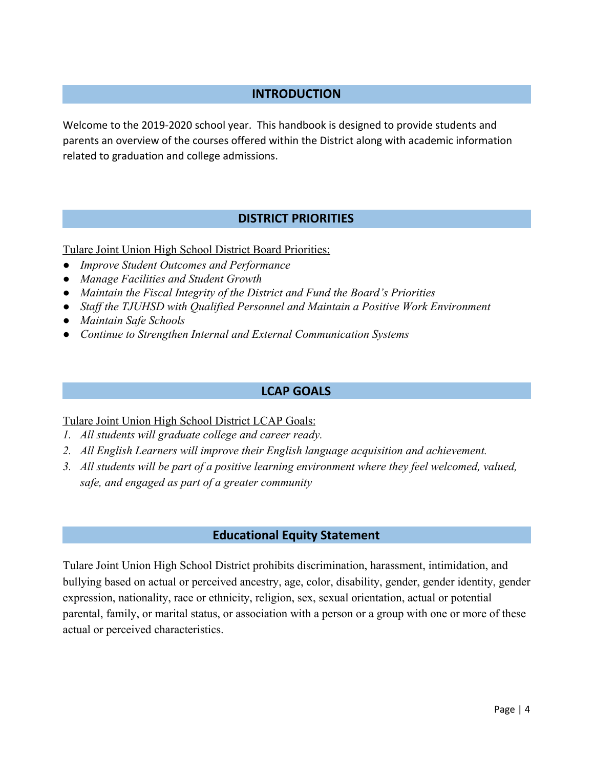## INTRODUCTION

Welcome to the 2019-2020 school year. This handbook is designed to provide students and parents an overview of the courses offered within the District along with academic information related to graduation and college admissions.

## DISTRICT PRIORITIES

Tulare Joint Union High School District Board Priorities:

- *Improve Student Outcomes and Performance*
- *Manage Facilities and Student Growth*
- *Maintain the Fiscal Integrity of the District and Fund the Board's Priorities*
- *Staff the TJUHSD with Qualified Personnel and Maintain a Positive Work Environment*
- *Maintain Safe Schools*
- *Continue to Strengthen Internal and External Communication Systems*

## LCAP GOALS

Tulare Joint Union High School District LCAP Goals:

1. *All students will graduate college and career ready.*
2. *All English Learners will improve their English language acquisition and achievement.*
3. *All students will be part of a positive learning environment where they feel welcomed, valued, safe, and engaged as part of a greater community*

## Educational Equity Statement

Tulare Joint Union High School District prohibits discrimination, harassment, intimidation, and bullying based on actual or perceived ancestry, age, color, disability, gender, gender identity, gender expression, nationality, race or ethnicity, religion, sex, sexual orientation, actual or potential parental, family, or marital status, or association with a person or a group with one or more of these actual or perceived characteristics.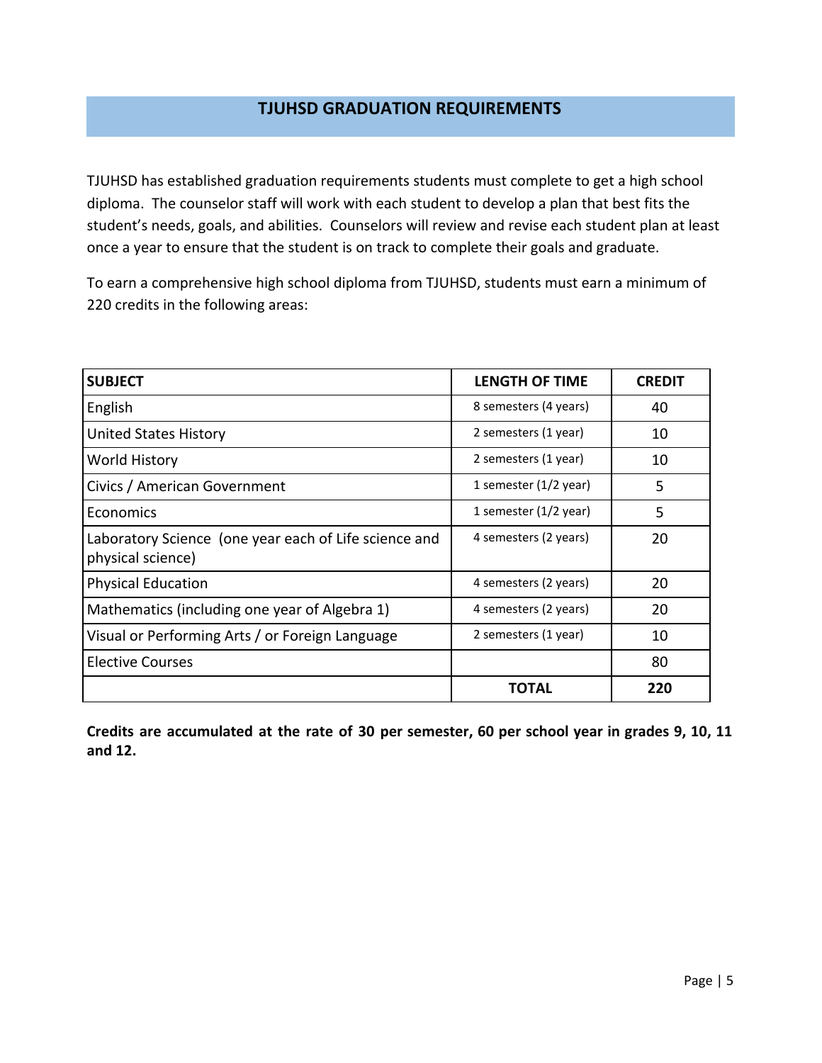# TJUHSD GRADUATION REQUIREMENTS

TJUHSD has established graduation requirements students must complete to get a high school diploma. The counselor staff will work with each student to develop a plan that best fits the student's needs, goals, and abilities. Counselors will review and revise each student plan at least once a year to ensure that the student is on track to complete their goals and graduate.

To earn a comprehensive high school diploma from TJUHSD, students must earn a minimum of 220 credits in the following areas:

| SUBJECT | LENGTH OF TIME | CREDIT |
|---|---|---|
| English | 8 semesters (4 years) | 40 |
| United States History | 2 semesters (1 year) | 10 |
| World History | 2 semesters (1 year) | 10 |
| Civics / American Government | 1 semester (1/2 year) | 5 |
| Economics | 1 semester (1/2 year) | 5 |
| Laboratory Science (one year each of Life science and physical science) | 4 semesters (2 years) | 20 |
| Physical Education | 4 semesters (2 years) | 20 |
| Mathematics (including one year of Algebra 1) | 4 semesters (2 years) | 20 |
| Visual or Performing Arts / or Foreign Language | 2 semesters (1 year) | 10 |
| Elective Courses | | 80 |
| | **TOTAL** | **220** |

**Credits are accumulated at the rate of 30 per semester, 60 per school year in grades 9, 10, 11 and 12.**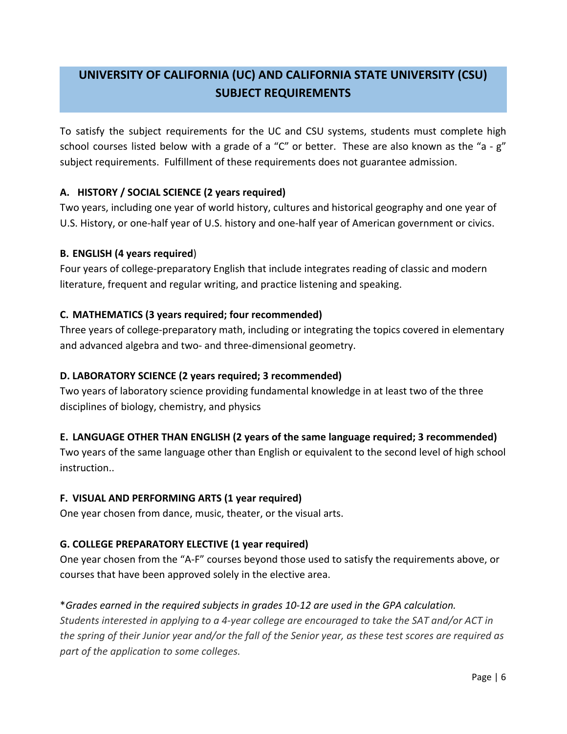# UNIVERSITY OF CALIFORNIA (UC) AND CALIFORNIA STATE UNIVERSITY (CSU) SUBJECT REQUIREMENTS

To satisfy the subject requirements for the UC and CSU systems, students must complete high school courses listed below with a grade of a "C" or better. These are also known as the "a - g" subject requirements. Fulfillment of these requirements does not guarantee admission.

### A. HISTORY / SOCIAL SCIENCE (2 years required)

Two years, including one year of world history, cultures and historical geography and one year of U.S. History, or one-half year of U.S. history and one-half year of American government or civics.

### B. ENGLISH (4 years required)

Four years of college-preparatory English that include integrates reading of classic and modern literature, frequent and regular writing, and practice listening and speaking.

### C. MATHEMATICS (3 years required; four recommended)

Three years of college-preparatory math, including or integrating the topics covered in elementary and advanced algebra and two- and three-dimensional geometry.

### D. LABORATORY SCIENCE (2 years required; 3 recommended)

Two years of laboratory science providing fundamental knowledge in at least two of the three disciplines of biology, chemistry, and physics

### E. LANGUAGE OTHER THAN ENGLISH (2 years of the same language required; 3 recommended)

Two years of the same language other than English or equivalent to the second level of high school instruction..

### F. VISUAL AND PERFORMING ARTS (1 year required)

One year chosen from dance, music, theater, or the visual arts.

### G. COLLEGE PREPARATORY ELECTIVE (1 year required)

One year chosen from the "A-F" courses beyond those used to satisfy the requirements above, or courses that have been approved solely in the elective area.

*\*Grades earned in the required subjects in grades 10-12 are used in the GPA calculation.*
*Students interested in applying to a 4-year college are encouraged to take the SAT and/or ACT in the spring of their Junior year and/or the fall of the Senior year, as these test scores are required as part of the application to some colleges.*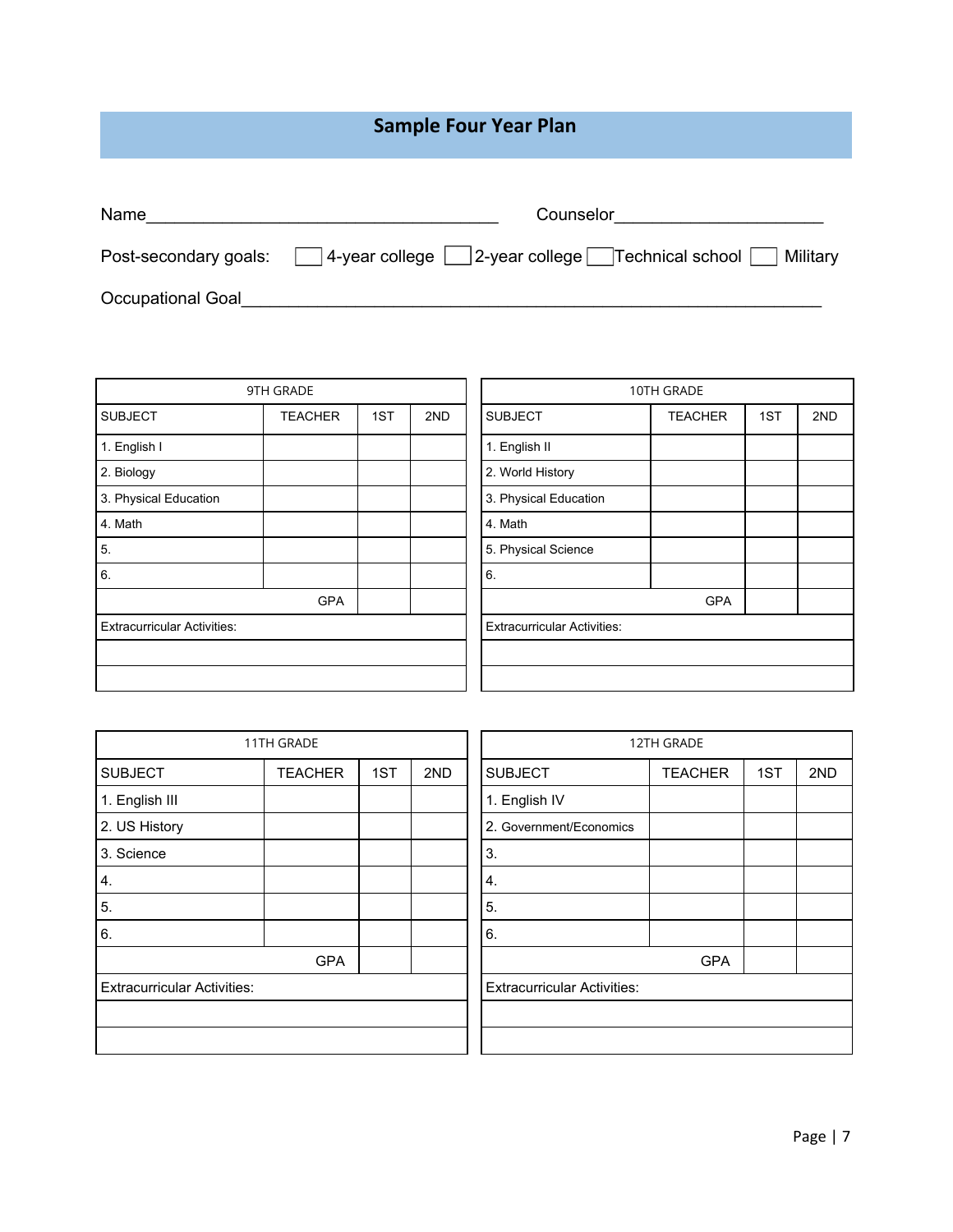# Sample Four Year Plan

Name_____________________________________ Counselor_____________________

Post-secondary goals: ☐ 4-year college ☐ 2-year college ☐ Technical school ☐ Military

Occupational Goal___________________________________________________________

| 9TH GRADE | | | |
|---|---|---|---|
| SUBJECT | TEACHER | 1ST | 2ND |
| 1. English I | | | |
| 2. Biology | | | |
| 3. Physical Education | | | |
| 4. Math | | | |
| 5. | | | |
| 6. | | | |
| | GPA | | |
| Extracurricular Activities: | | | |
| | | | |
| | | | |

| 10TH GRADE | | | |
|---|---|---|---|
| SUBJECT | TEACHER | 1ST | 2ND |
| 1. English II | | | |
| 2. World History | | | |
| 3. Physical Education | | | |
| 4. Math | | | |
| 5. Physical Science | | | |
| 6. | | | |
| | GPA | | |
| Extracurricular Activities: | | | |
| | | | |
| | | | |

| 11TH GRADE | | | |
|---|---|---|---|
| SUBJECT | TEACHER | 1ST | 2ND |
| 1. English III | | | |
| 2. US History | | | |
| 3. Science | | | |
| 4. | | | |
| 5. | | | |
| 6. | | | |
| | GPA | | |
| Extracurricular Activities: | | | |
| | | | |
| | | | |

| 12TH GRADE | | | |
|---|---|---|---|
| SUBJECT | TEACHER | 1ST | 2ND |
| 1. English IV | | | |
| 2. Government/Economics | | | |
| 3. | | | |
| 4. | | | |
| 5. | | | |
| 6. | | | |
| | GPA | | |
| Extracurricular Activities: | | | |
| | | | |
| | | | |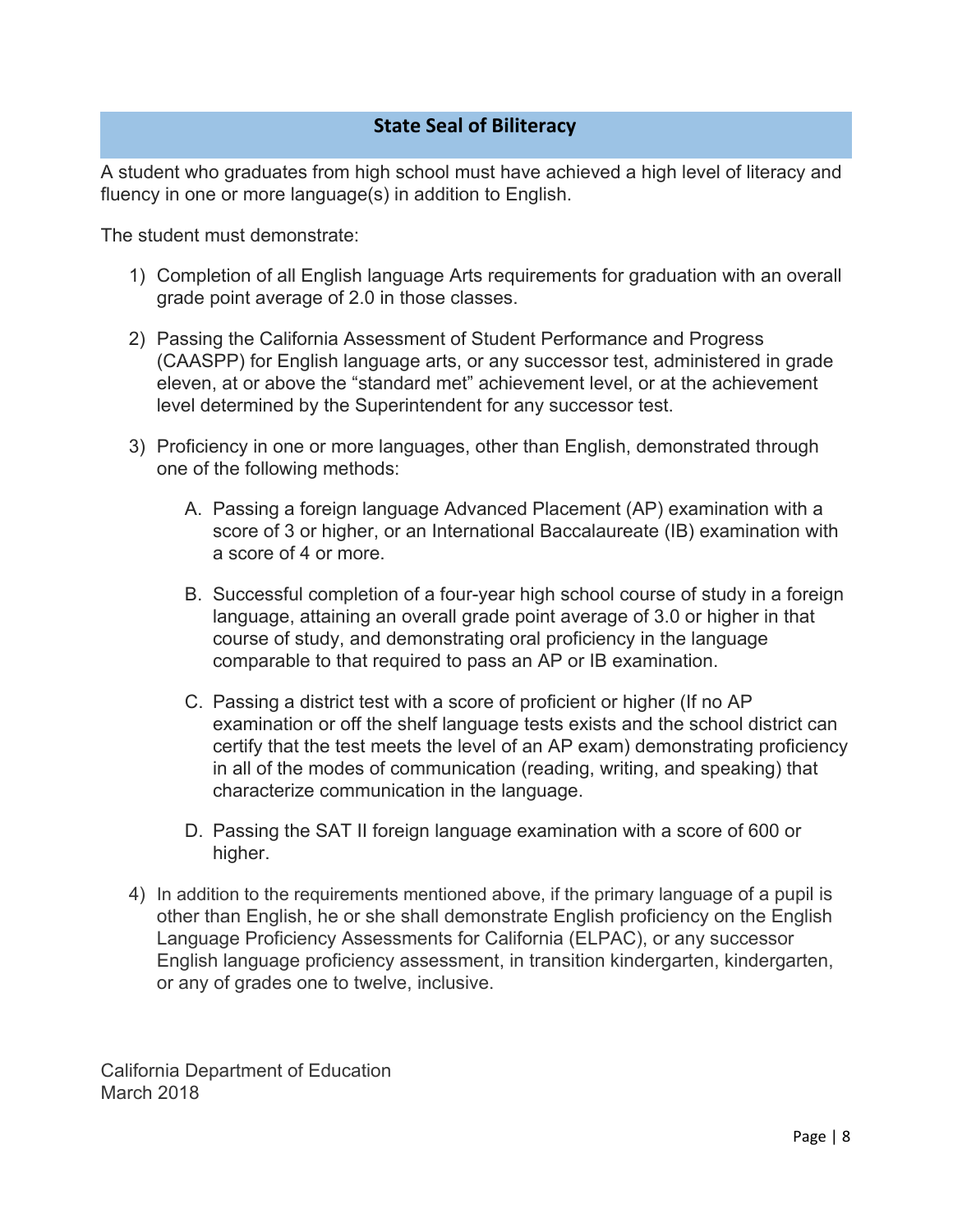## State Seal of Biliteracy

A student who graduates from high school must have achieved a high level of literacy and fluency in one or more language(s) in addition to English.

The student must demonstrate:

1) Completion of all English language Arts requirements for graduation with an overall grade point average of 2.0 in those classes.

2) Passing the California Assessment of Student Performance and Progress (CAASPP) for English language arts, or any successor test, administered in grade eleven, at or above the "standard met" achievement level, or at the achievement level determined by the Superintendent for any successor test.

3) Proficiency in one or more languages, other than English, demonstrated through one of the following methods:

   A. Passing a foreign language Advanced Placement (AP) examination with a score of 3 or higher, or an International Baccalaureate (IB) examination with a score of 4 or more.

   B. Successful completion of a four-year high school course of study in a foreign language, attaining an overall grade point average of 3.0 or higher in that course of study, and demonstrating oral proficiency in the language comparable to that required to pass an AP or IB examination.

   C. Passing a district test with a score of proficient or higher (If no AP examination or off the shelf language tests exists and the school district can certify that the test meets the level of an AP exam) demonstrating proficiency in all of the modes of communication (reading, writing, and speaking) that characterize communication in the language.

   D. Passing the SAT II foreign language examination with a score of 600 or higher.

4) In addition to the requirements mentioned above, if the primary language of a pupil is other than English, he or she shall demonstrate English proficiency on the English Language Proficiency Assessments for California (ELPAC), or any successor English language proficiency assessment, in transition kindergarten, kindergarten, or any of grades one to twelve, inclusive.

California Department of Education
March 2018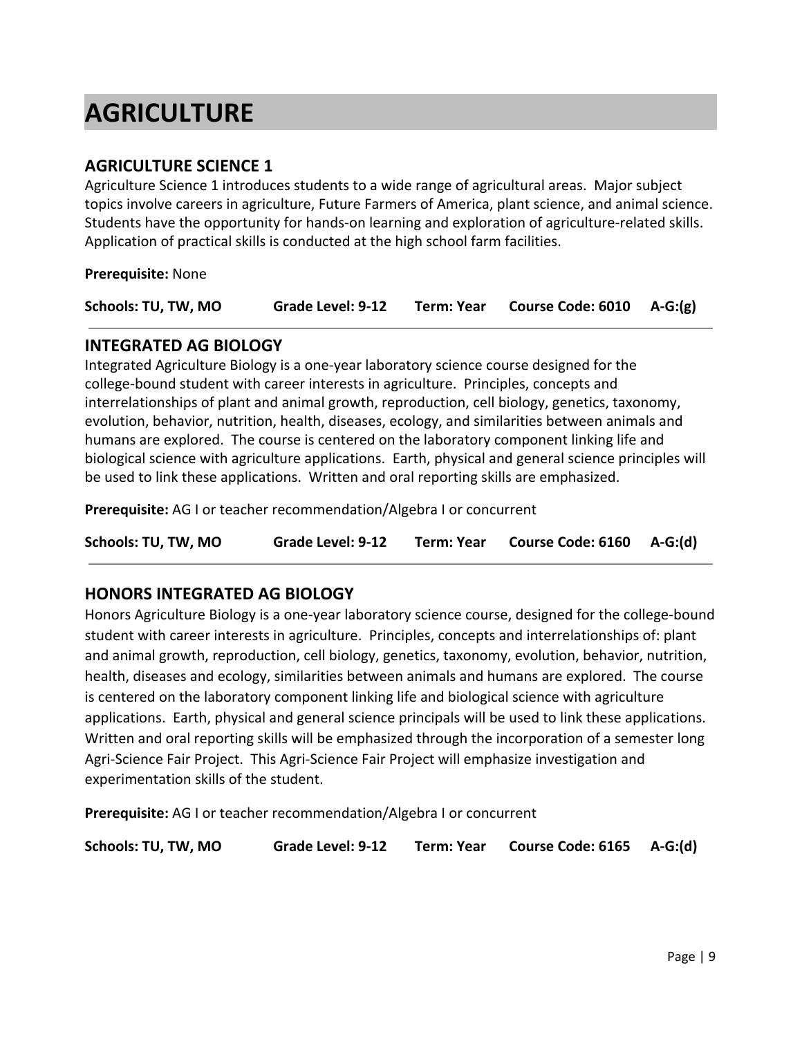# AGRICULTURE

## AGRICULTURE SCIENCE 1

Agriculture Science 1 introduces students to a wide range of agricultural areas. Major subject topics involve careers in agriculture, Future Farmers of America, plant science, and animal science. Students have the opportunity for hands-on learning and exploration of agriculture-related skills. Application of practical skills is conducted at the high school farm facilities.

**Prerequisite:** None

**Schools: TU, TW, MO** **Grade Level: 9-12** **Term: Year** **Course Code: 6010** **A-G:(g)**

---

## INTEGRATED AG BIOLOGY

Integrated Agriculture Biology is a one-year laboratory science course designed for the college-bound student with career interests in agriculture. Principles, concepts and interrelationships of plant and animal growth, reproduction, cell biology, genetics, taxonomy, evolution, behavior, nutrition, health, diseases, ecology, and similarities between animals and humans are explored. The course is centered on the laboratory component linking life and biological science with agriculture applications. Earth, physical and general science principles will be used to link these applications. Written and oral reporting skills are emphasized.

**Prerequisite:** AG I or teacher recommendation/Algebra I or concurrent

**Schools: TU, TW, MO** **Grade Level: 9-12** **Term: Year** **Course Code: 6160** **A-G:(d)**

---

## HONORS INTEGRATED AG BIOLOGY

Honors Agriculture Biology is a one-year laboratory science course, designed for the college-bound student with career interests in agriculture. Principles, concepts and interrelationships of: plant and animal growth, reproduction, cell biology, genetics, taxonomy, evolution, behavior, nutrition, health, diseases and ecology, similarities between animals and humans are explored. The course is centered on the laboratory component linking life and biological science with agriculture applications. Earth, physical and general science principals will be used to link these applications. Written and oral reporting skills will be emphasized through the incorporation of a semester long Agri-Science Fair Project. This Agri-Science Fair Project will emphasize investigation and experimentation skills of the student.

**Prerequisite:** AG I or teacher recommendation/Algebra I or concurrent

**Schools: TU, TW, MO** **Grade Level: 9-12** **Term: Year** **Course Code: 6165** **A-G:(d)**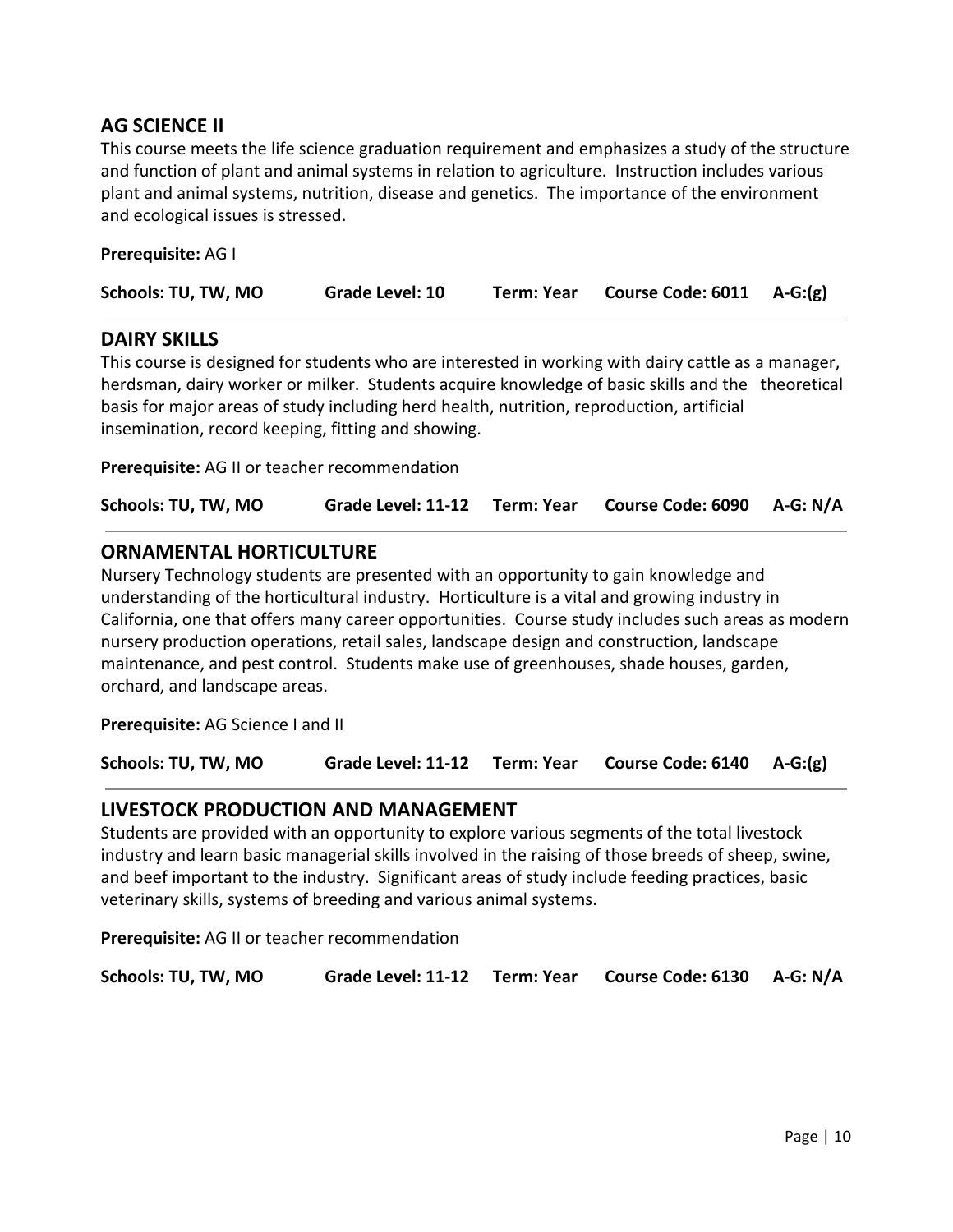## AG SCIENCE II

This course meets the life science graduation requirement and emphasizes a study of the structure and function of plant and animal systems in relation to agriculture. Instruction includes various plant and animal systems, nutrition, disease and genetics. The importance of the environment and ecological issues is stressed.

**Prerequisite:** AG I

**Schools: TU, TW, MO** | **Grade Level: 10** | **Term: Year** | **Course Code: 6011** | **A-G:(g)**

---

## DAIRY SKILLS

This course is designed for students who are interested in working with dairy cattle as a manager, herdsman, dairy worker or milker. Students acquire knowledge of basic skills and the theoretical basis for major areas of study including herd health, nutrition, reproduction, artificial insemination, record keeping, fitting and showing.

**Prerequisite:** AG II or teacher recommendation

**Schools: TU, TW, MO** | **Grade Level: 11-12** | **Term: Year** | **Course Code: 6090** | **A-G: N/A**

---

## ORNAMENTAL HORTICULTURE

Nursery Technology students are presented with an opportunity to gain knowledge and understanding of the horticultural industry. Horticulture is a vital and growing industry in California, one that offers many career opportunities. Course study includes such areas as modern nursery production operations, retail sales, landscape design and construction, landscape maintenance, and pest control. Students make use of greenhouses, shade houses, garden, orchard, and landscape areas.

**Prerequisite:** AG Science I and II

**Schools: TU, TW, MO** | **Grade Level: 11-12** | **Term: Year** | **Course Code: 6140** | **A-G:(g)**

---

## LIVESTOCK PRODUCTION AND MANAGEMENT

Students are provided with an opportunity to explore various segments of the total livestock industry and learn basic managerial skills involved in the raising of those breeds of sheep, swine, and beef important to the industry. Significant areas of study include feeding practices, basic veterinary skills, systems of breeding and various animal systems.

**Prerequisite:** AG II or teacher recommendation

**Schools: TU, TW, MO** | **Grade Level: 11-12** | **Term: Year** | **Course Code: 6130** | **A-G: N/A**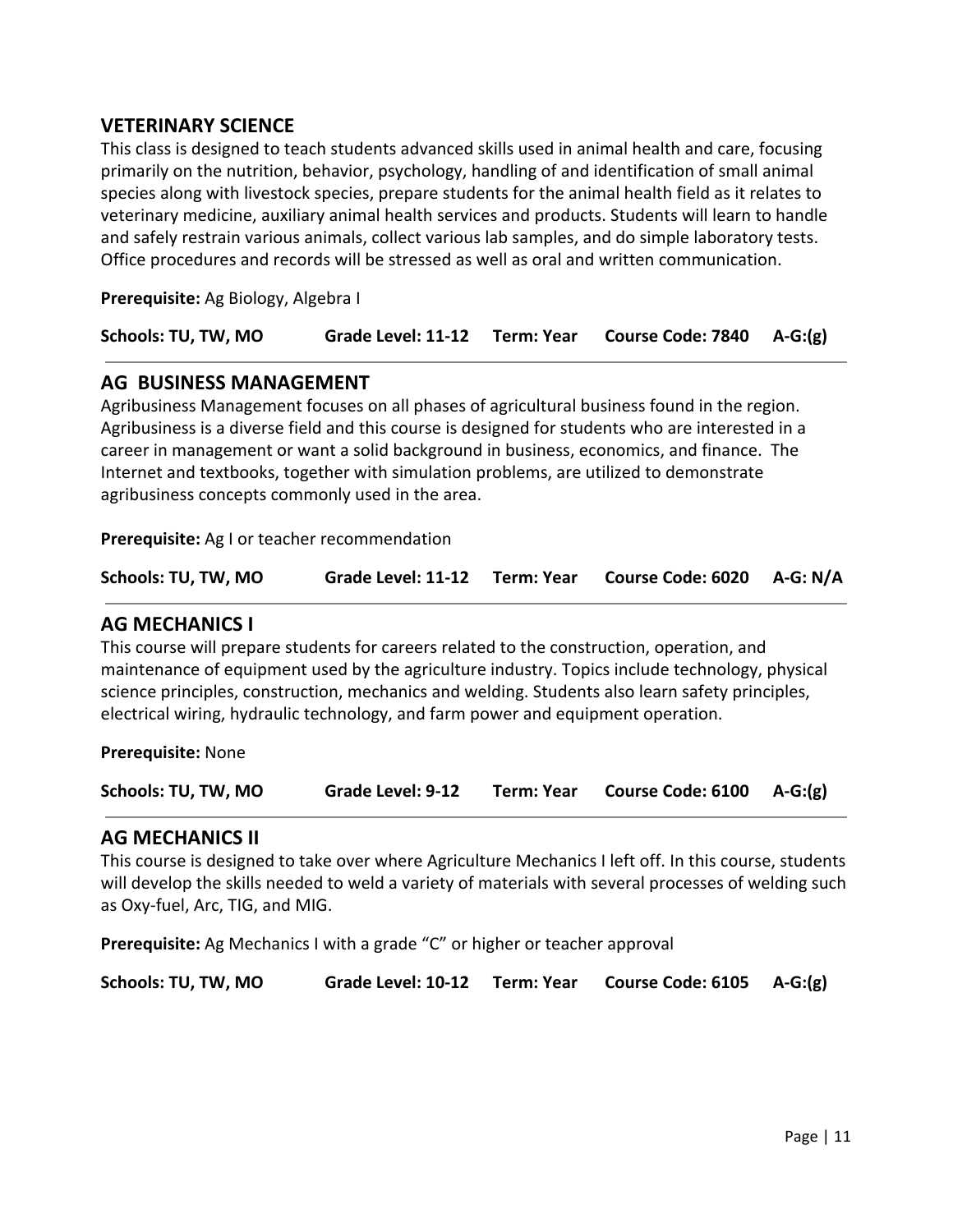## VETERINARY SCIENCE

This class is designed to teach students advanced skills used in animal health and care, focusing primarily on the nutrition, behavior, psychology, handling of and identification of small animal species along with livestock species, prepare students for the animal health field as it relates to veterinary medicine, auxiliary animal health services and products. Students will learn to handle and safely restrain various animals, collect various lab samples, and do simple laboratory tests. Office procedures and records will be stressed as well as oral and written communication.

**Prerequisite:** Ag Biology, Algebra I

**Schools: TU, TW, MO** **Grade Level: 11-12** **Term: Year** **Course Code: 7840** **A-G:(g)**

---

## AG BUSINESS MANAGEMENT

Agribusiness Management focuses on all phases of agricultural business found in the region. Agribusiness is a diverse field and this course is designed for students who are interested in a career in management or want a solid background in business, economics, and finance. The Internet and textbooks, together with simulation problems, are utilized to demonstrate agribusiness concepts commonly used in the area.

**Prerequisite:** Ag I or teacher recommendation

**Schools: TU, TW, MO** **Grade Level: 11-12** **Term: Year** **Course Code: 6020** **A-G: N/A**

---

## AG MECHANICS I

This course will prepare students for careers related to the construction, operation, and maintenance of equipment used by the agriculture industry. Topics include technology, physical science principles, construction, mechanics and welding. Students also learn safety principles, electrical wiring, hydraulic technology, and farm power and equipment operation.

**Prerequisite:** None

**Schools: TU, TW, MO** **Grade Level: 9-12** **Term: Year** **Course Code: 6100** **A-G:(g)**

---

## AG MECHANICS II

This course is designed to take over where Agriculture Mechanics I left off. In this course, students will develop the skills needed to weld a variety of materials with several processes of welding such as Oxy-fuel, Arc, TIG, and MIG.

**Prerequisite:** Ag Mechanics I with a grade "C" or higher or teacher approval

**Schools: TU, TW, MO** **Grade Level: 10-12** **Term: Year** **Course Code: 6105** **A-G:(g)**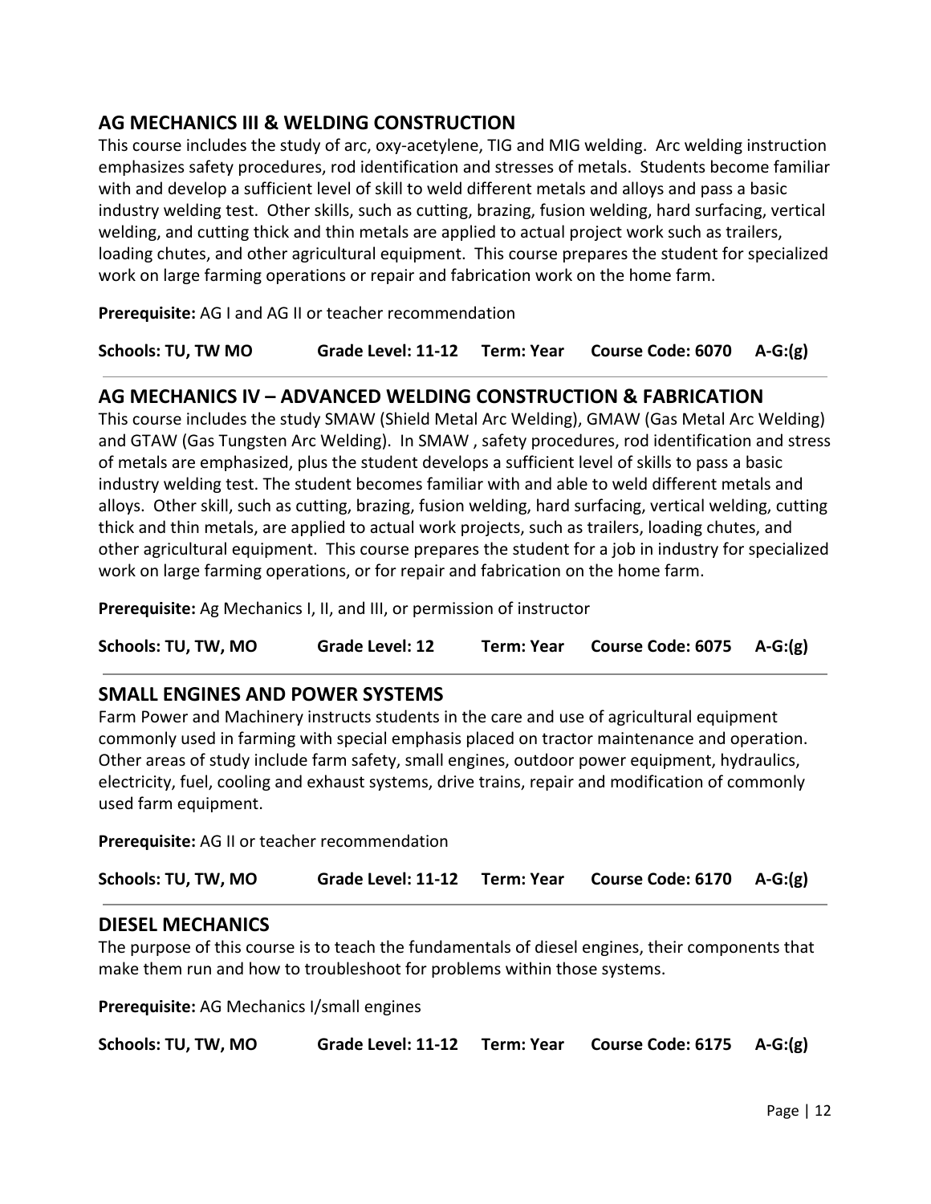## AG MECHANICS III & WELDING CONSTRUCTION

This course includes the study of arc, oxy-acetylene, TIG and MIG welding. Arc welding instruction emphasizes safety procedures, rod identification and stresses of metals. Students become familiar with and develop a sufficient level of skill to weld different metals and alloys and pass a basic industry welding test. Other skills, such as cutting, brazing, fusion welding, hard surfacing, vertical welding, and cutting thick and thin metals are applied to actual project work such as trailers, loading chutes, and other agricultural equipment. This course prepares the student for specialized work on large farming operations or repair and fabrication work on the home farm.

**Prerequisite:** AG I and AG II or teacher recommendation

**Schools: TU, TW MO** **Grade Level: 11-12** **Term: Year** **Course Code: 6070** **A-G:(g)**

---

## AG MECHANICS IV – ADVANCED WELDING CONSTRUCTION & FABRICATION

This course includes the study SMAW (Shield Metal Arc Welding), GMAW (Gas Metal Arc Welding) and GTAW (Gas Tungsten Arc Welding). In SMAW , safety procedures, rod identification and stress of metals are emphasized, plus the student develops a sufficient level of skills to pass a basic industry welding test. The student becomes familiar with and able to weld different metals and alloys. Other skill, such as cutting, brazing, fusion welding, hard surfacing, vertical welding, cutting thick and thin metals, are applied to actual work projects, such as trailers, loading chutes, and other agricultural equipment. This course prepares the student for a job in industry for specialized work on large farming operations, or for repair and fabrication on the home farm.

**Prerequisite:** Ag Mechanics I, II, and III, or permission of instructor

**Schools: TU, TW, MO** **Grade Level: 12** **Term: Year** **Course Code: 6075** **A-G:(g)**

---

## SMALL ENGINES AND POWER SYSTEMS

Farm Power and Machinery instructs students in the care and use of agricultural equipment commonly used in farming with special emphasis placed on tractor maintenance and operation. Other areas of study include farm safety, small engines, outdoor power equipment, hydraulics, electricity, fuel, cooling and exhaust systems, drive trains, repair and modification of commonly used farm equipment.

**Prerequisite:** AG II or teacher recommendation

**Schools: TU, TW, MO** **Grade Level: 11-12** **Term: Year** **Course Code: 6170** **A-G:(g)**

---

## DIESEL MECHANICS

The purpose of this course is to teach the fundamentals of diesel engines, their components that make them run and how to troubleshoot for problems within those systems.

**Prerequisite:** AG Mechanics I/small engines

**Schools: TU, TW, MO** **Grade Level: 11-12** **Term: Year** **Course Code: 6175** **A-G:(g)**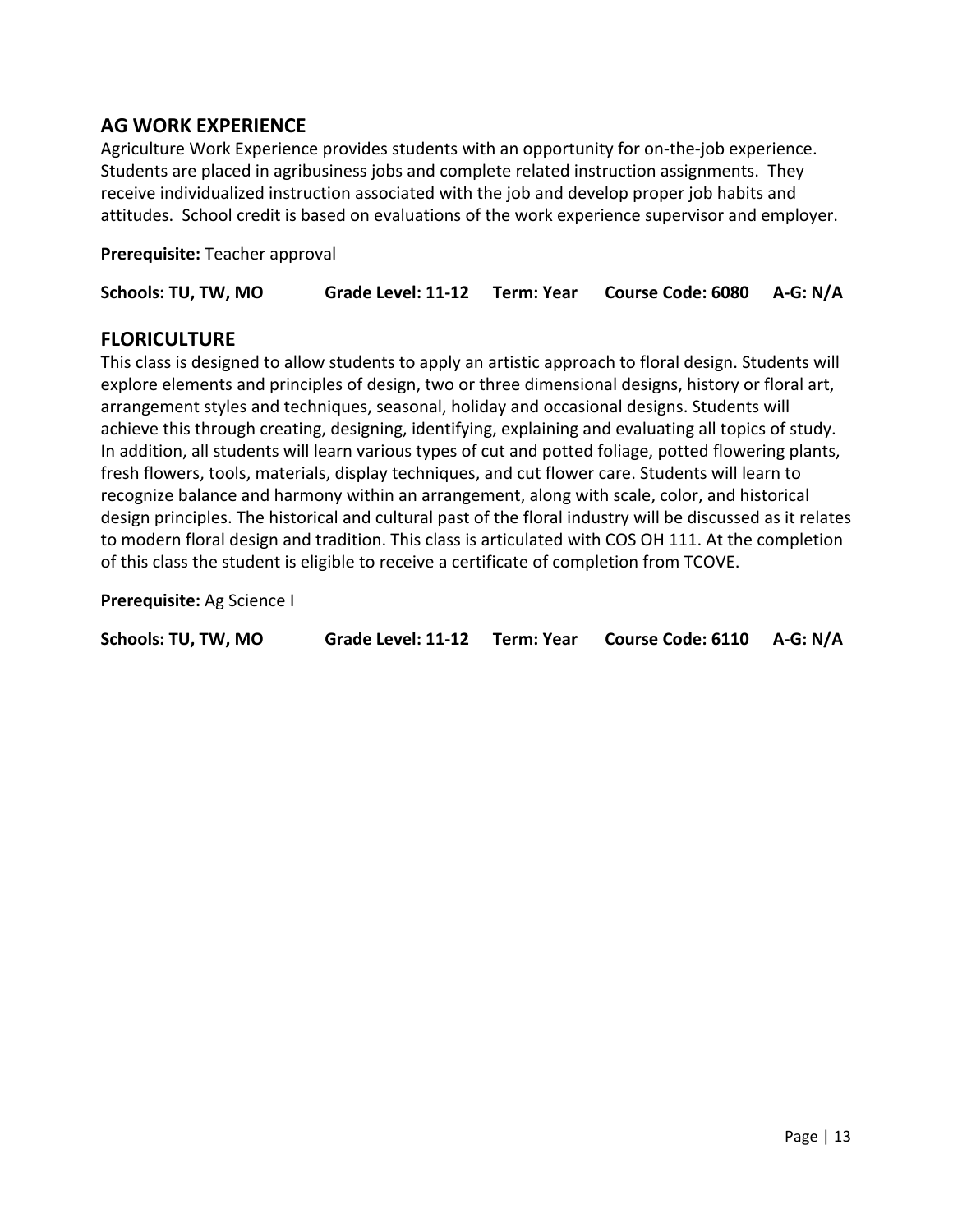## AG WORK EXPERIENCE

Agriculture Work Experience provides students with an opportunity for on-the-job experience. Students are placed in agribusiness jobs and complete related instruction assignments. They receive individualized instruction associated with the job and develop proper job habits and attitudes. School credit is based on evaluations of the work experience supervisor and employer.

**Prerequisite:** Teacher approval

**Schools: TU, TW, MO** **Grade Level: 11-12** **Term: Year** **Course Code: 6080** **A-G: N/A**

---

## FLORICULTURE

This class is designed to allow students to apply an artistic approach to floral design. Students will explore elements and principles of design, two or three dimensional designs, history or floral art, arrangement styles and techniques, seasonal, holiday and occasional designs. Students will achieve this through creating, designing, identifying, explaining and evaluating all topics of study. In addition, all students will learn various types of cut and potted foliage, potted flowering plants, fresh flowers, tools, materials, display techniques, and cut flower care. Students will learn to recognize balance and harmony within an arrangement, along with scale, color, and historical design principles. The historical and cultural past of the floral industry will be discussed as it relates to modern floral design and tradition. This class is articulated with COS OH 111. At the completion of this class the student is eligible to receive a certificate of completion from TCOVE.

**Prerequisite:** Ag Science I

**Schools: TU, TW, MO** **Grade Level: 11-12** **Term: Year** **Course Code: 6110** **A-G: N/A**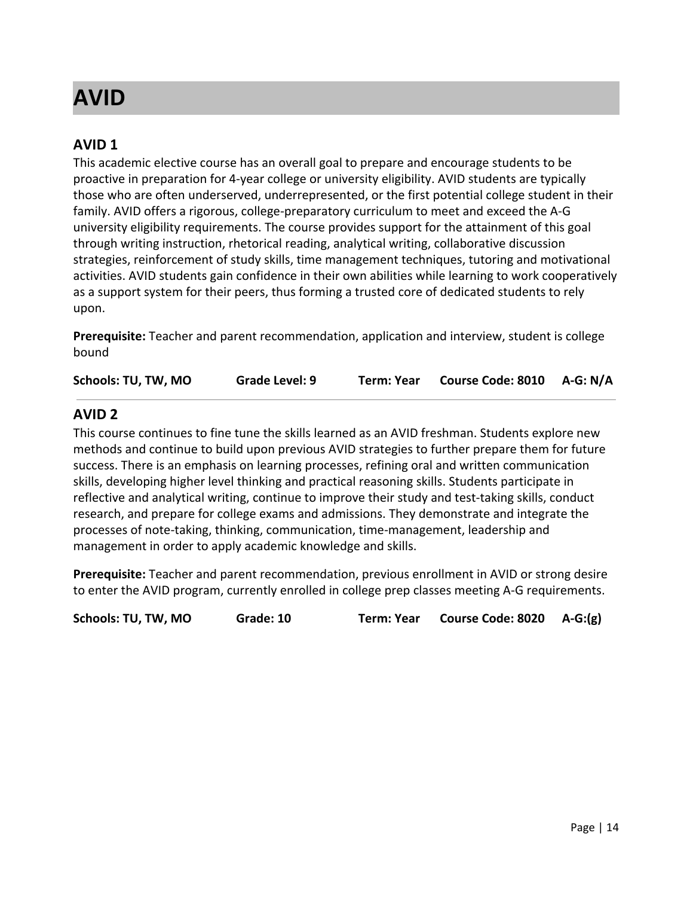# AVID

## AVID 1

This academic elective course has an overall goal to prepare and encourage students to be proactive in preparation for 4-year college or university eligibility. AVID students are typically those who are often underserved, underrepresented, or the first potential college student in their family. AVID offers a rigorous, college-preparatory curriculum to meet and exceed the A-G university eligibility requirements. The course provides support for the attainment of this goal through writing instruction, rhetorical reading, analytical writing, collaborative discussion strategies, reinforcement of study skills, time management techniques, tutoring and motivational activities. AVID students gain confidence in their own abilities while learning to work cooperatively as a support system for their peers, thus forming a trusted core of dedicated students to rely upon.

**Prerequisite:** Teacher and parent recommendation, application and interview, student is college bound

**Schools: TU, TW, MO** **Grade Level: 9** **Term: Year** **Course Code: 8010** **A-G: N/A**

---

## AVID 2

This course continues to fine tune the skills learned as an AVID freshman. Students explore new methods and continue to build upon previous AVID strategies to further prepare them for future success. There is an emphasis on learning processes, refining oral and written communication skills, developing higher level thinking and practical reasoning skills. Students participate in reflective and analytical writing, continue to improve their study and test-taking skills, conduct research, and prepare for college exams and admissions. They demonstrate and integrate the processes of note-taking, thinking, communication, time-management, leadership and management in order to apply academic knowledge and skills.

**Prerequisite:** Teacher and parent recommendation, previous enrollment in AVID or strong desire to enter the AVID program, currently enrolled in college prep classes meeting A-G requirements.

**Schools: TU, TW, MO** **Grade: 10** **Term: Year** **Course Code: 8020** **A-G:(g)**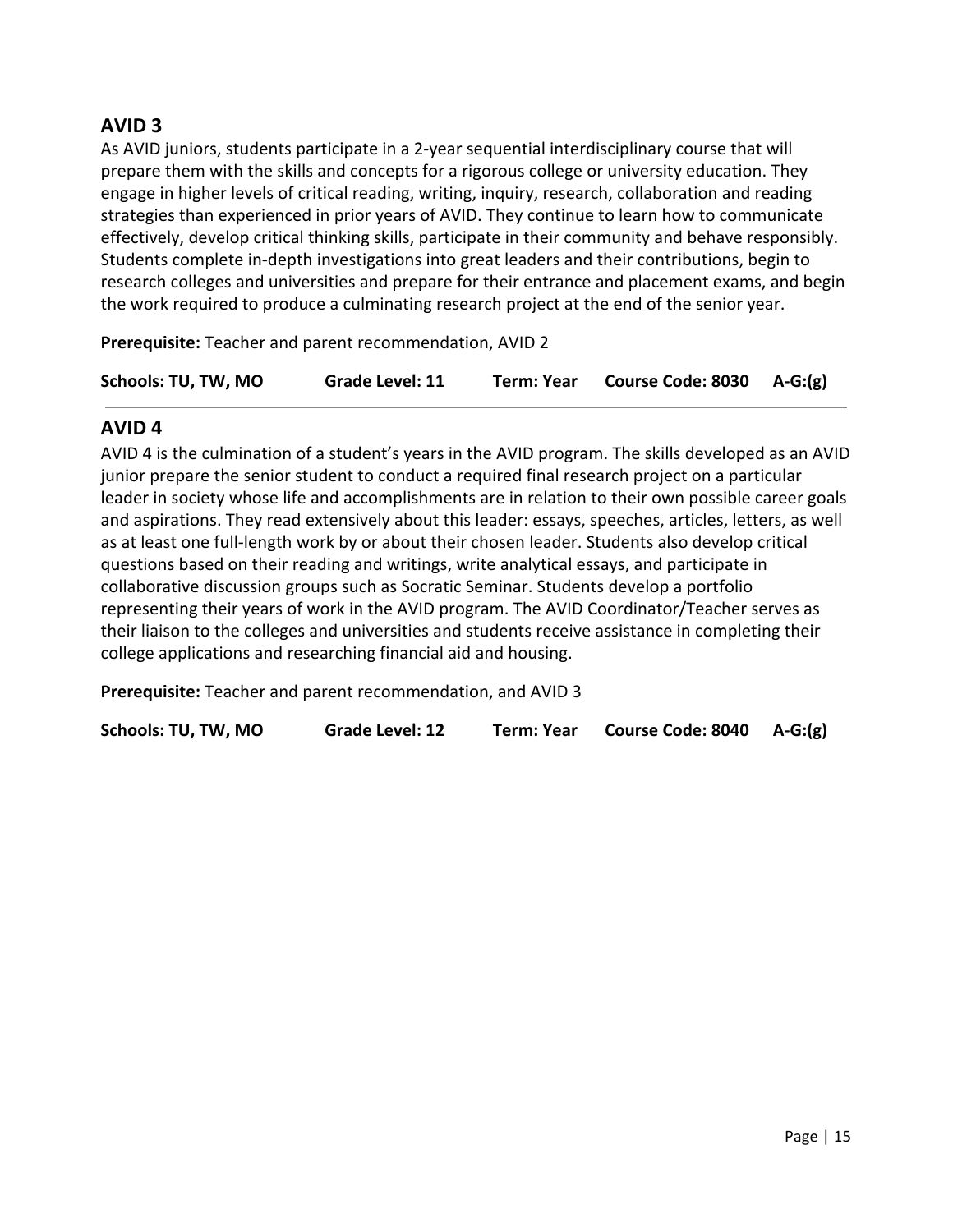## AVID 3

As AVID juniors, students participate in a 2-year sequential interdisciplinary course that will prepare them with the skills and concepts for a rigorous college or university education. They engage in higher levels of critical reading, writing, inquiry, research, collaboration and reading strategies than experienced in prior years of AVID. They continue to learn how to communicate effectively, develop critical thinking skills, participate in their community and behave responsibly. Students complete in-depth investigations into great leaders and their contributions, begin to research colleges and universities and prepare for their entrance and placement exams, and begin the work required to produce a culminating research project at the end of the senior year.

**Prerequisite:** Teacher and parent recommendation, AVID 2

**Schools: TU, TW, MO** **Grade Level: 11** **Term: Year** **Course Code: 8030** **A-G:(g)**

---

## AVID 4

AVID 4 is the culmination of a student's years in the AVID program. The skills developed as an AVID junior prepare the senior student to conduct a required final research project on a particular leader in society whose life and accomplishments are in relation to their own possible career goals and aspirations. They read extensively about this leader: essays, speeches, articles, letters, as well as at least one full-length work by or about their chosen leader. Students also develop critical questions based on their reading and writings, write analytical essays, and participate in collaborative discussion groups such as Socratic Seminar. Students develop a portfolio representing their years of work in the AVID program. The AVID Coordinator/Teacher serves as their liaison to the colleges and universities and students receive assistance in completing their college applications and researching financial aid and housing.

**Prerequisite:** Teacher and parent recommendation, and AVID 3

**Schools: TU, TW, MO** **Grade Level: 12** **Term: Year** **Course Code: 8040** **A-G:(g)**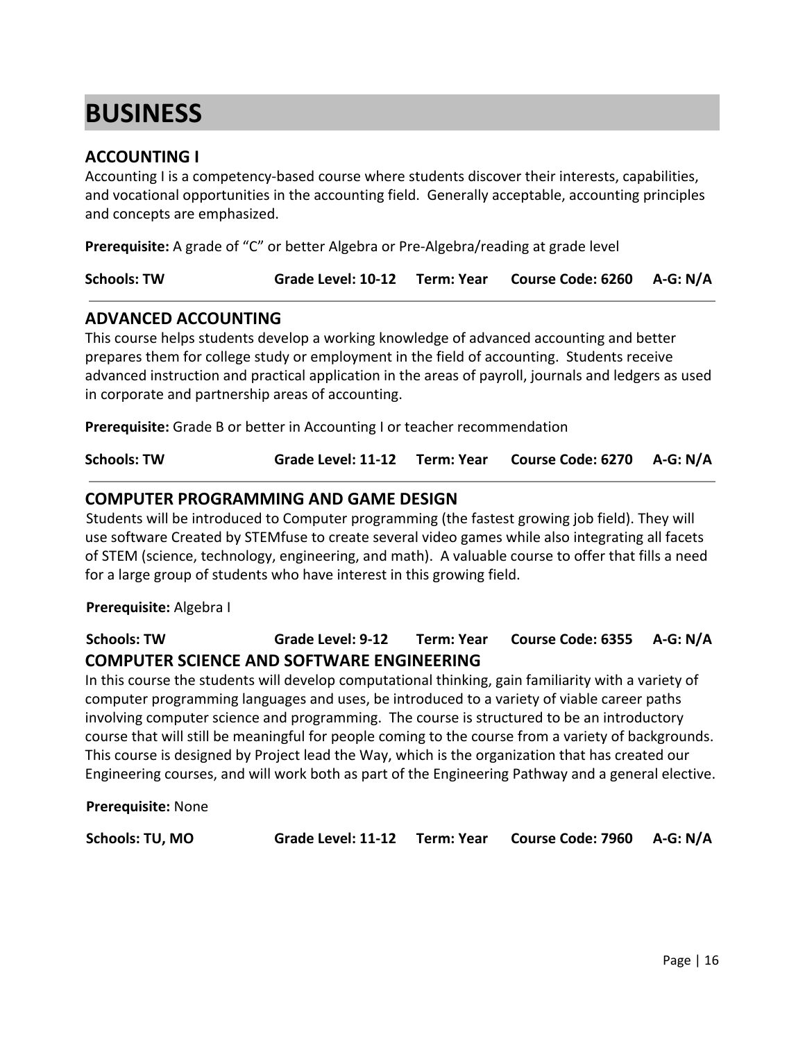# BUSINESS

## ACCOUNTING I

Accounting I is a competency-based course where students discover their interests, capabilities, and vocational opportunities in the accounting field. Generally acceptable, accounting principles and concepts are emphasized.

**Prerequisite:** A grade of "C" or better Algebra or Pre-Algebra/reading at grade level

**Schools: TW** | **Grade Level: 10-12** | **Term: Year** | **Course Code: 6260** | **A-G: N/A**

---

## ADVANCED ACCOUNTING

This course helps students develop a working knowledge of advanced accounting and better prepares them for college study or employment in the field of accounting. Students receive advanced instruction and practical application in the areas of payroll, journals and ledgers as used in corporate and partnership areas of accounting.

**Prerequisite:** Grade B or better in Accounting I or teacher recommendation

**Schools: TW** | **Grade Level: 11-12** | **Term: Year** | **Course Code: 6270** | **A-G: N/A**

---

## COMPUTER PROGRAMMING AND GAME DESIGN

Students will be introduced to Computer programming (the fastest growing job field). They will use software Created by STEMfuse to create several video games while also integrating all facets of STEM (science, technology, engineering, and math). A valuable course to offer that fills a need for a large group of students who have interest in this growing field.

**Prerequisite:** Algebra I

**Schools: TW** | **Grade Level: 9-12** | **Term: Year** | **Course Code: 6355** | **A-G: N/A**

## COMPUTER SCIENCE AND SOFTWARE ENGINEERING

In this course the students will develop computational thinking, gain familiarity with a variety of computer programming languages and uses, be introduced to a variety of viable career paths involving computer science and programming. The course is structured to be an introductory course that will still be meaningful for people coming to the course from a variety of backgrounds. This course is designed by Project lead the Way, which is the organization that has created our Engineering courses, and will work both as part of the Engineering Pathway and a general elective.

**Prerequisite:** None

**Schools: TU, MO** | **Grade Level: 11-12** | **Term: Year** | **Course Code: 7960** | **A-G: N/A**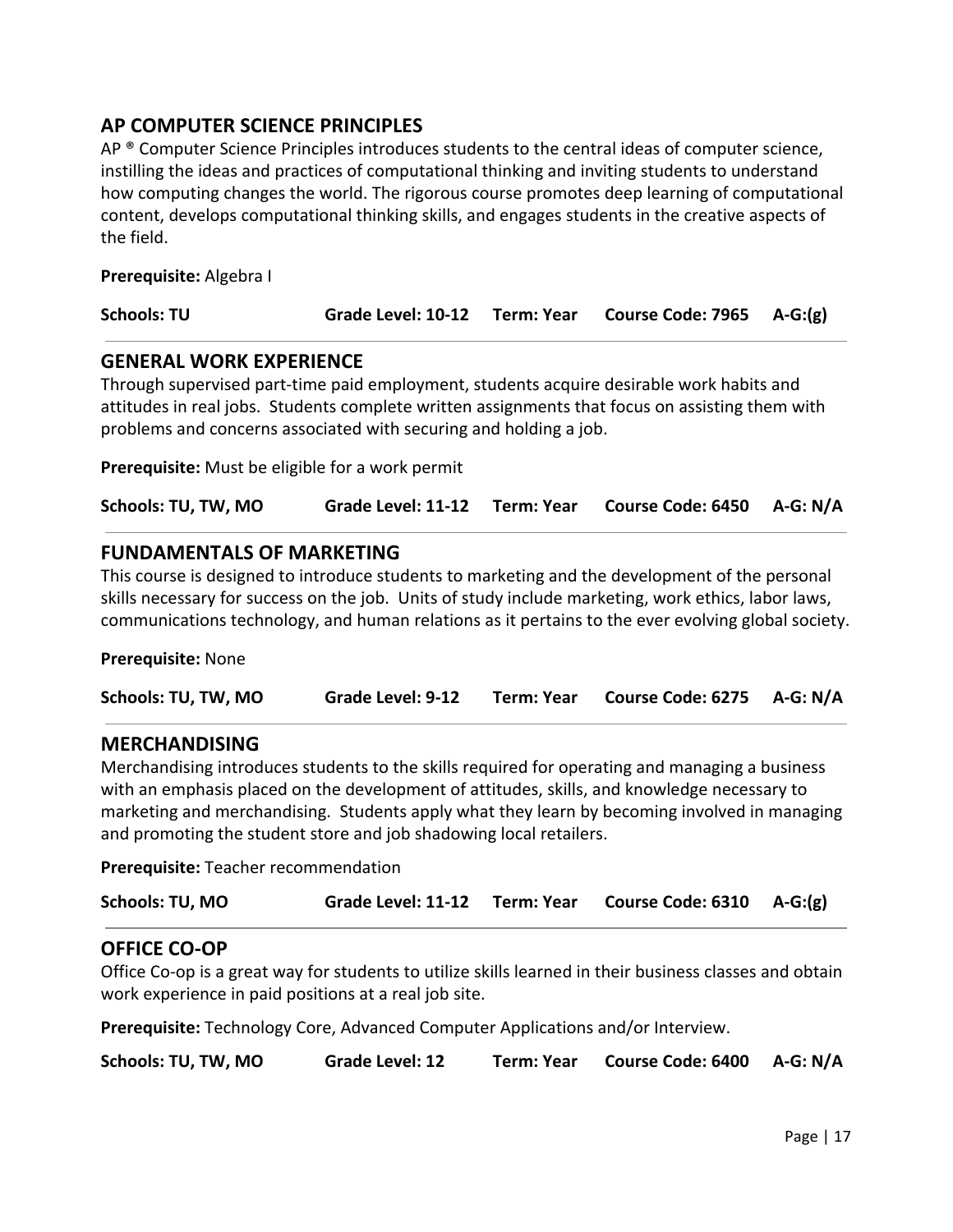## AP COMPUTER SCIENCE PRINCIPLES

AP ® Computer Science Principles introduces students to the central ideas of computer science, instilling the ideas and practices of computational thinking and inviting students to understand how computing changes the world. The rigorous course promotes deep learning of computational content, develops computational thinking skills, and engages students in the creative aspects of the field.

**Prerequisite:** Algebra I

**Schools: TU** **Grade Level: 10-12** **Term: Year** **Course Code: 7965** **A-G:(g)**

---

## GENERAL WORK EXPERIENCE

Through supervised part-time paid employment, students acquire desirable work habits and attitudes in real jobs. Students complete written assignments that focus on assisting them with problems and concerns associated with securing and holding a job.

**Prerequisite:** Must be eligible for a work permit

**Schools: TU, TW, MO** **Grade Level: 11-12** **Term: Year** **Course Code: 6450** **A-G: N/A**

---

## FUNDAMENTALS OF MARKETING

This course is designed to introduce students to marketing and the development of the personal skills necessary for success on the job. Units of study include marketing, work ethics, labor laws, communications technology, and human relations as it pertains to the ever evolving global society.

**Prerequisite:** None

**Schools: TU, TW, MO** **Grade Level: 9-12** **Term: Year** **Course Code: 6275** **A-G: N/A**

---

## MERCHANDISING

Merchandising introduces students to the skills required for operating and managing a business with an emphasis placed on the development of attitudes, skills, and knowledge necessary to marketing and merchandising. Students apply what they learn by becoming involved in managing and promoting the student store and job shadowing local retailers.

**Prerequisite:** Teacher recommendation

**Schools: TU, MO** **Grade Level: 11-12** **Term: Year** **Course Code: 6310** **A-G:(g)**

---

## OFFICE CO-OP

Office Co-op is a great way for students to utilize skills learned in their business classes and obtain work experience in paid positions at a real job site.

**Prerequisite:** Technology Core, Advanced Computer Applications and/or Interview.

**Schools: TU, TW, MO** **Grade Level: 12** **Term: Year** **Course Code: 6400** **A-G: N/A**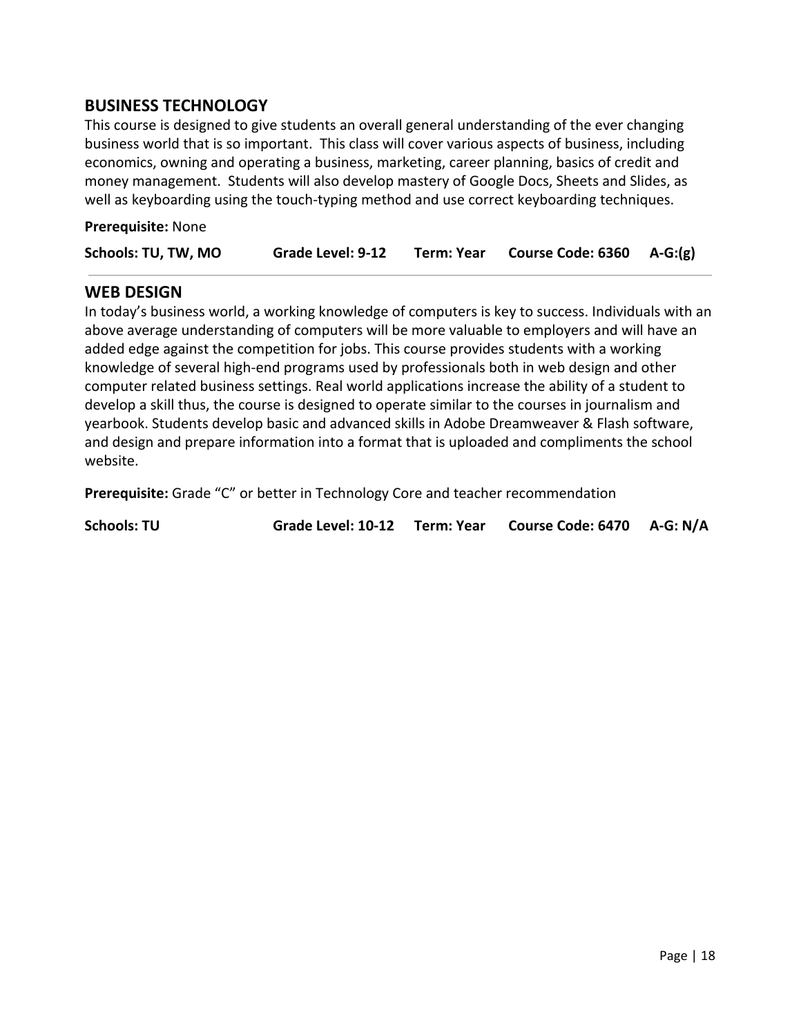## BUSINESS TECHNOLOGY

This course is designed to give students an overall general understanding of the ever changing business world that is so important. This class will cover various aspects of business, including economics, owning and operating a business, marketing, career planning, basics of credit and money management. Students will also develop mastery of Google Docs, Sheets and Slides, as well as keyboarding using the touch-typing method and use correct keyboarding techniques.

**Prerequisite:** None

**Schools: TU, TW, MO** **Grade Level: 9-12** **Term: Year** **Course Code: 6360** **A-G:(g)**

---

## WEB DESIGN

In today's business world, a working knowledge of computers is key to success. Individuals with an above average understanding of computers will be more valuable to employers and will have an added edge against the competition for jobs. This course provides students with a working knowledge of several high-end programs used by professionals both in web design and other computer related business settings. Real world applications increase the ability of a student to develop a skill thus, the course is designed to operate similar to the courses in journalism and yearbook. Students develop basic and advanced skills in Adobe Dreamweaver & Flash software, and design and prepare information into a format that is uploaded and compliments the school website.

**Prerequisite:** Grade "C" or better in Technology Core and teacher recommendation

**Schools: TU** **Grade Level: 10-12** **Term: Year** **Course Code: 6470** **A-G: N/A**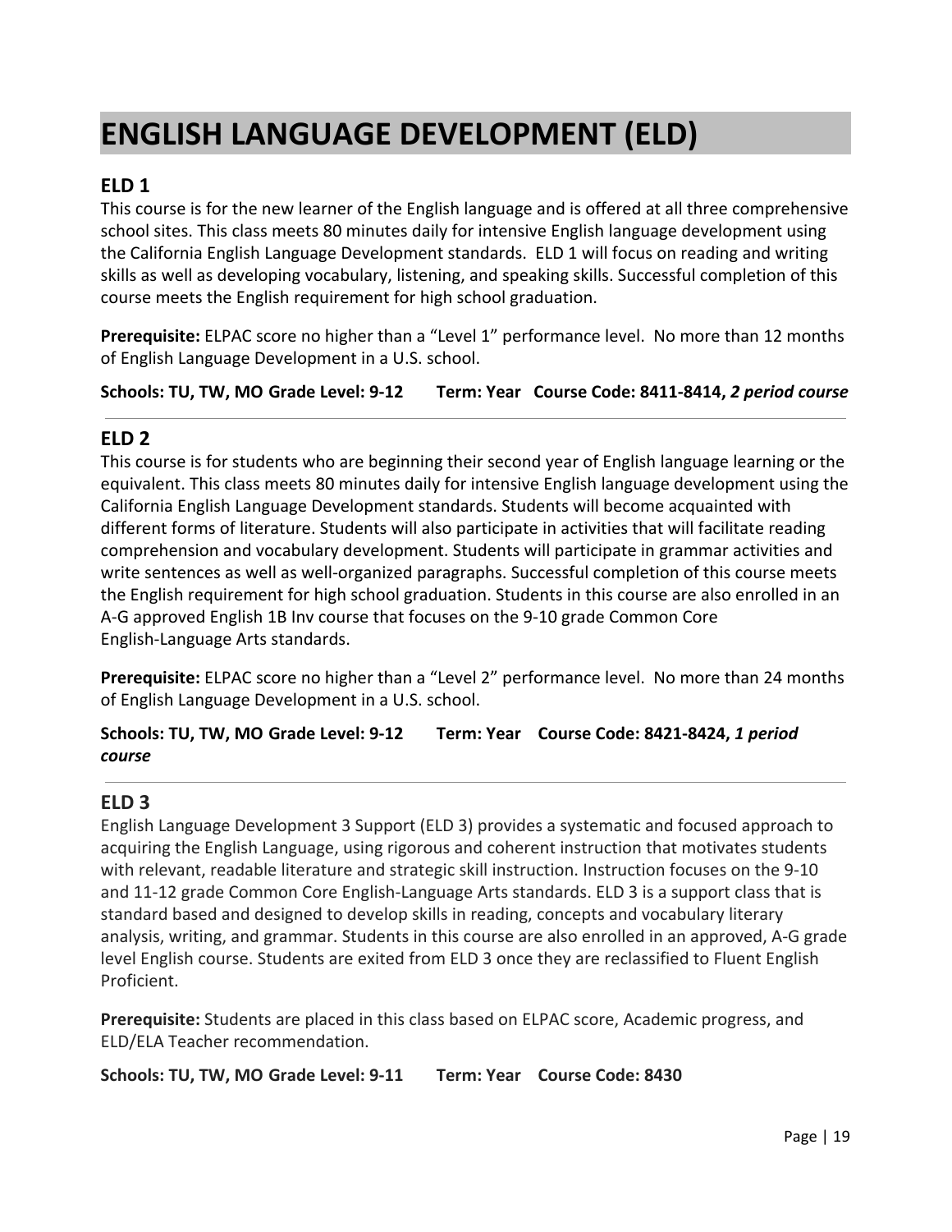# ENGLISH LANGUAGE DEVELOPMENT (ELD)

## ELD 1

This course is for the new learner of the English language and is offered at all three comprehensive school sites. This class meets 80 minutes daily for intensive English language development using the California English Language Development standards. ELD 1 will focus on reading and writing skills as well as developing vocabulary, listening, and speaking skills. Successful completion of this course meets the English requirement for high school graduation.

**Prerequisite:** ELPAC score no higher than a "Level 1" performance level. No more than 12 months of English Language Development in a U.S. school.

**Schools: TU, TW, MO Grade Level: 9-12 Term: Year Course Code: 8411-8414, *2 period course***

---

## ELD 2

This course is for students who are beginning their second year of English language learning or the equivalent. This class meets 80 minutes daily for intensive English language development using the California English Language Development standards. Students will become acquainted with different forms of literature. Students will also participate in activities that will facilitate reading comprehension and vocabulary development. Students will participate in grammar activities and write sentences as well as well-organized paragraphs. Successful completion of this course meets the English requirement for high school graduation. Students in this course are also enrolled in an A-G approved English 1B Inv course that focuses on the 9-10 grade Common Core English-Language Arts standards.

**Prerequisite:** ELPAC score no higher than a "Level 2" performance level. No more than 24 months of English Language Development in a U.S. school.

**Schools: TU, TW, MO Grade Level: 9-12 Term: Year Course Code: 8421-8424, *1 period course***

---

## ELD 3

English Language Development 3 Support (ELD 3) provides a systematic and focused approach to acquiring the English Language, using rigorous and coherent instruction that motivates students with relevant, readable literature and strategic skill instruction. Instruction focuses on the 9-10 and 11-12 grade Common Core English-Language Arts standards. ELD 3 is a support class that is standard based and designed to develop skills in reading, concepts and vocabulary literary analysis, writing, and grammar. Students in this course are also enrolled in an approved, A-G grade level English course. Students are exited from ELD 3 once they are reclassified to Fluent English Proficient.

**Prerequisite:** Students are placed in this class based on ELPAC score, Academic progress, and ELD/ELA Teacher recommendation.

**Schools: TU, TW, MO Grade Level: 9-11 Term: Year Course Code: 8430**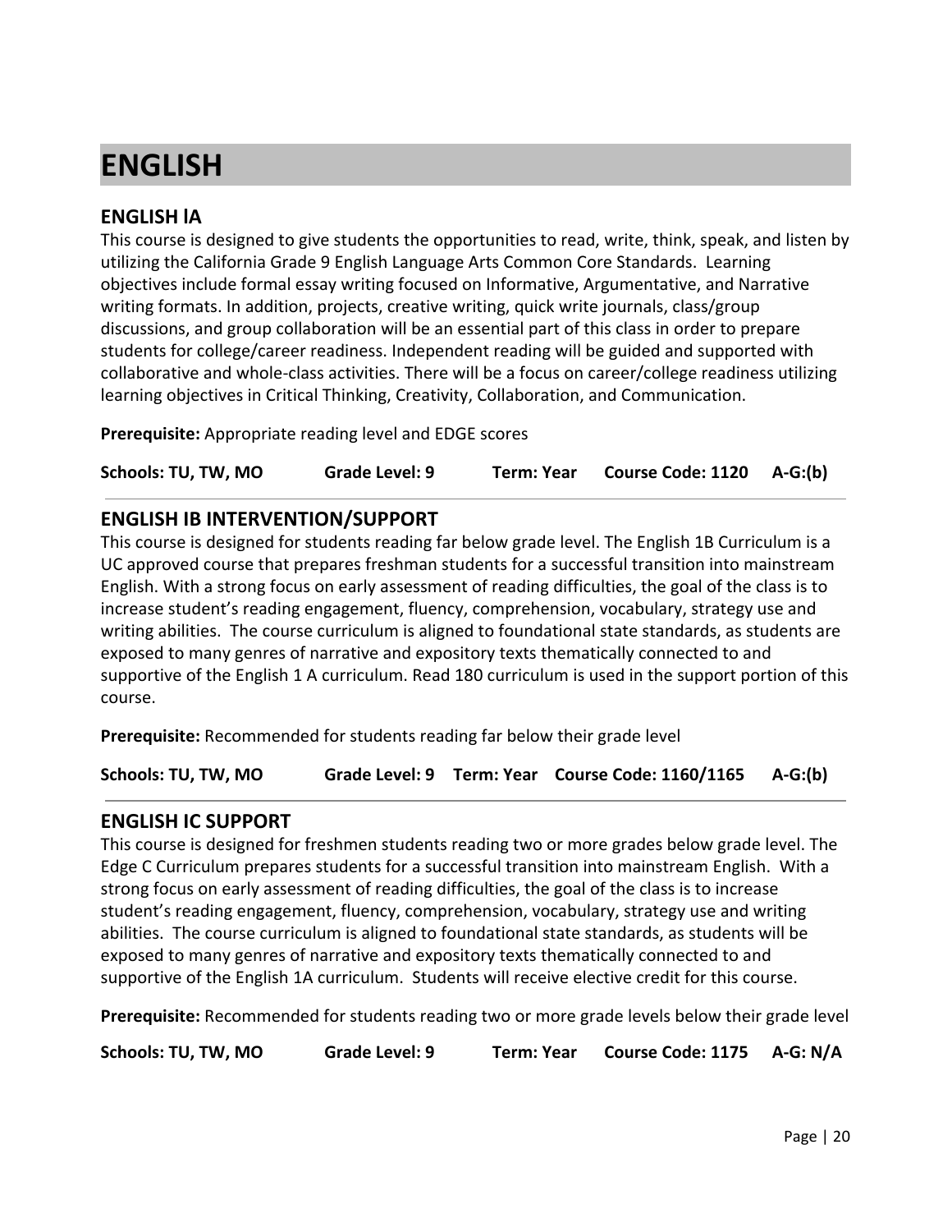# ENGLISH

## ENGLISH lA

This course is designed to give students the opportunities to read, write, think, speak, and listen by utilizing the California Grade 9 English Language Arts Common Core Standards. Learning objectives include formal essay writing focused on Informative, Argumentative, and Narrative writing formats. In addition, projects, creative writing, quick write journals, class/group discussions, and group collaboration will be an essential part of this class in order to prepare students for college/career readiness. Independent reading will be guided and supported with collaborative and whole-class activities. There will be a focus on career/college readiness utilizing learning objectives in Critical Thinking, Creativity, Collaboration, and Communication.

**Prerequisite:** Appropriate reading level and EDGE scores

**Schools: TU, TW, MO  Grade Level: 9  Term: Year  Course Code: 1120  A-G:(b)**

---

## ENGLISH IB INTERVENTION/SUPPORT

This course is designed for students reading far below grade level. The English 1B Curriculum is a UC approved course that prepares freshman students for a successful transition into mainstream English. With a strong focus on early assessment of reading difficulties, the goal of the class is to increase student's reading engagement, fluency, comprehension, vocabulary, strategy use and writing abilities. The course curriculum is aligned to foundational state standards, as students are exposed to many genres of narrative and expository texts thematically connected to and supportive of the English 1 A curriculum. Read 180 curriculum is used in the support portion of this course.

**Prerequisite:** Recommended for students reading far below their grade level

**Schools: TU, TW, MO  Grade Level: 9  Term: Year  Course Code: 1160/1165  A-G:(b)**

---

## ENGLISH IC SUPPORT

This course is designed for freshmen students reading two or more grades below grade level. The Edge C Curriculum prepares students for a successful transition into mainstream English. With a strong focus on early assessment of reading difficulties, the goal of the class is to increase student's reading engagement, fluency, comprehension, vocabulary, strategy use and writing abilities. The course curriculum is aligned to foundational state standards, as students will be exposed to many genres of narrative and expository texts thematically connected to and supportive of the English 1A curriculum. Students will receive elective credit for this course.

**Prerequisite:** Recommended for students reading two or more grade levels below their grade level

**Schools: TU, TW, MO  Grade Level: 9  Term: Year  Course Code: 1175  A-G: N/A**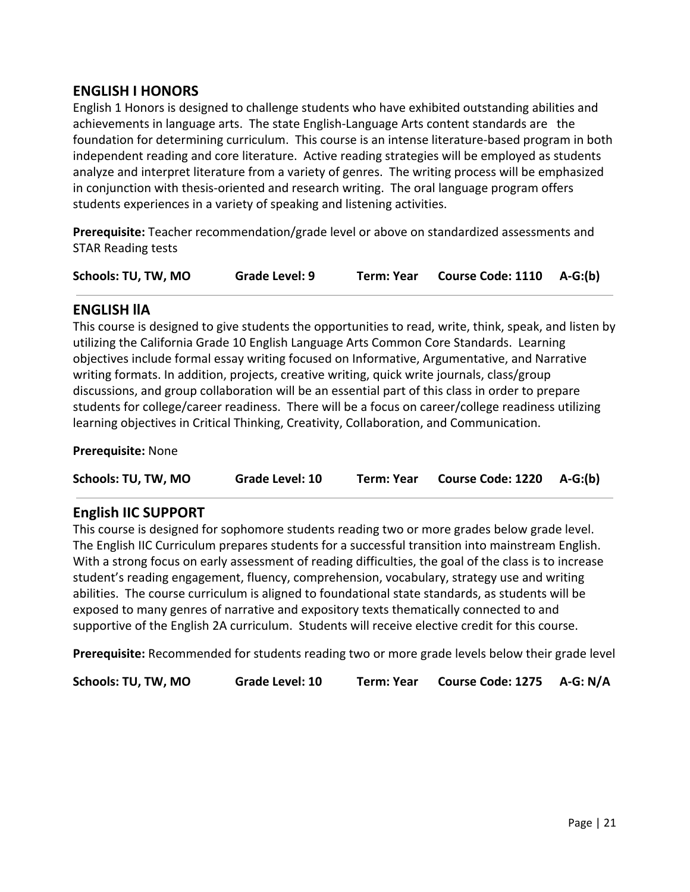## ENGLISH I HONORS

English 1 Honors is designed to challenge students who have exhibited outstanding abilities and achievements in language arts. The state English-Language Arts content standards are the foundation for determining curriculum. This course is an intense literature-based program in both independent reading and core literature. Active reading strategies will be employed as students analyze and interpret literature from a variety of genres. The writing process will be emphasized in conjunction with thesis-oriented and research writing. The oral language program offers students experiences in a variety of speaking and listening activities.

**Prerequisite:** Teacher recommendation/grade level or above on standardized assessments and STAR Reading tests

**Schools: TU, TW, MO** **Grade Level: 9** **Term: Year** **Course Code: 1110** **A-G:(b)**

---

## ENGLISH IIA

This course is designed to give students the opportunities to read, write, think, speak, and listen by utilizing the California Grade 10 English Language Arts Common Core Standards. Learning objectives include formal essay writing focused on Informative, Argumentative, and Narrative writing formats. In addition, projects, creative writing, quick write journals, class/group discussions, and group collaboration will be an essential part of this class in order to prepare students for college/career readiness. There will be a focus on career/college readiness utilizing learning objectives in Critical Thinking, Creativity, Collaboration, and Communication.

**Prerequisite:** None

**Schools: TU, TW, MO** **Grade Level: 10** **Term: Year** **Course Code: 1220** **A-G:(b)**

---

## English IIC SUPPORT

This course is designed for sophomore students reading two or more grades below grade level. The English IIC Curriculum prepares students for a successful transition into mainstream English. With a strong focus on early assessment of reading difficulties, the goal of the class is to increase student's reading engagement, fluency, comprehension, vocabulary, strategy use and writing abilities. The course curriculum is aligned to foundational state standards, as students will be exposed to many genres of narrative and expository texts thematically connected to and supportive of the English 2A curriculum. Students will receive elective credit for this course.

**Prerequisite:** Recommended for students reading two or more grade levels below their grade level

**Schools: TU, TW, MO** **Grade Level: 10** **Term: Year** **Course Code: 1275** **A-G: N/A**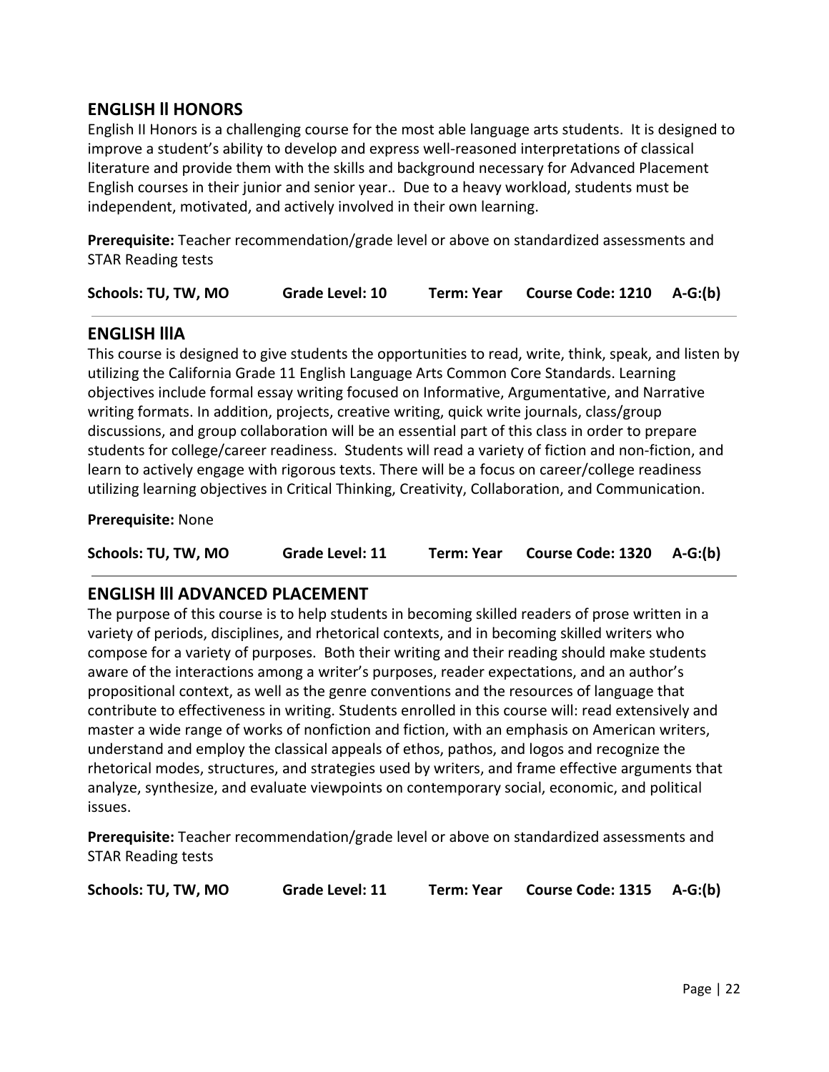## ENGLISH II HONORS

English II Honors is a challenging course for the most able language arts students. It is designed to improve a student's ability to develop and express well-reasoned interpretations of classical literature and provide them with the skills and background necessary for Advanced Placement English courses in their junior and senior year.. Due to a heavy workload, students must be independent, motivated, and actively involved in their own learning.

**Prerequisite:** Teacher recommendation/grade level or above on standardized assessments and STAR Reading tests

**Schools: TU, TW, MO** **Grade Level: 10** **Term: Year** **Course Code: 1210** **A-G:(b)**

---

## ENGLISH IIIA

This course is designed to give students the opportunities to read, write, think, speak, and listen by utilizing the California Grade 11 English Language Arts Common Core Standards. Learning objectives include formal essay writing focused on Informative, Argumentative, and Narrative writing formats. In addition, projects, creative writing, quick write journals, class/group discussions, and group collaboration will be an essential part of this class in order to prepare students for college/career readiness. Students will read a variety of fiction and non-fiction, and learn to actively engage with rigorous texts. There will be a focus on career/college readiness utilizing learning objectives in Critical Thinking, Creativity, Collaboration, and Communication.

**Prerequisite:** None

**Schools: TU, TW, MO** **Grade Level: 11** **Term: Year** **Course Code: 1320** **A-G:(b)**

---

## ENGLISH III ADVANCED PLACEMENT

The purpose of this course is to help students in becoming skilled readers of prose written in a variety of periods, disciplines, and rhetorical contexts, and in becoming skilled writers who compose for a variety of purposes. Both their writing and their reading should make students aware of the interactions among a writer's purposes, reader expectations, and an author's propositional context, as well as the genre conventions and the resources of language that contribute to effectiveness in writing. Students enrolled in this course will: read extensively and master a wide range of works of nonfiction and fiction, with an emphasis on American writers, understand and employ the classical appeals of ethos, pathos, and logos and recognize the rhetorical modes, structures, and strategies used by writers, and frame effective arguments that analyze, synthesize, and evaluate viewpoints on contemporary social, economic, and political issues.

**Prerequisite:** Teacher recommendation/grade level or above on standardized assessments and STAR Reading tests

**Schools: TU, TW, MO** **Grade Level: 11** **Term: Year** **Course Code: 1315** **A-G:(b)**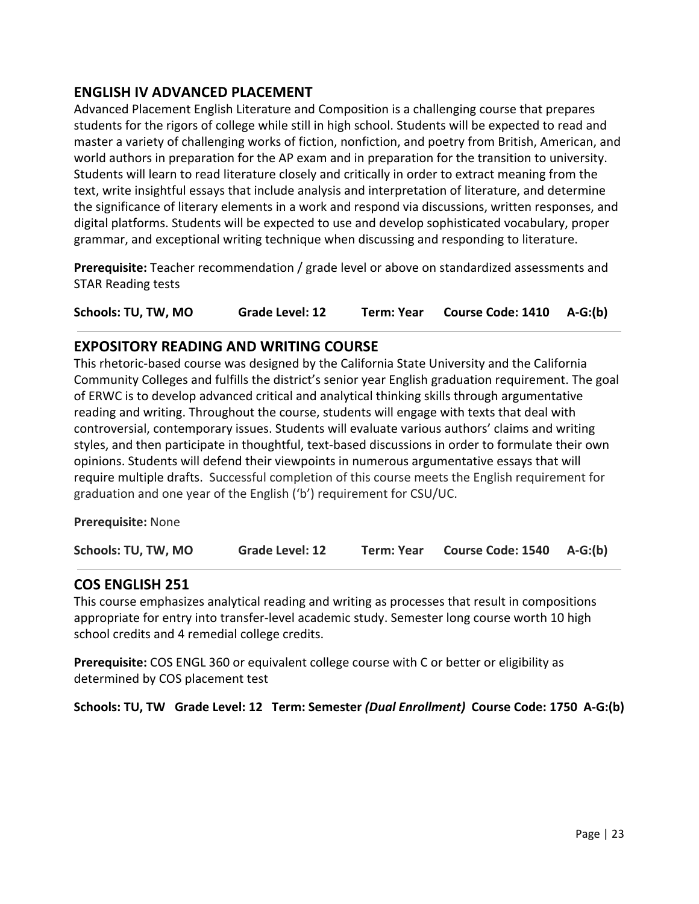## ENGLISH IV ADVANCED PLACEMENT

Advanced Placement English Literature and Composition is a challenging course that prepares students for the rigors of college while still in high school. Students will be expected to read and master a variety of challenging works of fiction, nonfiction, and poetry from British, American, and world authors in preparation for the AP exam and in preparation for the transition to university. Students will learn to read literature closely and critically in order to extract meaning from the text, write insightful essays that include analysis and interpretation of literature, and determine the significance of literary elements in a work and respond via discussions, written responses, and digital platforms. Students will be expected to use and develop sophisticated vocabulary, proper grammar, and exceptional writing technique when discussing and responding to literature.

**Prerequisite:** Teacher recommendation / grade level or above on standardized assessments and STAR Reading tests

**Schools: TU, TW, MO    Grade Level: 12    Term: Year    Course Code: 1410    A-G:(b)**

---

## EXPOSITORY READING AND WRITING COURSE

This rhetoric-based course was designed by the California State University and the California Community Colleges and fulfills the district's senior year English graduation requirement. The goal of ERWC is to develop advanced critical and analytical thinking skills through argumentative reading and writing. Throughout the course, students will engage with texts that deal with controversial, contemporary issues. Students will evaluate various authors' claims and writing styles, and then participate in thoughtful, text-based discussions in order to formulate their own opinions. Students will defend their viewpoints in numerous argumentative essays that will require multiple drafts. Successful completion of this course meets the English requirement for graduation and one year of the English ('b') requirement for CSU/UC.

**Prerequisite:** None

**Schools: TU, TW, MO    Grade Level: 12    Term: Year    Course Code: 1540    A-G:(b)**

---

## COS ENGLISH 251

This course emphasizes analytical reading and writing as processes that result in compositions appropriate for entry into transfer-level academic study. Semester long course worth 10 high school credits and 4 remedial college credits.

**Prerequisite:** COS ENGL 360 or equivalent college course with C or better or eligibility as determined by COS placement test

**Schools: TU, TW   Grade Level: 12   Term: Semester *(Dual Enrollment)*   Course Code: 1750   A-G:(b)**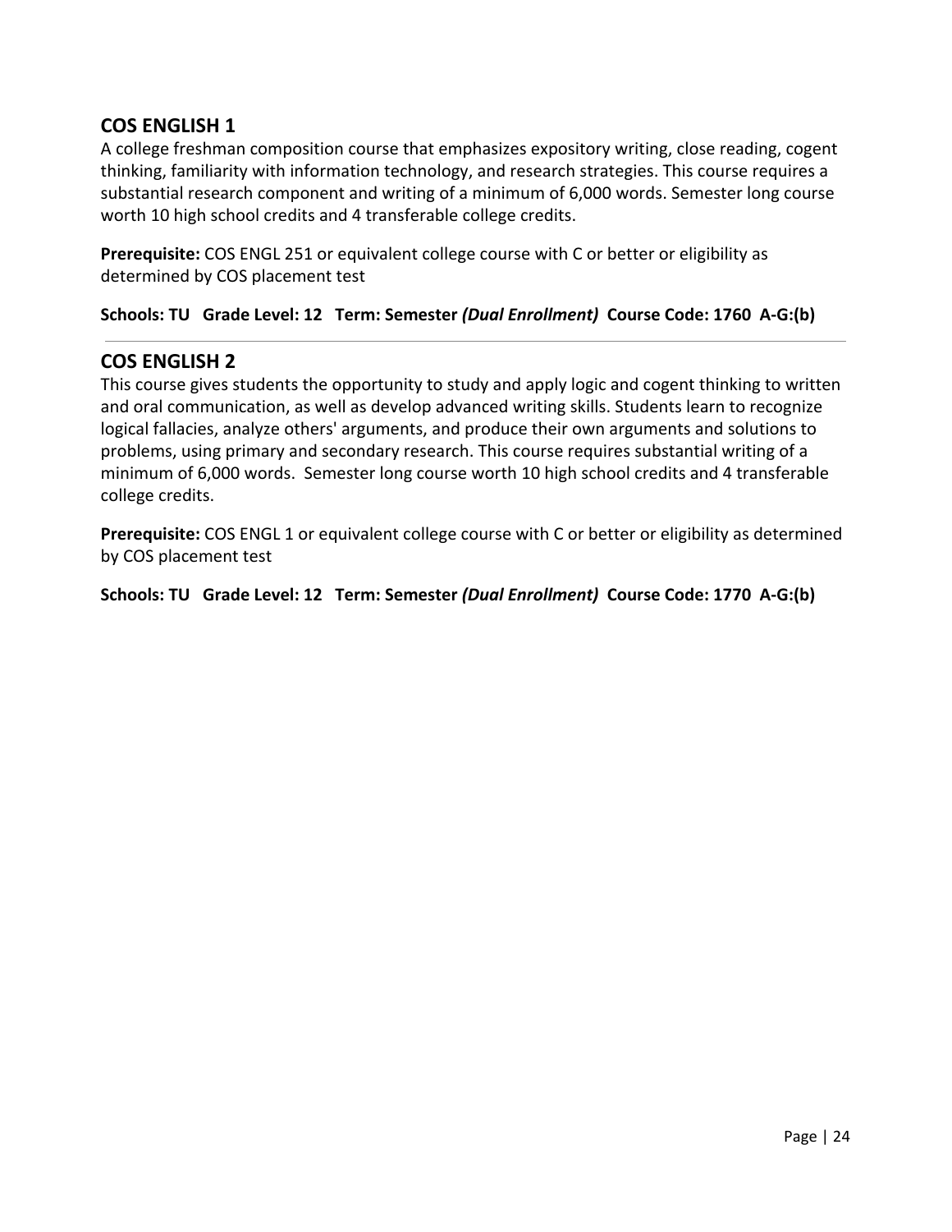## COS ENGLISH 1

A college freshman composition course that emphasizes expository writing, close reading, cogent thinking, familiarity with information technology, and research strategies. This course requires a substantial research component and writing of a minimum of 6,000 words. Semester long course worth 10 high school credits and 4 transferable college credits.

**Prerequisite:** COS ENGL 251 or equivalent college course with C or better or eligibility as determined by COS placement test

**Schools: TU   Grade Level: 12   Term: Semester *(Dual Enrollment)*  Course Code: 1760  A-G:(b)**

---

## COS ENGLISH 2

This course gives students the opportunity to study and apply logic and cogent thinking to written and oral communication, as well as develop advanced writing skills. Students learn to recognize logical fallacies, analyze others' arguments, and produce their own arguments and solutions to problems, using primary and secondary research. This course requires substantial writing of a minimum of 6,000 words.  Semester long course worth 10 high school credits and 4 transferable college credits.

**Prerequisite:** COS ENGL 1 or equivalent college course with C or better or eligibility as determined by COS placement test

**Schools: TU   Grade Level: 12   Term: Semester *(Dual Enrollment)*  Course Code: 1770  A-G:(b)**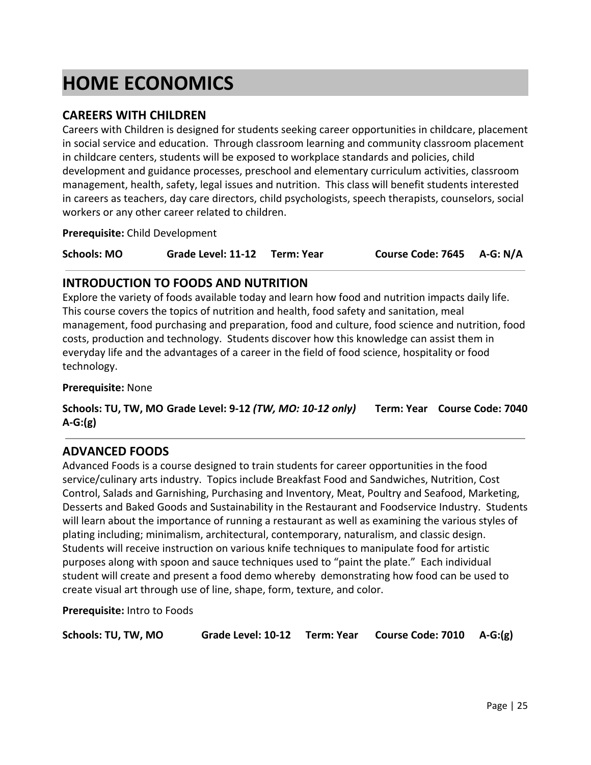# HOME ECONOMICS

## CAREERS WITH CHILDREN

Careers with Children is designed for students seeking career opportunities in childcare, placement in social service and education. Through classroom learning and community classroom placement in childcare centers, students will be exposed to workplace standards and policies, child development and guidance processes, preschool and elementary curriculum activities, classroom management, health, safety, legal issues and nutrition. This class will benefit students interested in careers as teachers, day care directors, child psychologists, speech therapists, counselors, social workers or any other career related to children.

**Prerequisite:** Child Development

**Schools: MO** **Grade Level: 11-12** **Term: Year** **Course Code: 7645** **A-G: N/A**

---

## INTRODUCTION TO FOODS AND NUTRITION

Explore the variety of foods available today and learn how food and nutrition impacts daily life. This course covers the topics of nutrition and health, food safety and sanitation, meal management, food purchasing and preparation, food and culture, food science and nutrition, food costs, production and technology. Students discover how this knowledge can assist them in everyday life and the advantages of a career in the field of food science, hospitality or food technology.

**Prerequisite:** None

**Schools: TU, TW, MO** **Grade Level: 9-12** ***(TW, MO: 10-12 only)*** **Term: Year** **Course Code: 7040** **A-G:(g)**

---

## ADVANCED FOODS

Advanced Foods is a course designed to train students for career opportunities in the food service/culinary arts industry. Topics include Breakfast Food and Sandwiches, Nutrition, Cost Control, Salads and Garnishing, Purchasing and Inventory, Meat, Poultry and Seafood, Marketing, Desserts and Baked Goods and Sustainability in the Restaurant and Foodservice Industry. Students will learn about the importance of running a restaurant as well as examining the various styles of plating including; minimalism, architectural, contemporary, naturalism, and classic design. Students will receive instruction on various knife techniques to manipulate food for artistic purposes along with spoon and sauce techniques used to "paint the plate." Each individual student will create and present a food demo whereby demonstrating how food can be used to create visual art through use of line, shape, form, texture, and color.

**Prerequisite:** Intro to Foods

**Schools: TU, TW, MO** **Grade Level: 10-12** **Term: Year** **Course Code: 7010** **A-G:(g)**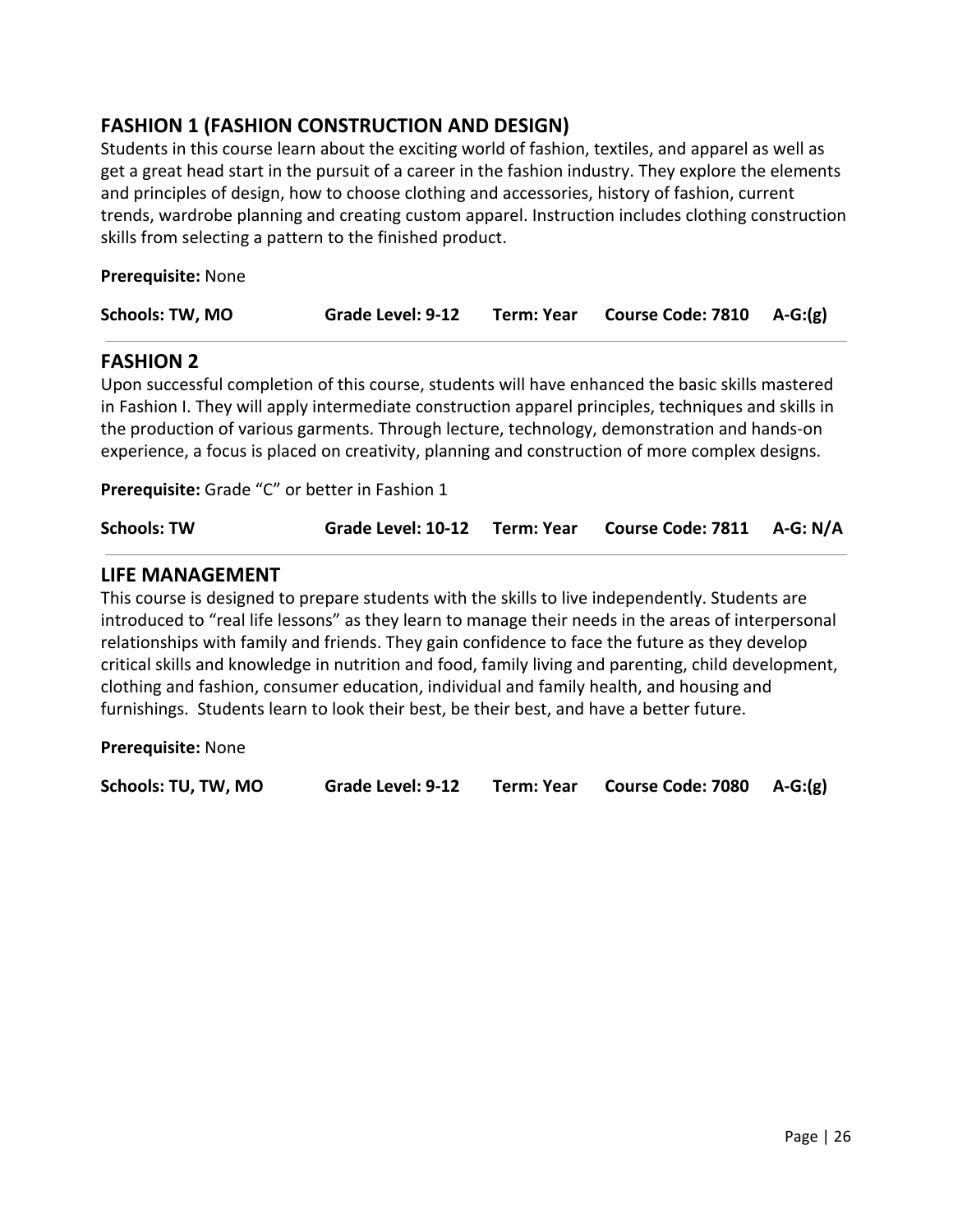## FASHION 1 (FASHION CONSTRUCTION AND DESIGN)

Students in this course learn about the exciting world of fashion, textiles, and apparel as well as get a great head start in the pursuit of a career in the fashion industry. They explore the elements and principles of design, how to choose clothing and accessories, history of fashion, current trends, wardrobe planning and creating custom apparel. Instruction includes clothing construction skills from selecting a pattern to the finished product.

**Prerequisite:** None

**Schools: TW, MO** **Grade Level: 9-12** **Term: Year** **Course Code: 7810** **A-G:(g)**

---

## FASHION 2

Upon successful completion of this course, students will have enhanced the basic skills mastered in Fashion I. They will apply intermediate construction apparel principles, techniques and skills in the production of various garments. Through lecture, technology, demonstration and hands-on experience, a focus is placed on creativity, planning and construction of more complex designs.

**Prerequisite:** Grade "C" or better in Fashion 1

**Schools: TW** **Grade Level: 10-12** **Term: Year** **Course Code: 7811** **A-G: N/A**

---

## LIFE MANAGEMENT

This course is designed to prepare students with the skills to live independently. Students are introduced to "real life lessons" as they learn to manage their needs in the areas of interpersonal relationships with family and friends. They gain confidence to face the future as they develop critical skills and knowledge in nutrition and food, family living and parenting, child development, clothing and fashion, consumer education, individual and family health, and housing and furnishings. Students learn to look their best, be their best, and have a better future.

**Prerequisite:** None

**Schools: TU, TW, MO** **Grade Level: 9-12** **Term: Year** **Course Code: 7080** **A-G:(g)**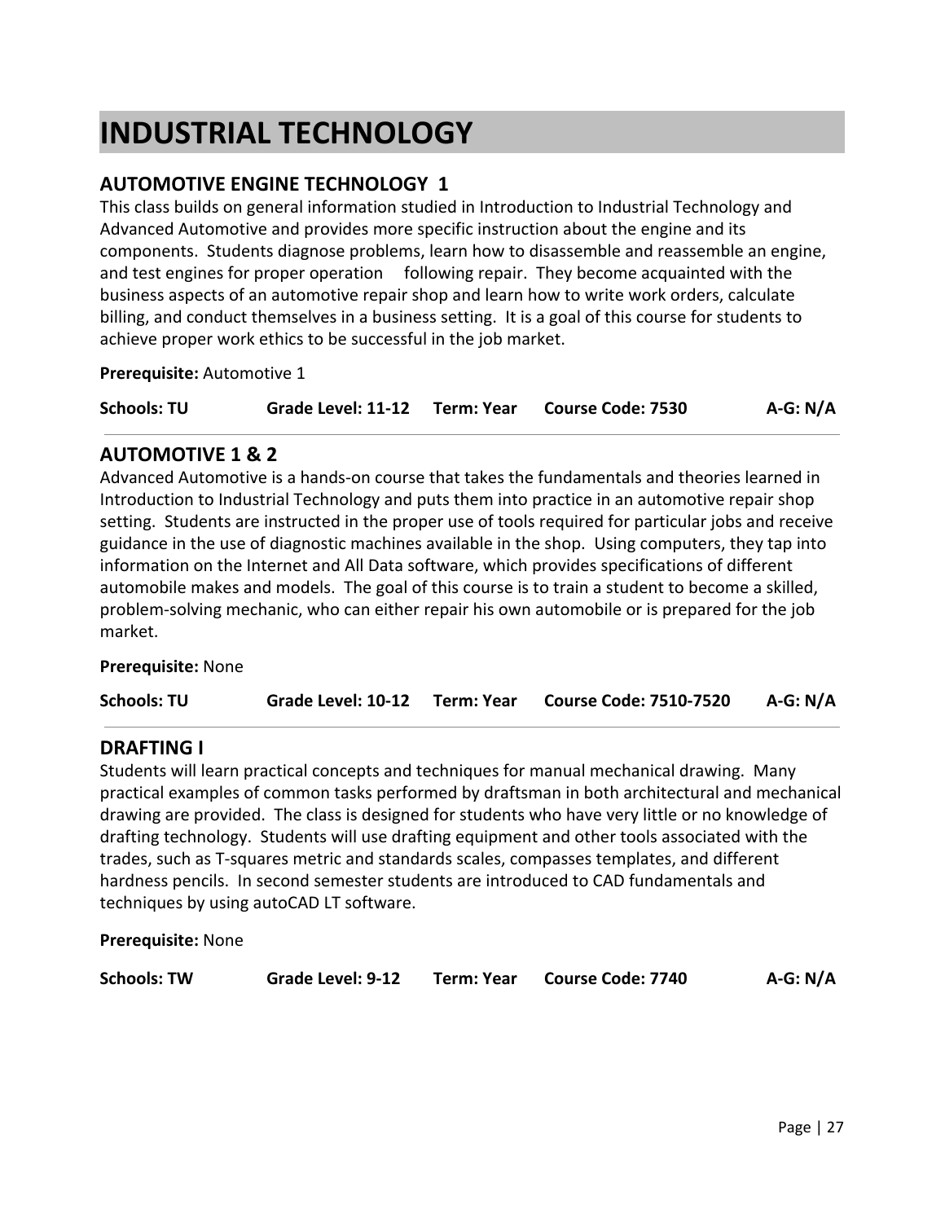# INDUSTRIAL TECHNOLOGY

## AUTOMOTIVE ENGINE TECHNOLOGY 1

This class builds on general information studied in Introduction to Industrial Technology and Advanced Automotive and provides more specific instruction about the engine and its components. Students diagnose problems, learn how to disassemble and reassemble an engine, and test engines for proper operation following repair. They become acquainted with the business aspects of an automotive repair shop and learn how to write work orders, calculate billing, and conduct themselves in a business setting. It is a goal of this course for students to achieve proper work ethics to be successful in the job market.

**Prerequisite:** Automotive 1

**Schools: TU** **Grade Level: 11-12** **Term: Year** **Course Code: 7530** **A-G: N/A**

---

## AUTOMOTIVE 1 & 2

Advanced Automotive is a hands-on course that takes the fundamentals and theories learned in Introduction to Industrial Technology and puts them into practice in an automotive repair shop setting. Students are instructed in the proper use of tools required for particular jobs and receive guidance in the use of diagnostic machines available in the shop. Using computers, they tap into information on the Internet and All Data software, which provides specifications of different automobile makes and models. The goal of this course is to train a student to become a skilled, problem-solving mechanic, who can either repair his own automobile or is prepared for the job market.

**Prerequisite:** None

**Schools: TU** **Grade Level: 10-12** **Term: Year** **Course Code: 7510-7520** **A-G: N/A**

---

## DRAFTING I

Students will learn practical concepts and techniques for manual mechanical drawing. Many practical examples of common tasks performed by draftsman in both architectural and mechanical drawing are provided. The class is designed for students who have very little or no knowledge of drafting technology. Students will use drafting equipment and other tools associated with the trades, such as T-squares metric and standards scales, compasses templates, and different hardness pencils. In second semester students are introduced to CAD fundamentals and techniques by using autoCAD LT software.

**Prerequisite:** None

**Schools: TW** **Grade Level: 9-12** **Term: Year** **Course Code: 7740** **A-G: N/A**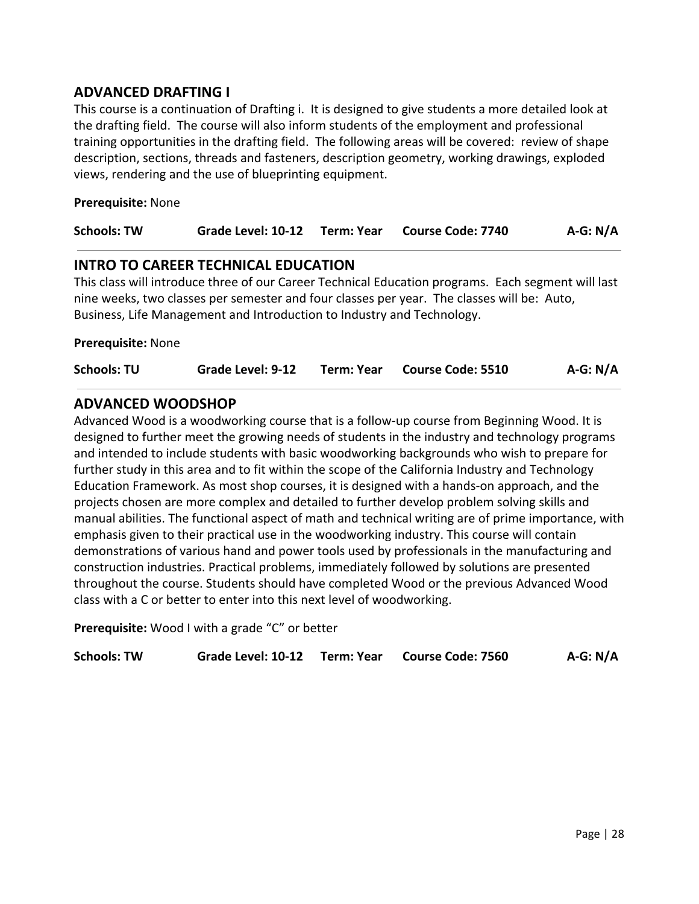## ADVANCED DRAFTING I

This course is a continuation of Drafting i. It is designed to give students a more detailed look at the drafting field. The course will also inform students of the employment and professional training opportunities in the drafting field. The following areas will be covered: review of shape description, sections, threads and fasteners, description geometry, working drawings, exploded views, rendering and the use of blueprinting equipment.

**Prerequisite:** None

**Schools: TW** **Grade Level: 10-12** **Term: Year** **Course Code: 7740** **A-G: N/A**

## INTRO TO CAREER TECHNICAL EDUCATION

This class will introduce three of our Career Technical Education programs. Each segment will last nine weeks, two classes per semester and four classes per year. The classes will be: Auto, Business, Life Management and Introduction to Industry and Technology.

**Prerequisite:** None

**Schools: TU** **Grade Level: 9-12** **Term: Year** **Course Code: 5510** **A-G: N/A**

## ADVANCED WOODSHOP

Advanced Wood is a woodworking course that is a follow-up course from Beginning Wood. It is designed to further meet the growing needs of students in the industry and technology programs and intended to include students with basic woodworking backgrounds who wish to prepare for further study in this area and to fit within the scope of the California Industry and Technology Education Framework. As most shop courses, it is designed with a hands-on approach, and the projects chosen are more complex and detailed to further develop problem solving skills and manual abilities. The functional aspect of math and technical writing are of prime importance, with emphasis given to their practical use in the woodworking industry. This course will contain demonstrations of various hand and power tools used by professionals in the manufacturing and construction industries. Practical problems, immediately followed by solutions are presented throughout the course. Students should have completed Wood or the previous Advanced Wood class with a C or better to enter into this next level of woodworking.

**Prerequisite:** Wood I with a grade "C" or better

**Schools: TW** **Grade Level: 10-12** **Term: Year** **Course Code: 7560** **A-G: N/A**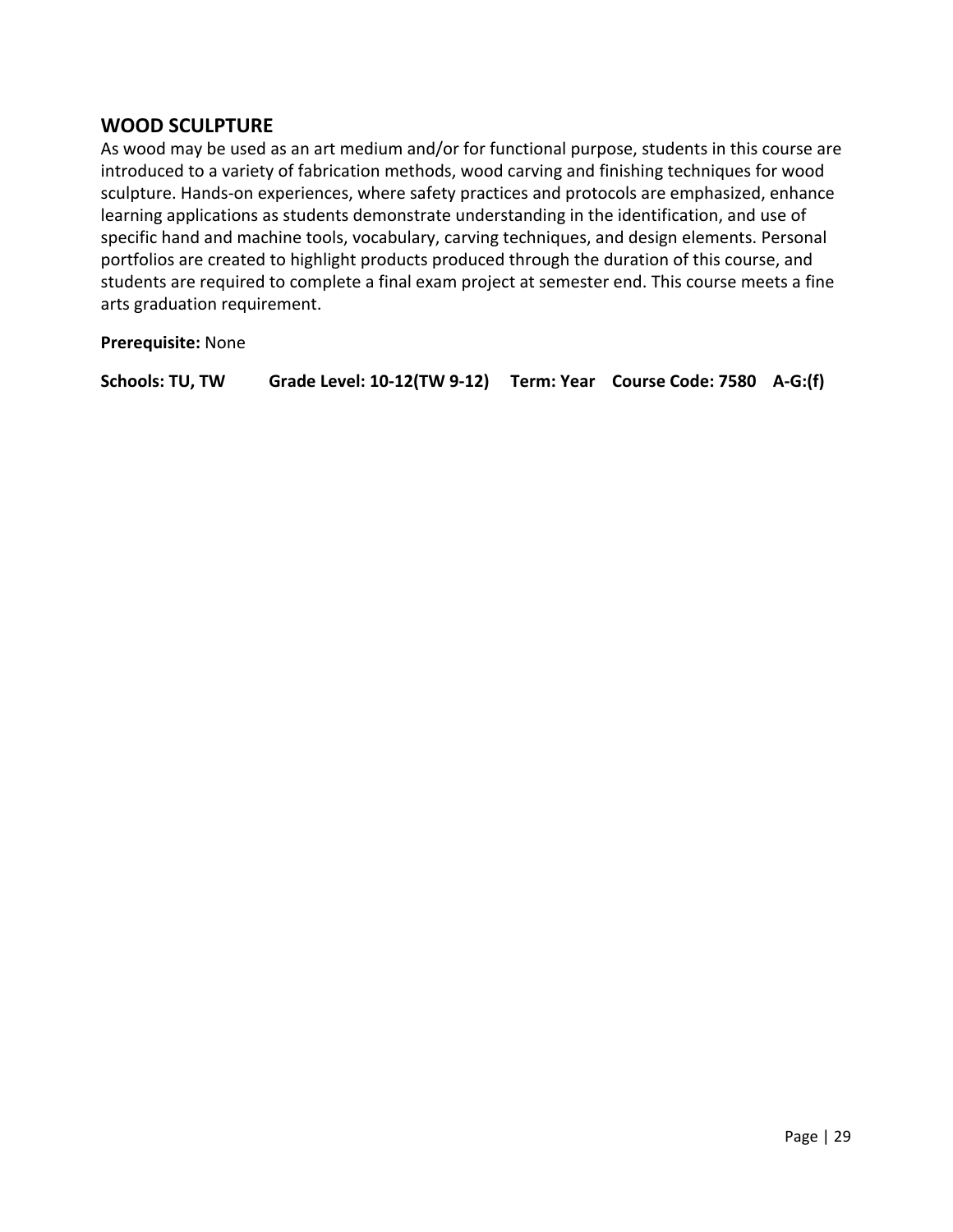## WOOD SCULPTURE

As wood may be used as an art medium and/or for functional purpose, students in this course are introduced to a variety of fabrication methods, wood carving and finishing techniques for wood sculpture. Hands-on experiences, where safety practices and protocols are emphasized, enhance learning applications as students demonstrate understanding in the identification, and use of specific hand and machine tools, vocabulary, carving techniques, and design elements. Personal portfolios are created to highlight products produced through the duration of this course, and students are required to complete a final exam project at semester end. This course meets a fine arts graduation requirement.

**Prerequisite:** None

**Schools: TU, TW  Grade Level: 10-12(TW 9-12)  Term: Year  Course Code: 7580  A-G:(f)**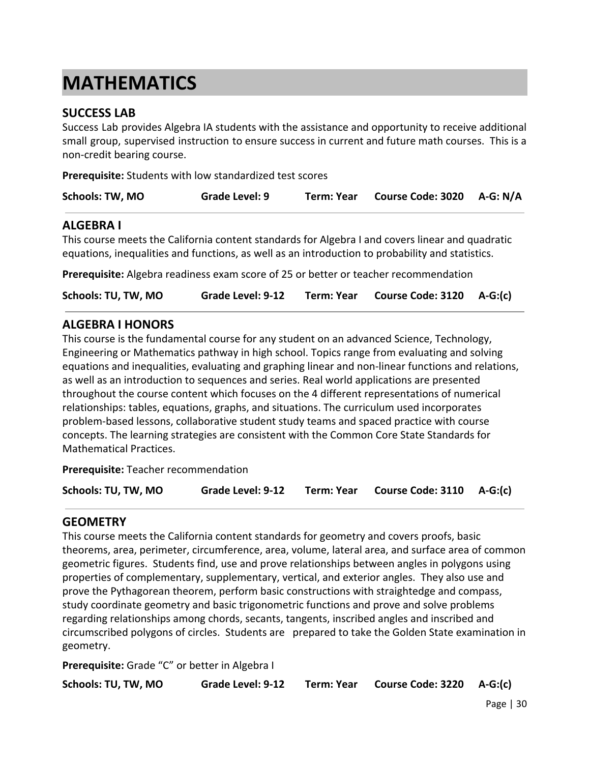# MATHEMATICS

## SUCCESS LAB

Success Lab provides Algebra IA students with the assistance and opportunity to receive additional small group, supervised instruction to ensure success in current and future math courses. This is a non-credit bearing course.

**Prerequisite:** Students with low standardized test scores

**Schools: TW, MO** | **Grade Level: 9** | **Term: Year** | **Course Code: 3020** | **A-G: N/A**

---

## ALGEBRA I

This course meets the California content standards for Algebra I and covers linear and quadratic equations, inequalities and functions, as well as an introduction to probability and statistics.

**Prerequisite:** Algebra readiness exam score of 25 or better or teacher recommendation

**Schools: TU, TW, MO** | **Grade Level: 9-12** | **Term: Year** | **Course Code: 3120** | **A-G:(c)**

---

## ALGEBRA I HONORS

This course is the fundamental course for any student on an advanced Science, Technology, Engineering or Mathematics pathway in high school. Topics range from evaluating and solving equations and inequalities, evaluating and graphing linear and non-linear functions and relations, as well as an introduction to sequences and series. Real world applications are presented throughout the course content which focuses on the 4 different representations of numerical relationships: tables, equations, graphs, and situations. The curriculum used incorporates problem-based lessons, collaborative student study teams and spaced practice with course concepts. The learning strategies are consistent with the Common Core State Standards for Mathematical Practices.

**Prerequisite:** Teacher recommendation

**Schools: TU, TW, MO** | **Grade Level: 9-12** | **Term: Year** | **Course Code: 3110** | **A-G:(c)**

---

## GEOMETRY

This course meets the California content standards for geometry and covers proofs, basic theorems, area, perimeter, circumference, area, volume, lateral area, and surface area of common geometric figures. Students find, use and prove relationships between angles in polygons using properties of complementary, supplementary, vertical, and exterior angles. They also use and prove the Pythagorean theorem, perform basic constructions with straightedge and compass, study coordinate geometry and basic trigonometric functions and prove and solve problems regarding relationships among chords, secants, tangents, inscribed angles and inscribed and circumscribed polygons of circles. Students are prepared to take the Golden State examination in geometry.

**Prerequisite:** Grade "C" or better in Algebra I

**Schools: TU, TW, MO** | **Grade Level: 9-12** | **Term: Year** | **Course Code: 3220** | **A-G:(c)**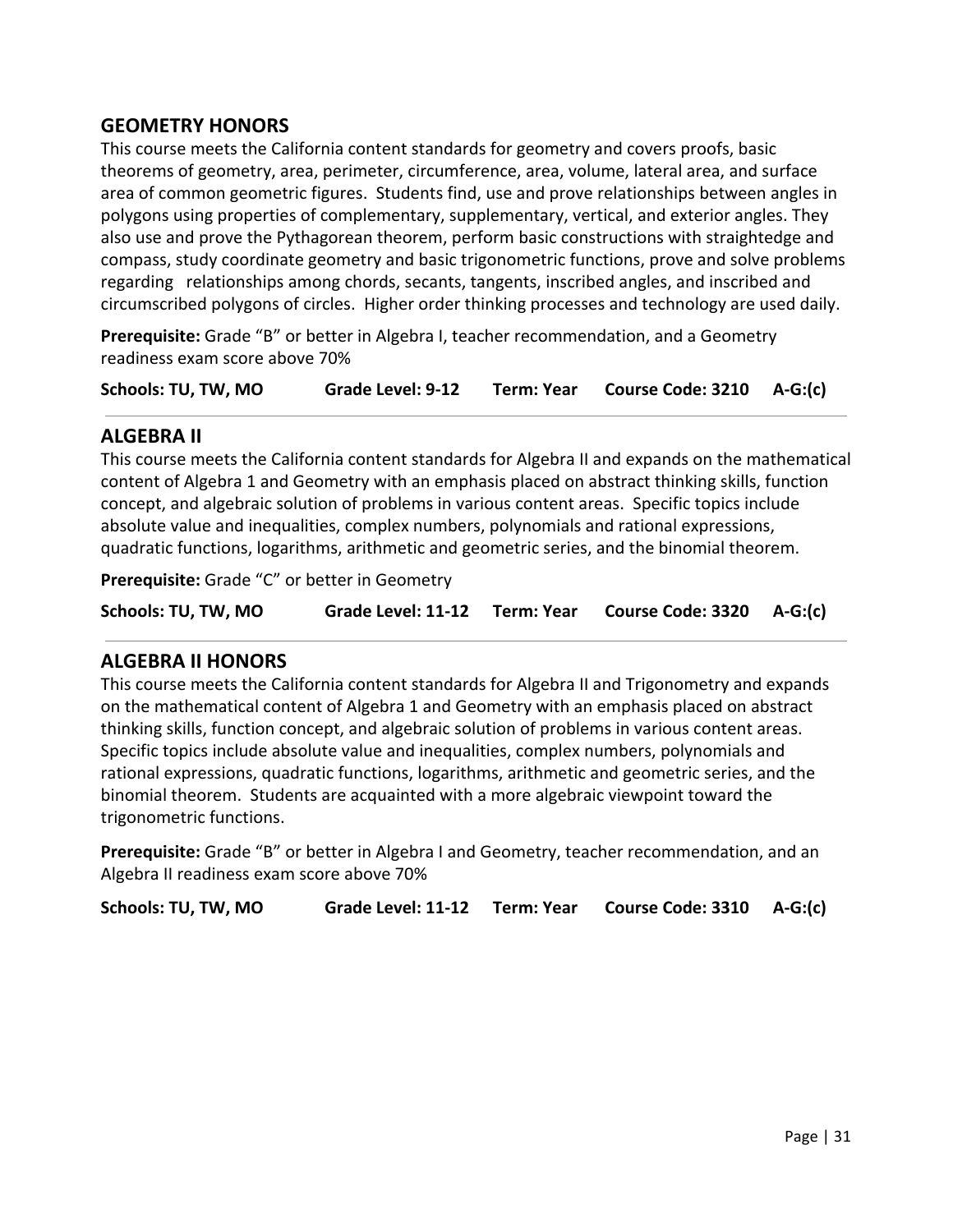## GEOMETRY HONORS

This course meets the California content standards for geometry and covers proofs, basic theorems of geometry, area, perimeter, circumference, area, volume, lateral area, and surface area of common geometric figures. Students find, use and prove relationships between angles in polygons using properties of complementary, supplementary, vertical, and exterior angles. They also use and prove the Pythagorean theorem, perform basic constructions with straightedge and compass, study coordinate geometry and basic trigonometric functions, prove and solve problems regarding relationships among chords, secants, tangents, inscribed angles, and inscribed and circumscribed polygons of circles. Higher order thinking processes and technology are used daily.

**Prerequisite:** Grade "B" or better in Algebra I, teacher recommendation, and a Geometry readiness exam score above 70%

**Schools: TU, TW, MO** **Grade Level: 9-12** **Term: Year** **Course Code: 3210** **A-G:(c)**

---

## ALGEBRA II

This course meets the California content standards for Algebra II and expands on the mathematical content of Algebra 1 and Geometry with an emphasis placed on abstract thinking skills, function concept, and algebraic solution of problems in various content areas. Specific topics include absolute value and inequalities, complex numbers, polynomials and rational expressions, quadratic functions, logarithms, arithmetic and geometric series, and the binomial theorem.

**Prerequisite:** Grade "C" or better in Geometry

**Schools: TU, TW, MO** **Grade Level: 11-12** **Term: Year** **Course Code: 3320** **A-G:(c)**

---

## ALGEBRA II HONORS

This course meets the California content standards for Algebra II and Trigonometry and expands on the mathematical content of Algebra 1 and Geometry with an emphasis placed on abstract thinking skills, function concept, and algebraic solution of problems in various content areas. Specific topics include absolute value and inequalities, complex numbers, polynomials and rational expressions, quadratic functions, logarithms, arithmetic and geometric series, and the binomial theorem. Students are acquainted with a more algebraic viewpoint toward the trigonometric functions.

**Prerequisite:** Grade "B" or better in Algebra I and Geometry, teacher recommendation, and an Algebra II readiness exam score above 70%

**Schools: TU, TW, MO** **Grade Level: 11-12** **Term: Year** **Course Code: 3310** **A-G:(c)**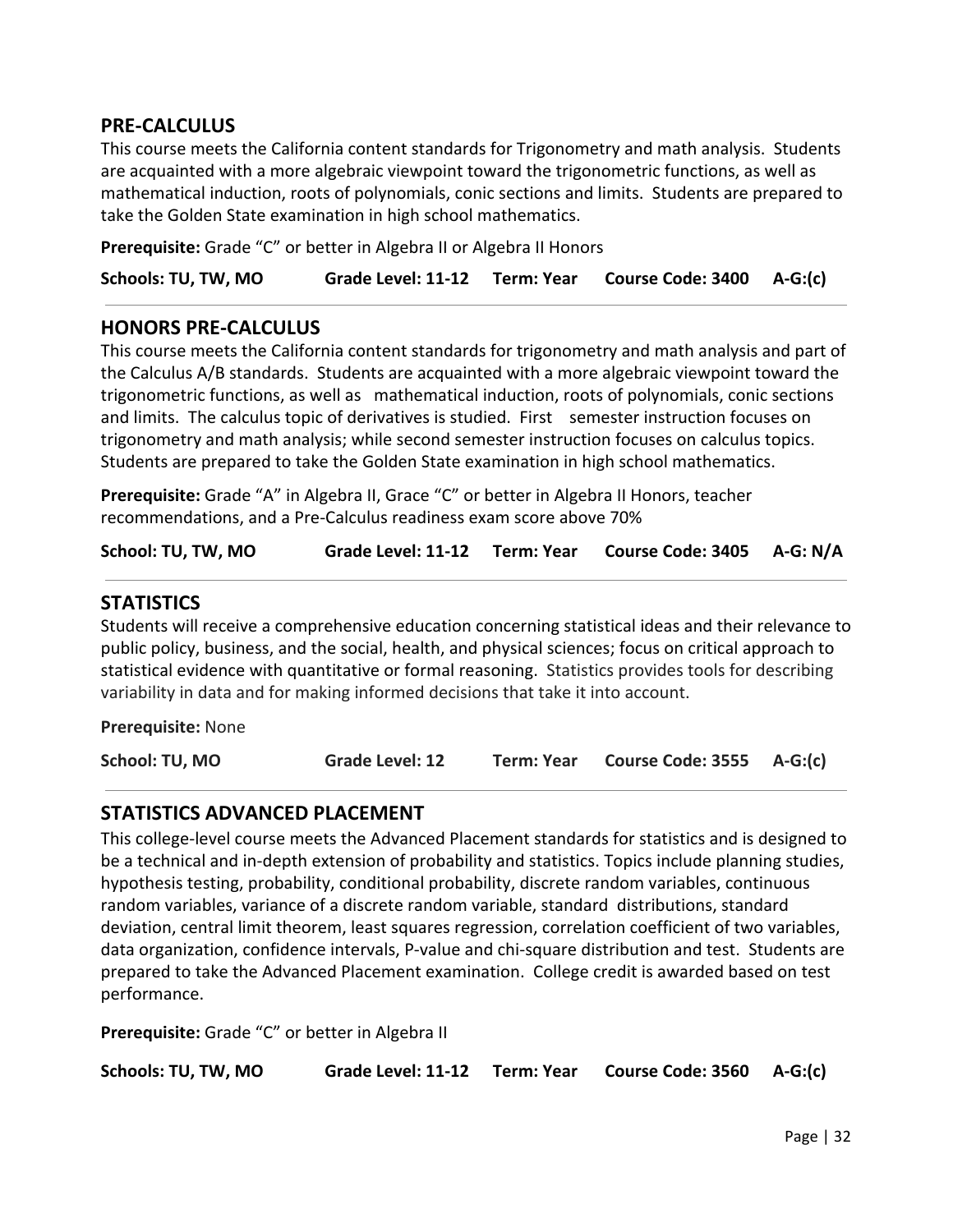## PRE-CALCULUS

This course meets the California content standards for Trigonometry and math analysis. Students are acquainted with a more algebraic viewpoint toward the trigonometric functions, as well as mathematical induction, roots of polynomials, conic sections and limits. Students are prepared to take the Golden State examination in high school mathematics.

**Prerequisite:** Grade "C" or better in Algebra II or Algebra II Honors

**Schools: TU, TW, MO** **Grade Level: 11-12** **Term: Year** **Course Code: 3400** **A-G:(c)**

---

## HONORS PRE-CALCULUS

This course meets the California content standards for trigonometry and math analysis and part of the Calculus A/B standards. Students are acquainted with a more algebraic viewpoint toward the trigonometric functions, as well as mathematical induction, roots of polynomials, conic sections and limits. The calculus topic of derivatives is studied. First semester instruction focuses on trigonometry and math analysis; while second semester instruction focuses on calculus topics. Students are prepared to take the Golden State examination in high school mathematics.

**Prerequisite:** Grade "A" in Algebra II, Grace "C" or better in Algebra II Honors, teacher recommendations, and a Pre-Calculus readiness exam score above 70%

**School: TU, TW, MO** **Grade Level: 11-12** **Term: Year** **Course Code: 3405** **A-G: N/A**

---

## STATISTICS

Students will receive a comprehensive education concerning statistical ideas and their relevance to public policy, business, and the social, health, and physical sciences; focus on critical approach to statistical evidence with quantitative or formal reasoning. Statistics provides tools for describing variability in data and for making informed decisions that take it into account.

**Prerequisite:** None

**School: TU, MO** **Grade Level: 12** **Term: Year** **Course Code: 3555** **A-G:(c)**

---

## STATISTICS ADVANCED PLACEMENT

This college-level course meets the Advanced Placement standards for statistics and is designed to be a technical and in-depth extension of probability and statistics. Topics include planning studies, hypothesis testing, probability, conditional probability, discrete random variables, continuous random variables, variance of a discrete random variable, standard distributions, standard deviation, central limit theorem, least squares regression, correlation coefficient of two variables, data organization, confidence intervals, P-value and chi-square distribution and test. Students are prepared to take the Advanced Placement examination. College credit is awarded based on test performance.

**Prerequisite:** Grade "C" or better in Algebra II

**Schools: TU, TW, MO** **Grade Level: 11-12** **Term: Year** **Course Code: 3560** **A-G:(c)**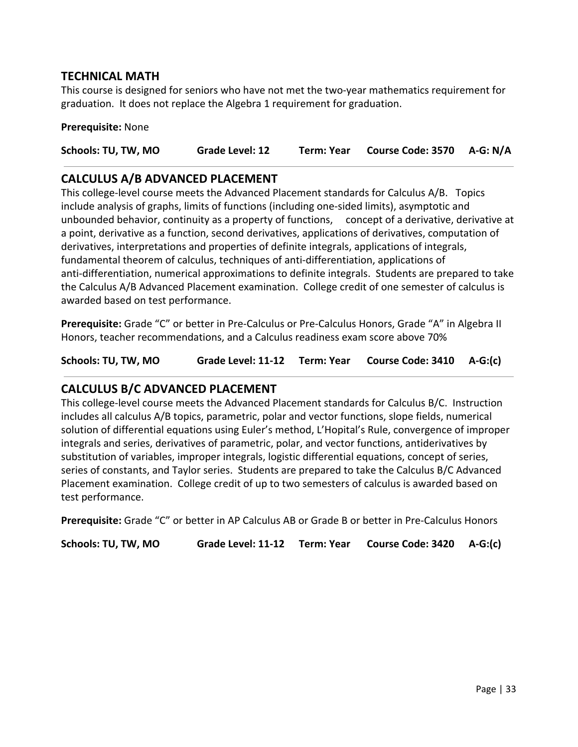## TECHNICAL MATH

This course is designed for seniors who have not met the two-year mathematics requirement for graduation. It does not replace the Algebra 1 requirement for graduation.

**Prerequisite:** None

**Schools: TU, TW, MO　　Grade Level: 12　　Term: Year　　Course Code: 3570　　A-G: N/A**

---

## CALCULUS A/B ADVANCED PLACEMENT

This college-level course meets the Advanced Placement standards for Calculus A/B. Topics include analysis of graphs, limits of functions (including one-sided limits), asymptotic and unbounded behavior, continuity as a property of functions, concept of a derivative, derivative at a point, derivative as a function, second derivatives, applications of derivatives, computation of derivatives, interpretations and properties of definite integrals, applications of integrals, fundamental theorem of calculus, techniques of anti-differentiation, applications of anti-differentiation, numerical approximations to definite integrals. Students are prepared to take the Calculus A/B Advanced Placement examination. College credit of one semester of calculus is awarded based on test performance.

**Prerequisite:** Grade "C" or better in Pre-Calculus or Pre-Calculus Honors, Grade "A" in Algebra II Honors, teacher recommendations, and a Calculus readiness exam score above 70%

**Schools: TU, TW, MO　　Grade Level: 11-12　　Term: Year　　Course Code: 3410　　A-G:(c)**

---

## CALCULUS B/C ADVANCED PLACEMENT

This college-level course meets the Advanced Placement standards for Calculus B/C. Instruction includes all calculus A/B topics, parametric, polar and vector functions, slope fields, numerical solution of differential equations using Euler's method, L'Hopital's Rule, convergence of improper integrals and series, derivatives of parametric, polar, and vector functions, antiderivatives by substitution of variables, improper integrals, logistic differential equations, concept of series, series of constants, and Taylor series. Students are prepared to take the Calculus B/C Advanced Placement examination. College credit of up to two semesters of calculus is awarded based on test performance.

**Prerequisite:** Grade "C" or better in AP Calculus AB or Grade B or better in Pre-Calculus Honors

**Schools: TU, TW, MO　　Grade Level: 11-12　　Term: Year　　Course Code: 3420　　A-G:(c)**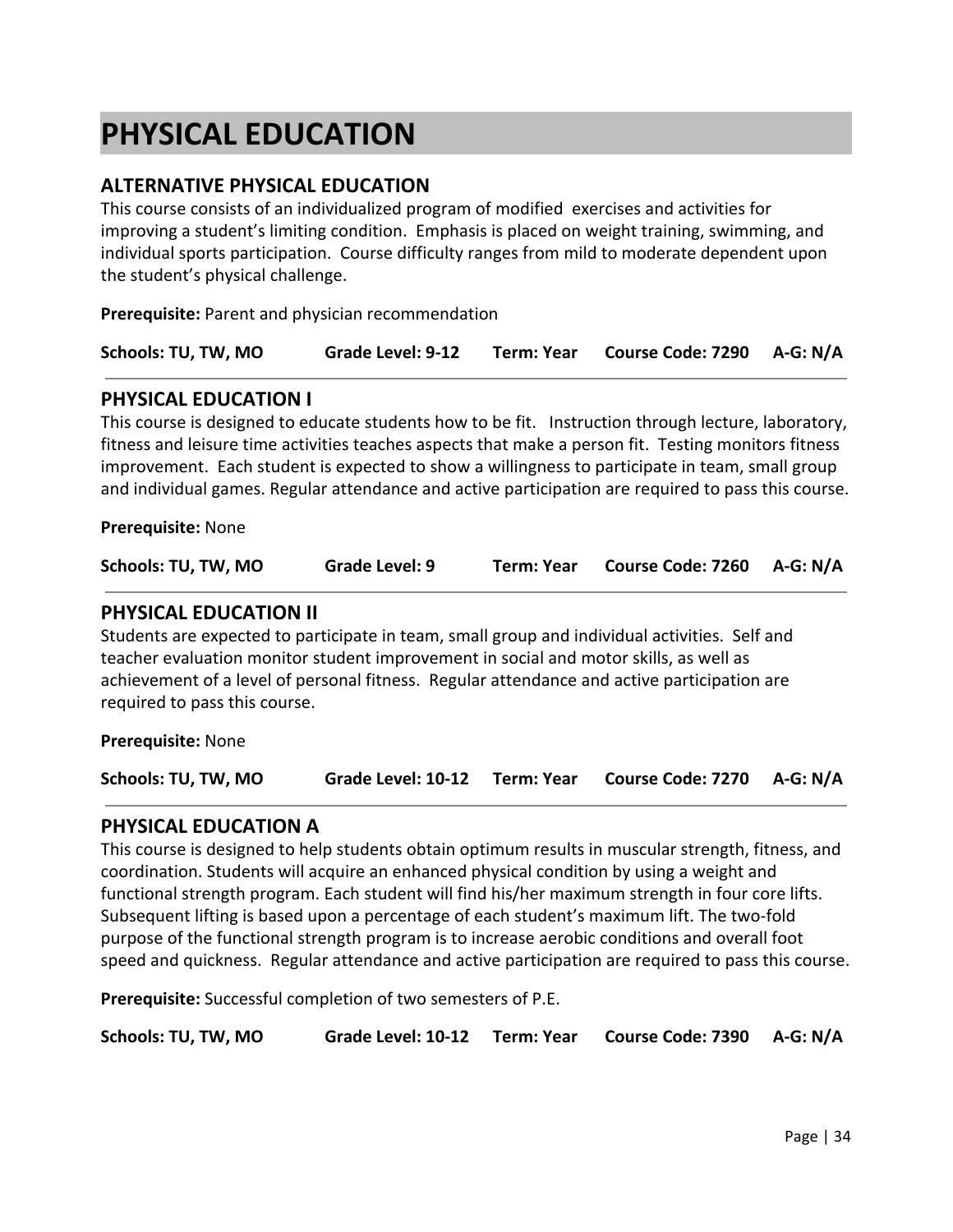# PHYSICAL EDUCATION

## ALTERNATIVE PHYSICAL EDUCATION

This course consists of an individualized program of modified exercises and activities for improving a student's limiting condition. Emphasis is placed on weight training, swimming, and individual sports participation. Course difficulty ranges from mild to moderate dependent upon the student's physical challenge.

**Prerequisite:** Parent and physician recommendation

**Schools: TU, TW, MO** **Grade Level: 9-12** **Term: Year** **Course Code: 7290** **A-G: N/A**

---

## PHYSICAL EDUCATION I

This course is designed to educate students how to be fit. Instruction through lecture, laboratory, fitness and leisure time activities teaches aspects that make a person fit. Testing monitors fitness improvement. Each student is expected to show a willingness to participate in team, small group and individual games. Regular attendance and active participation are required to pass this course.

**Prerequisite:** None

**Schools: TU, TW, MO** **Grade Level: 9** **Term: Year** **Course Code: 7260** **A-G: N/A**

---

## PHYSICAL EDUCATION II

Students are expected to participate in team, small group and individual activities. Self and teacher evaluation monitor student improvement in social and motor skills, as well as achievement of a level of personal fitness. Regular attendance and active participation are required to pass this course.

**Prerequisite:** None

**Schools: TU, TW, MO** **Grade Level: 10-12** **Term: Year** **Course Code: 7270** **A-G: N/A**

---

## PHYSICAL EDUCATION A

This course is designed to help students obtain optimum results in muscular strength, fitness, and coordination. Students will acquire an enhanced physical condition by using a weight and functional strength program. Each student will find his/her maximum strength in four core lifts. Subsequent lifting is based upon a percentage of each student's maximum lift. The two-fold purpose of the functional strength program is to increase aerobic conditions and overall foot speed and quickness. Regular attendance and active participation are required to pass this course.

**Prerequisite:** Successful completion of two semesters of P.E.

**Schools: TU, TW, MO** **Grade Level: 10-12** **Term: Year** **Course Code: 7390** **A-G: N/A**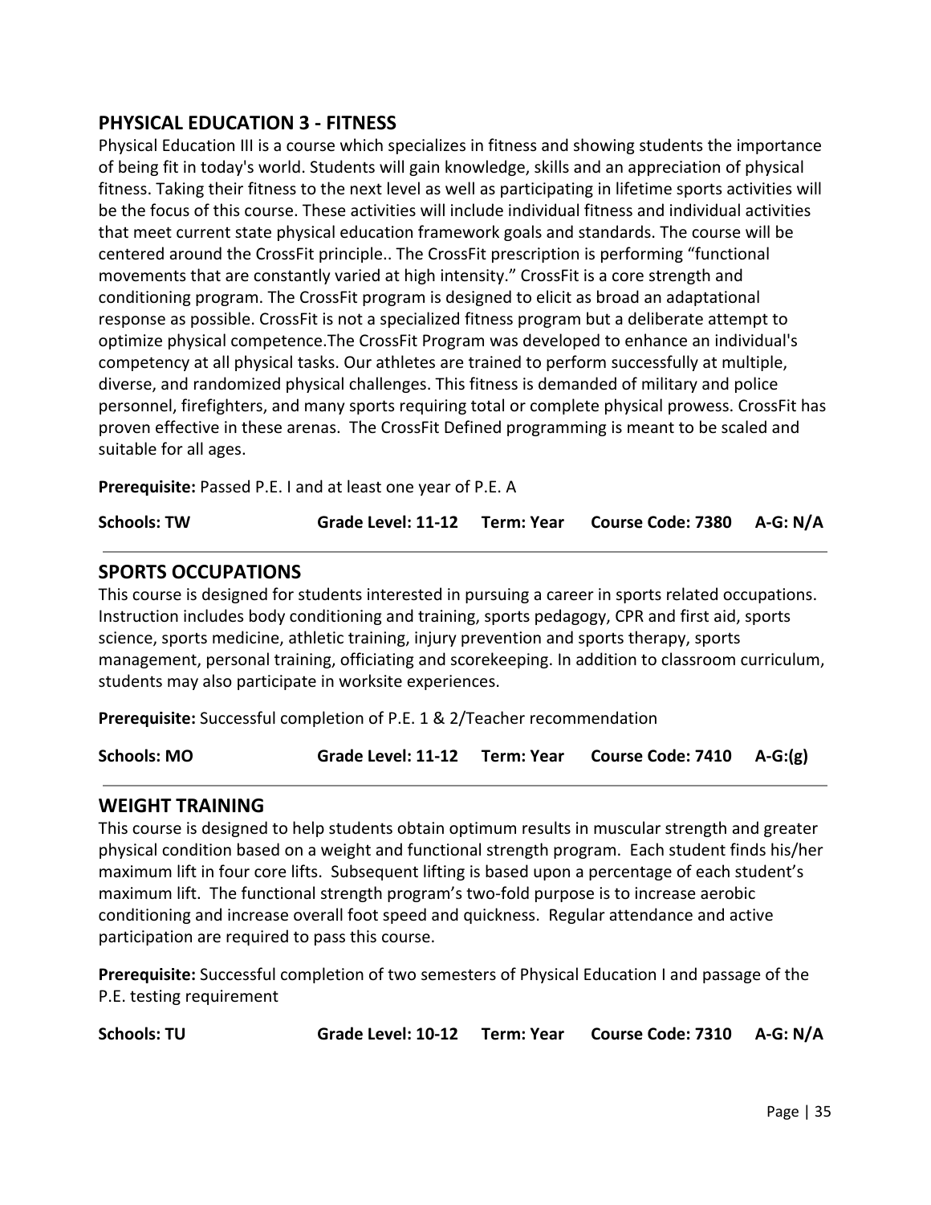## PHYSICAL EDUCATION 3 - FITNESS

Physical Education III is a course which specializes in fitness and showing students the importance of being fit in today's world. Students will gain knowledge, skills and an appreciation of physical fitness. Taking their fitness to the next level as well as participating in lifetime sports activities will be the focus of this course. These activities will include individual fitness and individual activities that meet current state physical education framework goals and standards. The course will be centered around the CrossFit principle.. The CrossFit prescription is performing "functional movements that are constantly varied at high intensity." CrossFit is a core strength and conditioning program. The CrossFit program is designed to elicit as broad an adaptational response as possible. CrossFit is not a specialized fitness program but a deliberate attempt to optimize physical competence.The CrossFit Program was developed to enhance an individual's competency at all physical tasks. Our athletes are trained to perform successfully at multiple, diverse, and randomized physical challenges. This fitness is demanded of military and police personnel, firefighters, and many sports requiring total or complete physical prowess. CrossFit has proven effective in these arenas. The CrossFit Defined programming is meant to be scaled and suitable for all ages.

**Prerequisite:** Passed P.E. I and at least one year of P.E. A

**Schools: TW** | **Grade Level: 11-12** | **Term: Year** | **Course Code: 7380** | **A-G: N/A**

---

## SPORTS OCCUPATIONS

This course is designed for students interested in pursuing a career in sports related occupations. Instruction includes body conditioning and training, sports pedagogy, CPR and first aid, sports science, sports medicine, athletic training, injury prevention and sports therapy, sports management, personal training, officiating and scorekeeping. In addition to classroom curriculum, students may also participate in worksite experiences.

**Prerequisite:** Successful completion of P.E. 1 & 2/Teacher recommendation

**Schools: MO** | **Grade Level: 11-12** | **Term: Year** | **Course Code: 7410** | **A-G:(g)**

---

## WEIGHT TRAINING

This course is designed to help students obtain optimum results in muscular strength and greater physical condition based on a weight and functional strength program. Each student finds his/her maximum lift in four core lifts. Subsequent lifting is based upon a percentage of each student's maximum lift. The functional strength program's two-fold purpose is to increase aerobic conditioning and increase overall foot speed and quickness. Regular attendance and active participation are required to pass this course.

**Prerequisite:** Successful completion of two semesters of Physical Education I and passage of the P.E. testing requirement

**Schools: TU** | **Grade Level: 10-12** | **Term: Year** | **Course Code: 7310** | **A-G: N/A**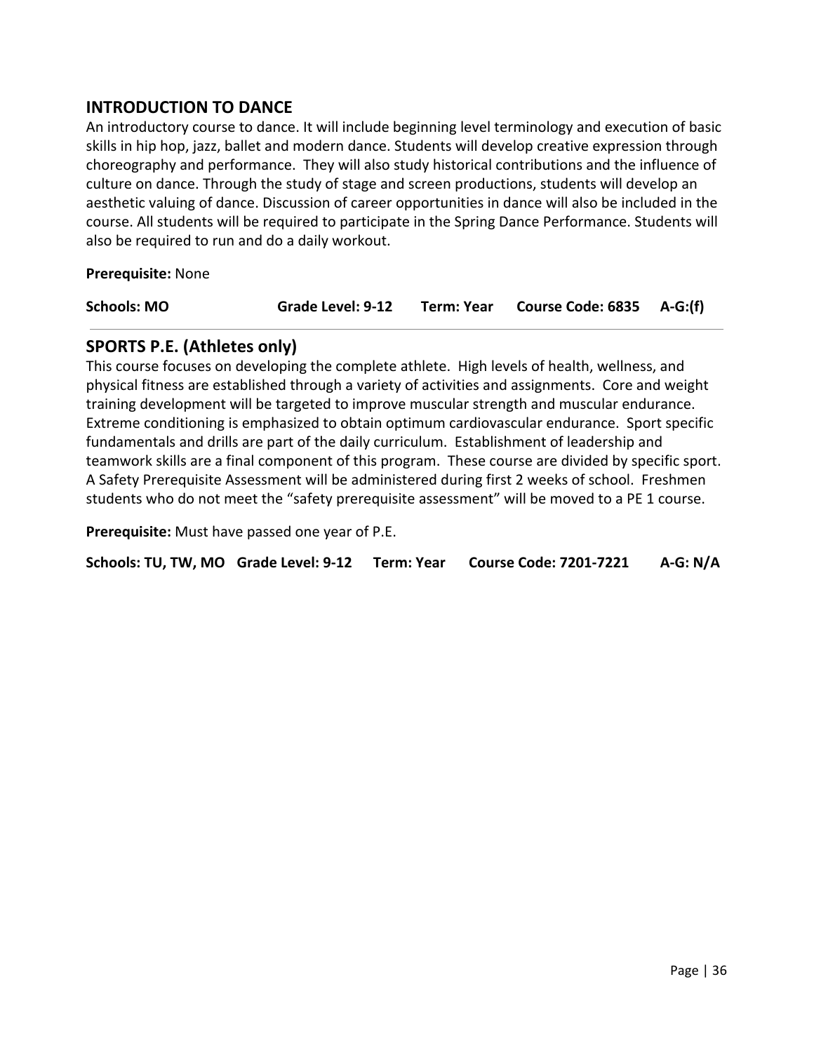## INTRODUCTION TO DANCE

An introductory course to dance. It will include beginning level terminology and execution of basic skills in hip hop, jazz, ballet and modern dance. Students will develop creative expression through choreography and performance. They will also study historical contributions and the influence of culture on dance. Through the study of stage and screen productions, students will develop an aesthetic valuing of dance. Discussion of career opportunities in dance will also be included in the course. All students will be required to participate in the Spring Dance Performance. Students will also be required to run and do a daily workout.

**Prerequisite:** None

**Schools: MO** **Grade Level: 9-12** **Term: Year** **Course Code: 6835** **A-G:(f)**

---

## SPORTS P.E. (Athletes only)

This course focuses on developing the complete athlete. High levels of health, wellness, and physical fitness are established through a variety of activities and assignments. Core and weight training development will be targeted to improve muscular strength and muscular endurance. Extreme conditioning is emphasized to obtain optimum cardiovascular endurance. Sport specific fundamentals and drills are part of the daily curriculum. Establishment of leadership and teamwork skills are a final component of this program. These course are divided by specific sport. A Safety Prerequisite Assessment will be administered during first 2 weeks of school. Freshmen students who do not meet the "safety prerequisite assessment" will be moved to a PE 1 course.

**Prerequisite:** Must have passed one year of P.E.

**Schools: TU, TW, MO** **Grade Level: 9-12** **Term: Year** **Course Code: 7201-7221** **A-G: N/A**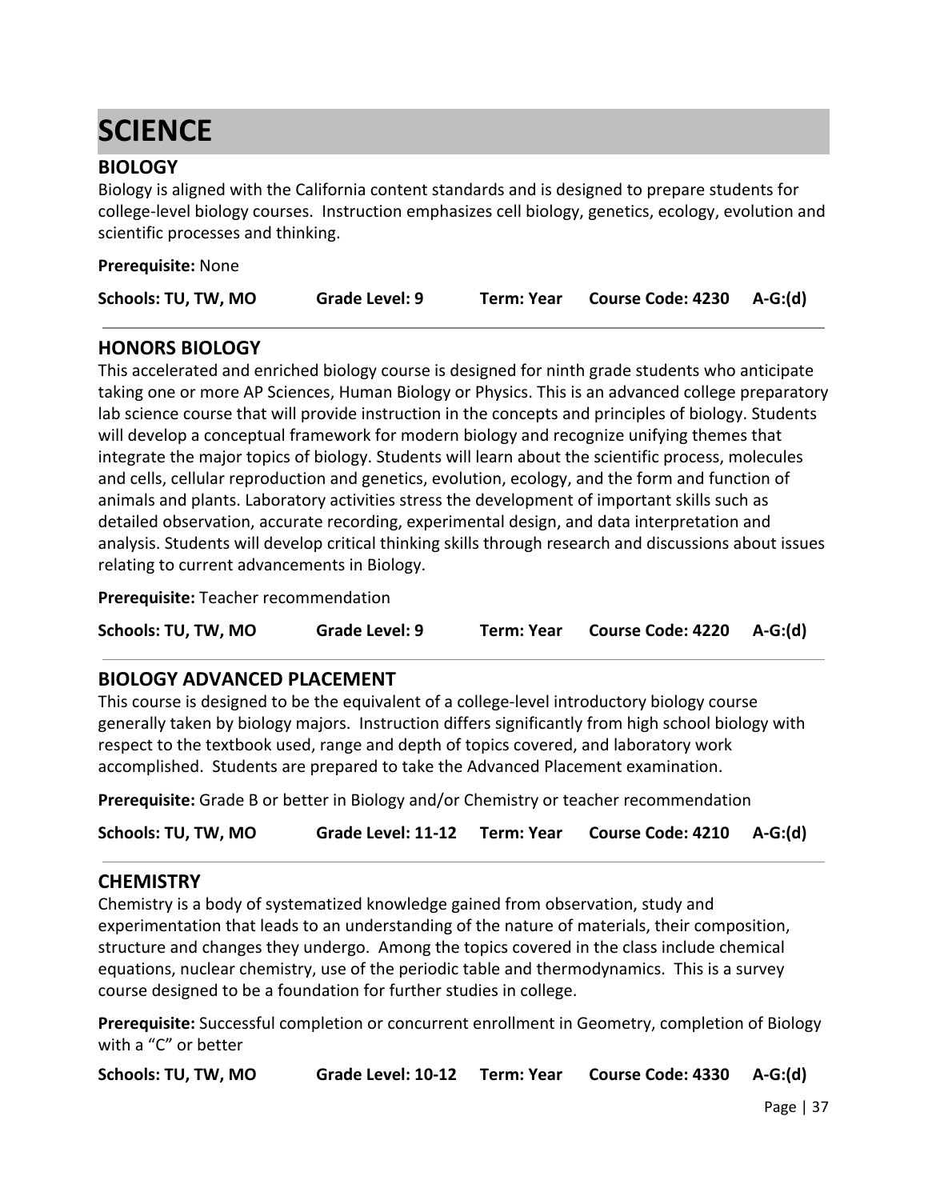# SCIENCE

## BIOLOGY

Biology is aligned with the California content standards and is designed to prepare students for college-level biology courses. Instruction emphasizes cell biology, genetics, ecology, evolution and scientific processes and thinking.

**Prerequisite:** None

**Schools: TU, TW, MO** **Grade Level: 9** **Term: Year** **Course Code: 4230** **A-G:(d)**

---

## HONORS BIOLOGY

This accelerated and enriched biology course is designed for ninth grade students who anticipate taking one or more AP Sciences, Human Biology or Physics. This is an advanced college preparatory lab science course that will provide instruction in the concepts and principles of biology. Students will develop a conceptual framework for modern biology and recognize unifying themes that integrate the major topics of biology. Students will learn about the scientific process, molecules and cells, cellular reproduction and genetics, evolution, ecology, and the form and function of animals and plants. Laboratory activities stress the development of important skills such as detailed observation, accurate recording, experimental design, and data interpretation and analysis. Students will develop critical thinking skills through research and discussions about issues relating to current advancements in Biology.

**Prerequisite:** Teacher recommendation

**Schools: TU, TW, MO** **Grade Level: 9** **Term: Year** **Course Code: 4220** **A-G:(d)**

---

## BIOLOGY ADVANCED PLACEMENT

This course is designed to be the equivalent of a college-level introductory biology course generally taken by biology majors. Instruction differs significantly from high school biology with respect to the textbook used, range and depth of topics covered, and laboratory work accomplished. Students are prepared to take the Advanced Placement examination.

**Prerequisite:** Grade B or better in Biology and/or Chemistry or teacher recommendation

**Schools: TU, TW, MO** **Grade Level: 11-12** **Term: Year** **Course Code: 4210** **A-G:(d)**

---

## CHEMISTRY

Chemistry is a body of systematized knowledge gained from observation, study and experimentation that leads to an understanding of the nature of materials, their composition, structure and changes they undergo. Among the topics covered in the class include chemical equations, nuclear chemistry, use of the periodic table and thermodynamics. This is a survey course designed to be a foundation for further studies in college.

**Prerequisite:** Successful completion or concurrent enrollment in Geometry, completion of Biology with a "C" or better

**Schools: TU, TW, MO** **Grade Level: 10-12** **Term: Year** **Course Code: 4330** **A-G:(d)**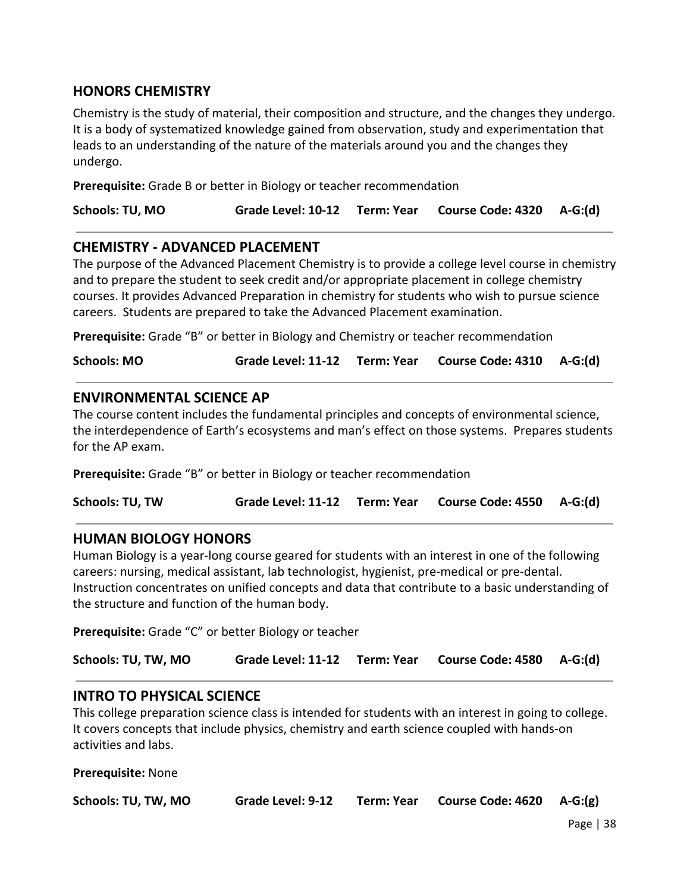## HONORS CHEMISTRY

Chemistry is the study of material, their composition and structure, and the changes they undergo. It is a body of systematized knowledge gained from observation, study and experimentation that leads to an understanding of the nature of the materials around you and the changes they undergo.

**Prerequisite:** Grade B or better in Biology or teacher recommendation

**Schools: TU, MO** **Grade Level: 10-12** **Term: Year** **Course Code: 4320** **A-G:(d)**

---

## CHEMISTRY - ADVANCED PLACEMENT

The purpose of the Advanced Placement Chemistry is to provide a college level course in chemistry and to prepare the student to seek credit and/or appropriate placement in college chemistry courses. It provides Advanced Preparation in chemistry for students who wish to pursue science careers. Students are prepared to take the Advanced Placement examination.

**Prerequisite:** Grade "B" or better in Biology and Chemistry or teacher recommendation

**Schools: MO** **Grade Level: 11-12** **Term: Year** **Course Code: 4310** **A-G:(d)**

---

## ENVIRONMENTAL SCIENCE AP

The course content includes the fundamental principles and concepts of environmental science, the interdependence of Earth's ecosystems and man's effect on those systems. Prepares students for the AP exam.

**Prerequisite:** Grade "B" or better in Biology or teacher recommendation

**Schools: TU, TW** **Grade Level: 11-12** **Term: Year** **Course Code: 4550** **A-G:(d)**

---

## HUMAN BIOLOGY HONORS

Human Biology is a year-long course geared for students with an interest in one of the following careers: nursing, medical assistant, lab technologist, hygienist, pre-medical or pre-dental. Instruction concentrates on unified concepts and data that contribute to a basic understanding of the structure and function of the human body.

**Prerequisite:** Grade "C" or better Biology or teacher

**Schools: TU, TW, MO** **Grade Level: 11-12** **Term: Year** **Course Code: 4580** **A-G:(d)**

---

## INTRO TO PHYSICAL SCIENCE

This college preparation science class is intended for students with an interest in going to college. It covers concepts that include physics, chemistry and earth science coupled with hands-on activities and labs.

**Prerequisite:** None

**Schools: TU, TW, MO** **Grade Level: 9-12** **Term: Year** **Course Code: 4620** **A-G:(g)**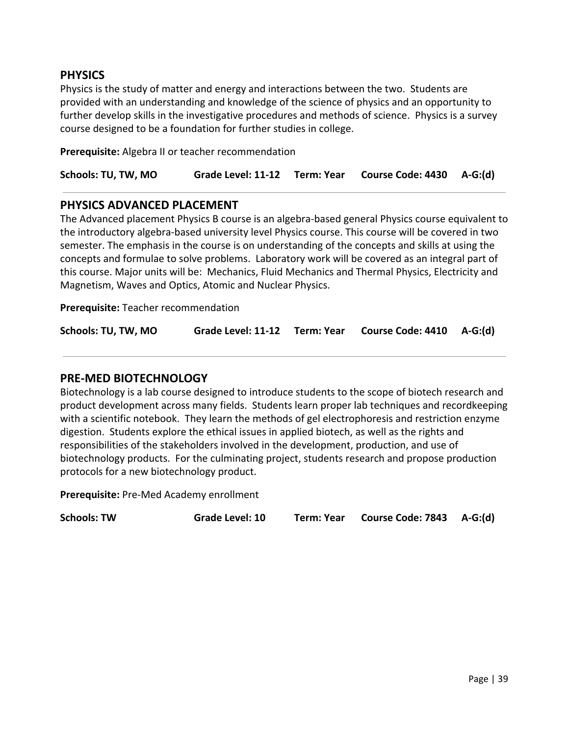## PHYSICS

Physics is the study of matter and energy and interactions between the two. Students are provided with an understanding and knowledge of the science of physics and an opportunity to further develop skills in the investigative procedures and methods of science. Physics is a survey course designed to be a foundation for further studies in college.

**Prerequisite:** Algebra II or teacher recommendation

**Schools: TU, TW, MO** **Grade Level: 11-12** **Term: Year** **Course Code: 4430** **A-G:(d)**

---

## PHYSICS ADVANCED PLACEMENT

The Advanced placement Physics B course is an algebra-based general Physics course equivalent to the introductory algebra-based university level Physics course. This course will be covered in two semester. The emphasis in the course is on understanding of the concepts and skills at using the concepts and formulae to solve problems. Laboratory work will be covered as an integral part of this course. Major units will be: Mechanics, Fluid Mechanics and Thermal Physics, Electricity and Magnetism, Waves and Optics, Atomic and Nuclear Physics.

**Prerequisite:** Teacher recommendation

**Schools: TU, TW, MO** **Grade Level: 11-12** **Term: Year** **Course Code: 4410** **A-G:(d)**

---

## PRE-MED BIOTECHNOLOGY

Biotechnology is a lab course designed to introduce students to the scope of biotech research and product development across many fields. Students learn proper lab techniques and recordkeeping with a scientific notebook. They learn the methods of gel electrophoresis and restriction enzyme digestion. Students explore the ethical issues in applied biotech, as well as the rights and responsibilities of the stakeholders involved in the development, production, and use of biotechnology products. For the culminating project, students research and propose production protocols for a new biotechnology product.

**Prerequisite:** Pre-Med Academy enrollment

**Schools: TW** **Grade Level: 10** **Term: Year** **Course Code: 7843** **A-G:(d)**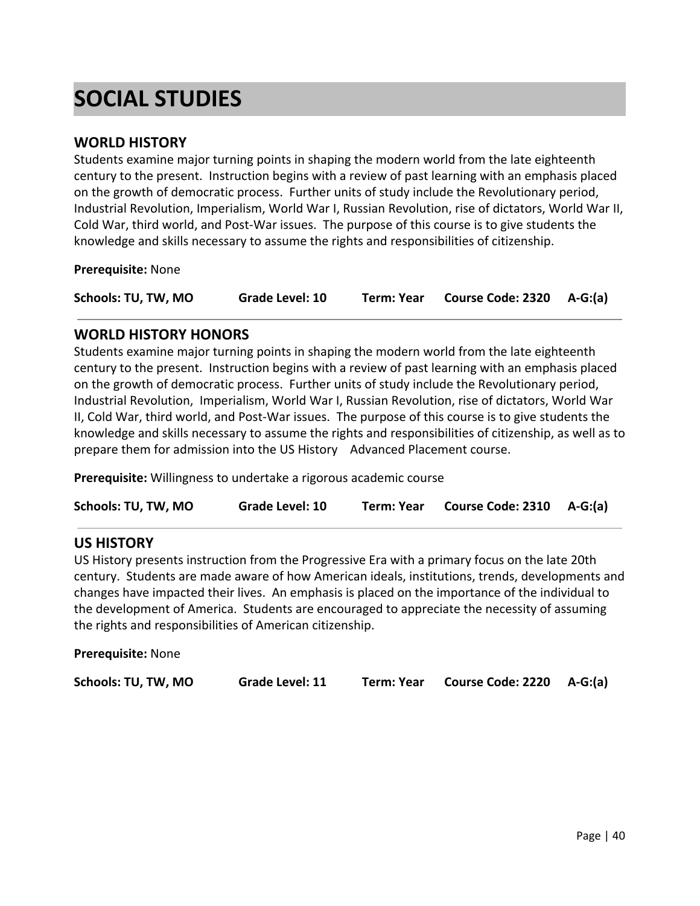# SOCIAL STUDIES

## WORLD HISTORY

Students examine major turning points in shaping the modern world from the late eighteenth century to the present. Instruction begins with a review of past learning with an emphasis placed on the growth of democratic process. Further units of study include the Revolutionary period, Industrial Revolution, Imperialism, World War I, Russian Revolution, rise of dictators, World War II, Cold War, third world, and Post-War issues. The purpose of this course is to give students the knowledge and skills necessary to assume the rights and responsibilities of citizenship.

**Prerequisite:** None

**Schools: TU, TW, MO** **Grade Level: 10** **Term: Year** **Course Code: 2320** **A-G:(a)**

---

## WORLD HISTORY HONORS

Students examine major turning points in shaping the modern world from the late eighteenth century to the present. Instruction begins with a review of past learning with an emphasis placed on the growth of democratic process. Further units of study include the Revolutionary period, Industrial Revolution, Imperialism, World War I, Russian Revolution, rise of dictators, World War II, Cold War, third world, and Post-War issues. The purpose of this course is to give students the knowledge and skills necessary to assume the rights and responsibilities of citizenship, as well as to prepare them for admission into the US History Advanced Placement course.

**Prerequisite:** Willingness to undertake a rigorous academic course

**Schools: TU, TW, MO** **Grade Level: 10** **Term: Year** **Course Code: 2310** **A-G:(a)**

---

## US HISTORY

US History presents instruction from the Progressive Era with a primary focus on the late 20th century. Students are made aware of how American ideals, institutions, trends, developments and changes have impacted their lives. An emphasis is placed on the importance of the individual to the development of America. Students are encouraged to appreciate the necessity of assuming the rights and responsibilities of American citizenship.

**Prerequisite:** None

**Schools: TU, TW, MO** **Grade Level: 11** **Term: Year** **Course Code: 2220** **A-G:(a)**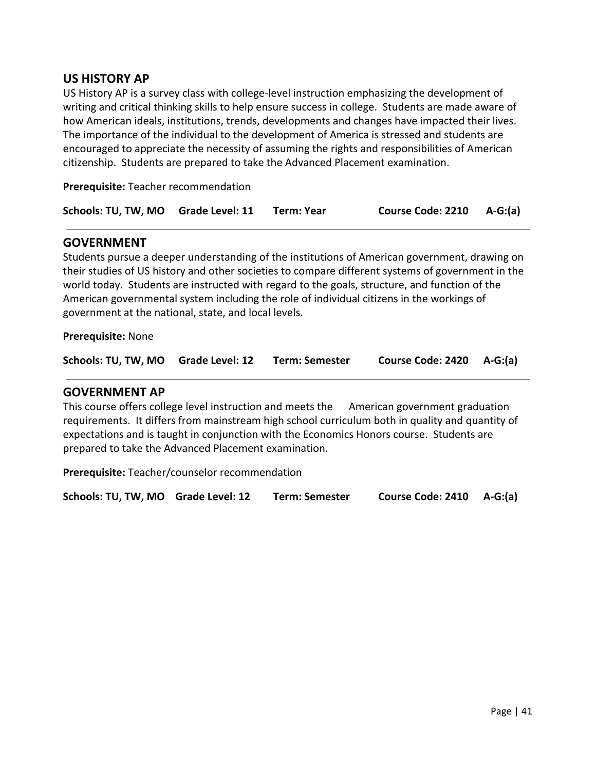## US HISTORY AP

US History AP is a survey class with college-level instruction emphasizing the development of writing and critical thinking skills to help ensure success in college. Students are made aware of how American ideals, institutions, trends, developments and changes have impacted their lives. The importance of the individual to the development of America is stressed and students are encouraged to appreciate the necessity of assuming the rights and responsibilities of American citizenship. Students are prepared to take the Advanced Placement examination.

**Prerequisite:** Teacher recommendation

**Schools: TU, TW, MO** **Grade Level: 11** **Term: Year** **Course Code: 2210** **A-G:(a)**

---

## GOVERNMENT

Students pursue a deeper understanding of the institutions of American government, drawing on their studies of US history and other societies to compare different systems of government in the world today. Students are instructed with regard to the goals, structure, and function of the American governmental system including the role of individual citizens in the workings of government at the national, state, and local levels.

**Prerequisite:** None

**Schools: TU, TW, MO** **Grade Level: 12** **Term: Semester** **Course Code: 2420** **A-G:(a)**

---

## GOVERNMENT AP

This course offers college level instruction and meets the American government graduation requirements. It differs from mainstream high school curriculum both in quality and quantity of expectations and is taught in conjunction with the Economics Honors course. Students are prepared to take the Advanced Placement examination.

**Prerequisite:** Teacher/counselor recommendation

**Schools: TU, TW, MO** **Grade Level: 12** **Term: Semester** **Course Code: 2410** **A-G:(a)**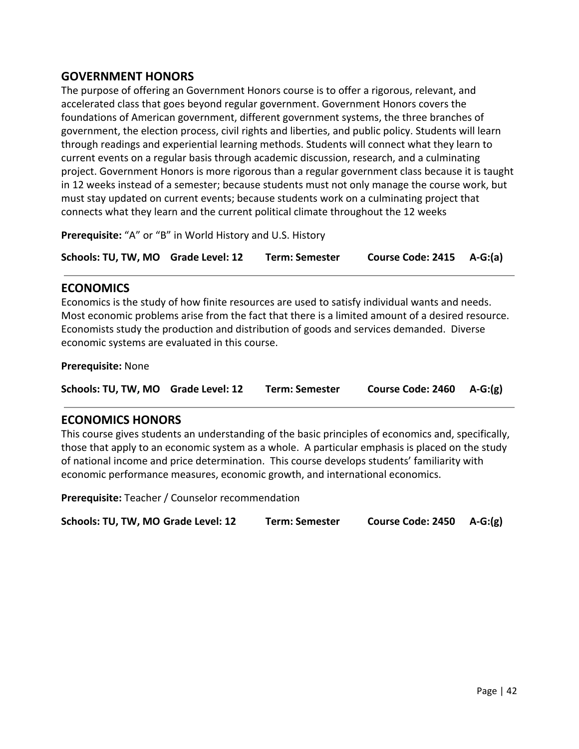## GOVERNMENT HONORS

The purpose of offering an Government Honors course is to offer a rigorous, relevant, and accelerated class that goes beyond regular government. Government Honors covers the foundations of American government, different government systems, the three branches of government, the election process, civil rights and liberties, and public policy. Students will learn through readings and experiential learning methods. Students will connect what they learn to current events on a regular basis through academic discussion, research, and a culminating project. Government Honors is more rigorous than a regular government class because it is taught in 12 weeks instead of a semester; because students must not only manage the course work, but must stay updated on current events; because students work on a culminating project that connects what they learn and the current political climate throughout the 12 weeks

**Prerequisite:** "A" or "B" in World History and U.S. History

**Schools: TU, TW, MO  Grade Level: 12  Term: Semester  Course Code: 2415  A-G:(a)**

---

## ECONOMICS

Economics is the study of how finite resources are used to satisfy individual wants and needs. Most economic problems arise from the fact that there is a limited amount of a desired resource. Economists study the production and distribution of goods and services demanded. Diverse economic systems are evaluated in this course.

**Prerequisite:** None

**Schools: TU, TW, MO  Grade Level: 12  Term: Semester  Course Code: 2460  A-G:(g)**

---

## ECONOMICS HONORS

This course gives students an understanding of the basic principles of economics and, specifically, those that apply to an economic system as a whole. A particular emphasis is placed on the study of national income and price determination. This course develops students' familiarity with economic performance measures, economic growth, and international economics.

**Prerequisite:** Teacher / Counselor recommendation

**Schools: TU, TW, MO Grade Level: 12  Term: Semester  Course Code: 2450  A-G:(g)**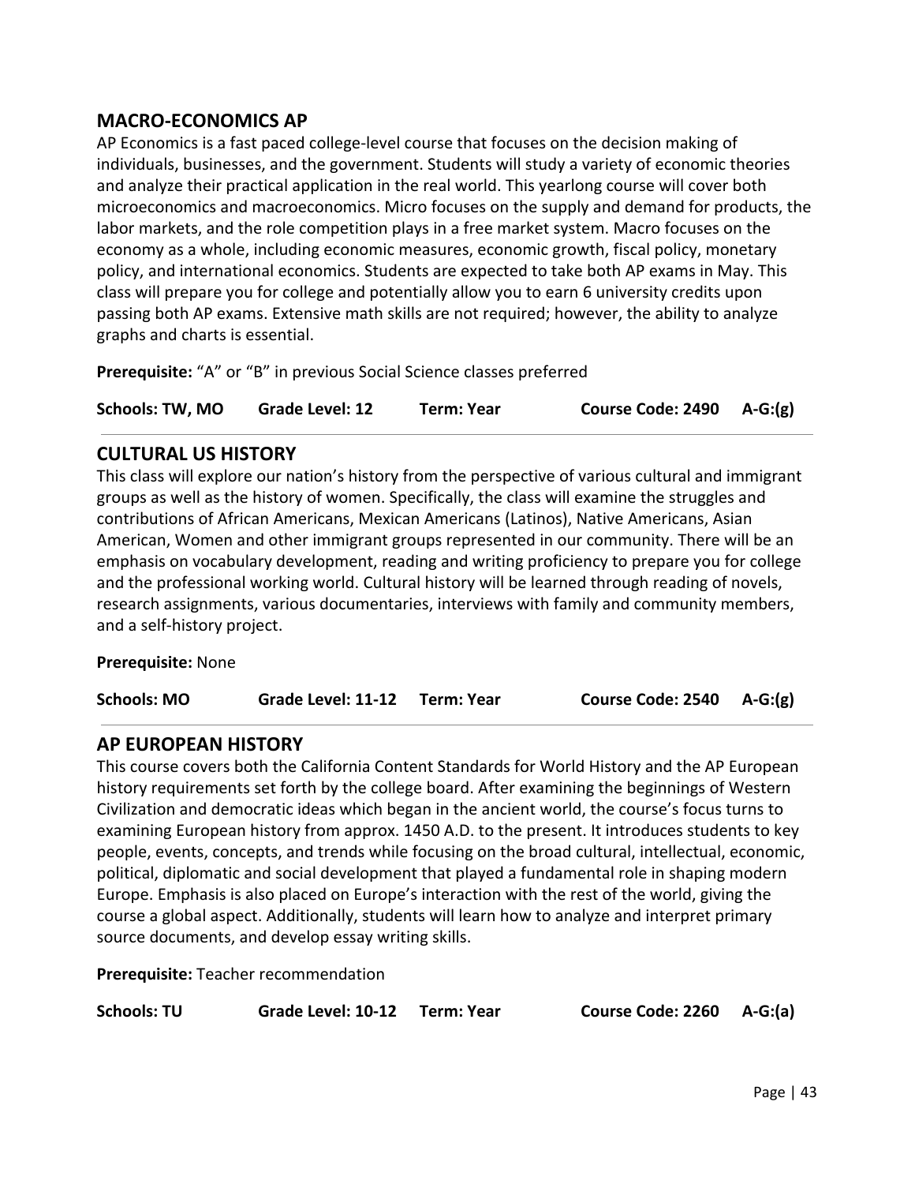## MACRO-ECONOMICS AP

AP Economics is a fast paced college-level course that focuses on the decision making of individuals, businesses, and the government. Students will study a variety of economic theories and analyze their practical application in the real world. This yearlong course will cover both microeconomics and macroeconomics. Micro focuses on the supply and demand for products, the labor markets, and the role competition plays in a free market system. Macro focuses on the economy as a whole, including economic measures, economic growth, fiscal policy, monetary policy, and international economics. Students are expected to take both AP exams in May. This class will prepare you for college and potentially allow you to earn 6 university credits upon passing both AP exams. Extensive math skills are not required; however, the ability to analyze graphs and charts is essential.

**Prerequisite:** "A" or "B" in previous Social Science classes preferred

**Schools: TW, MO** **Grade Level: 12** **Term: Year** **Course Code: 2490** **A-G:(g)**

---

## CULTURAL US HISTORY

This class will explore our nation's history from the perspective of various cultural and immigrant groups as well as the history of women. Specifically, the class will examine the struggles and contributions of African Americans, Mexican Americans (Latinos), Native Americans, Asian American, Women and other immigrant groups represented in our community. There will be an emphasis on vocabulary development, reading and writing proficiency to prepare you for college and the professional working world. Cultural history will be learned through reading of novels, research assignments, various documentaries, interviews with family and community members, and a self-history project.

**Prerequisite:** None

**Schools: MO** **Grade Level: 11-12** **Term: Year** **Course Code: 2540** **A-G:(g)**

---

## AP EUROPEAN HISTORY

This course covers both the California Content Standards for World History and the AP European history requirements set forth by the college board. After examining the beginnings of Western Civilization and democratic ideas which began in the ancient world, the course's focus turns to examining European history from approx. 1450 A.D. to the present. It introduces students to key people, events, concepts, and trends while focusing on the broad cultural, intellectual, economic, political, diplomatic and social development that played a fundamental role in shaping modern Europe. Emphasis is also placed on Europe's interaction with the rest of the world, giving the course a global aspect. Additionally, students will learn how to analyze and interpret primary source documents, and develop essay writing skills.

**Prerequisite:** Teacher recommendation

**Schools: TU** **Grade Level: 10-12** **Term: Year** **Course Code: 2260** **A-G:(a)**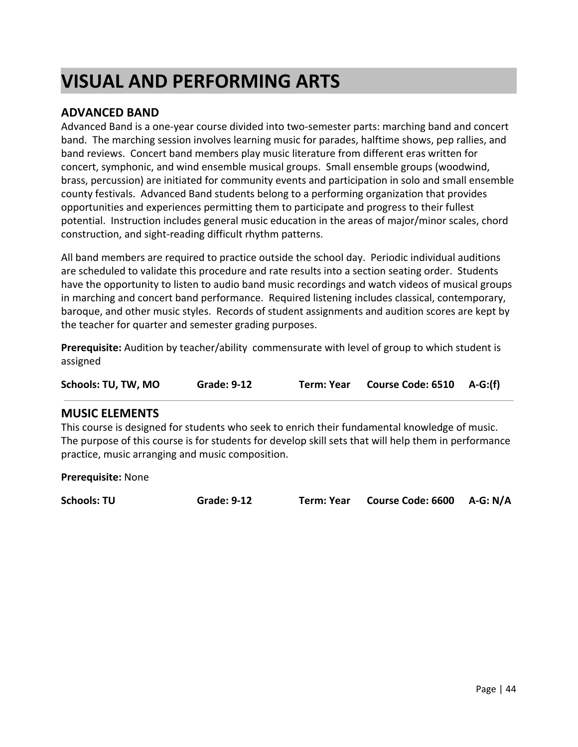# VISUAL AND PERFORMING ARTS

## ADVANCED BAND

Advanced Band is a one-year course divided into two-semester parts: marching band and concert band. The marching session involves learning music for parades, halftime shows, pep rallies, and band reviews. Concert band members play music literature from different eras written for concert, symphonic, and wind ensemble musical groups. Small ensemble groups (woodwind, brass, percussion) are initiated for community events and participation in solo and small ensemble county festivals. Advanced Band students belong to a performing organization that provides opportunities and experiences permitting them to participate and progress to their fullest potential. Instruction includes general music education in the areas of major/minor scales, chord construction, and sight-reading difficult rhythm patterns.

All band members are required to practice outside the school day. Periodic individual auditions are scheduled to validate this procedure and rate results into a section seating order. Students have the opportunity to listen to audio band music recordings and watch videos of musical groups in marching and concert band performance. Required listening includes classical, contemporary, baroque, and other music styles. Records of student assignments and audition scores are kept by the teacher for quarter and semester grading purposes.

**Prerequisite:** Audition by teacher/ability commensurate with level of group to which student is assigned

| Schools: TU, TW, MO | Grade: 9-12 | Term: Year | Course Code: 6510 | A-G:(f) |
|---|---|---|---|---|

---

## MUSIC ELEMENTS

This course is designed for students who seek to enrich their fundamental knowledge of music. The purpose of this course is for students for develop skill sets that will help them in performance practice, music arranging and music composition.

**Prerequisite:** None

| Schools: TU | Grade: 9-12 | Term: Year | Course Code: 6600 | A-G: N/A |
|---|---|---|---|---|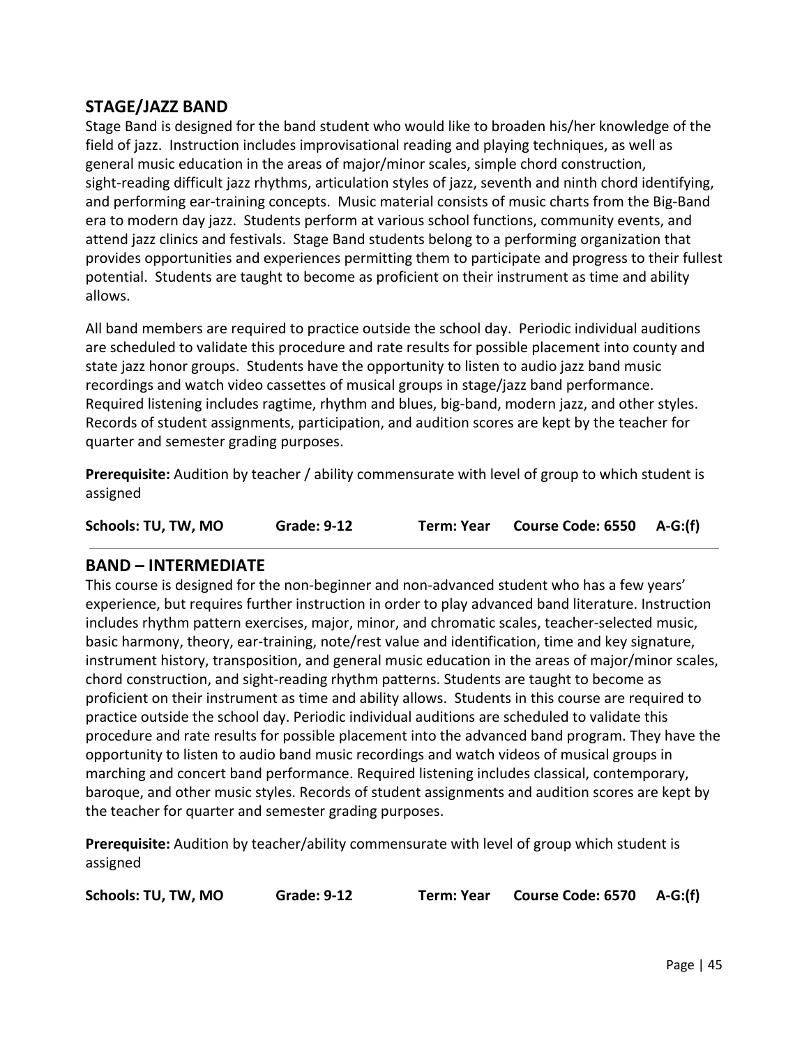## STAGE/JAZZ BAND

Stage Band is designed for the band student who would like to broaden his/her knowledge of the field of jazz. Instruction includes improvisational reading and playing techniques, as well as general music education in the areas of major/minor scales, simple chord construction, sight-reading difficult jazz rhythms, articulation styles of jazz, seventh and ninth chord identifying, and performing ear-training concepts. Music material consists of music charts from the Big-Band era to modern day jazz. Students perform at various school functions, community events, and attend jazz clinics and festivals. Stage Band students belong to a performing organization that provides opportunities and experiences permitting them to participate and progress to their fullest potential. Students are taught to become as proficient on their instrument as time and ability allows.

All band members are required to practice outside the school day. Periodic individual auditions are scheduled to validate this procedure and rate results for possible placement into county and state jazz honor groups. Students have the opportunity to listen to audio jazz band music recordings and watch video cassettes of musical groups in stage/jazz band performance. Required listening includes ragtime, rhythm and blues, big-band, modern jazz, and other styles. Records of student assignments, participation, and audition scores are kept by the teacher for quarter and semester grading purposes.

**Prerequisite:** Audition by teacher / ability commensurate with level of group to which student is assigned

**Schools: TU, TW, MO** **Grade: 9-12** **Term: Year** **Course Code: 6550** **A-G:(f)**

---

## BAND – INTERMEDIATE

This course is designed for the non-beginner and non-advanced student who has a few years' experience, but requires further instruction in order to play advanced band literature. Instruction includes rhythm pattern exercises, major, minor, and chromatic scales, teacher-selected music, basic harmony, theory, ear-training, note/rest value and identification, time and key signature, instrument history, transposition, and general music education in the areas of major/minor scales, chord construction, and sight-reading rhythm patterns. Students are taught to become as proficient on their instrument as time and ability allows. Students in this course are required to practice outside the school day. Periodic individual auditions are scheduled to validate this procedure and rate results for possible placement into the advanced band program. They have the opportunity to listen to audio band music recordings and watch videos of musical groups in marching and concert band performance. Required listening includes classical, contemporary, baroque, and other music styles. Records of student assignments and audition scores are kept by the teacher for quarter and semester grading purposes.

**Prerequisite:** Audition by teacher/ability commensurate with level of group which student is assigned

**Schools: TU, TW, MO** **Grade: 9-12** **Term: Year** **Course Code: 6570** **A-G:(f)**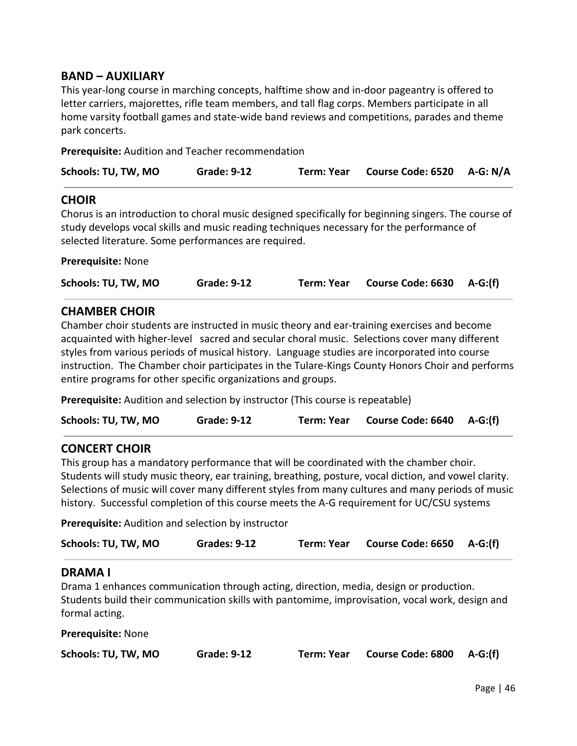## BAND – AUXILIARY

This year-long course in marching concepts, halftime show and in-door pageantry is offered to letter carriers, majorettes, rifle team members, and tall flag corps. Members participate in all home varsity football games and state-wide band reviews and competitions, parades and theme park concerts.

**Prerequisite:** Audition and Teacher recommendation

**Schools: TU, TW, MO** **Grade: 9-12** **Term: Year** **Course Code: 6520** **A-G: N/A**

---

## CHOIR

Chorus is an introduction to choral music designed specifically for beginning singers. The course of study develops vocal skills and music reading techniques necessary for the performance of selected literature. Some performances are required.

**Prerequisite:** None

**Schools: TU, TW, MO** **Grade: 9-12** **Term: Year** **Course Code: 6630** **A-G:(f)**

---

## CHAMBER CHOIR

Chamber choir students are instructed in music theory and ear-training exercises and become acquainted with higher-level sacred and secular choral music. Selections cover many different styles from various periods of musical history. Language studies are incorporated into course instruction. The Chamber choir participates in the Tulare-Kings County Honors Choir and performs entire programs for other specific organizations and groups.

**Prerequisite:** Audition and selection by instructor (This course is repeatable)

**Schools: TU, TW, MO** **Grade: 9-12** **Term: Year** **Course Code: 6640** **A-G:(f)**

---

## CONCERT CHOIR

This group has a mandatory performance that will be coordinated with the chamber choir. Students will study music theory, ear training, breathing, posture, vocal diction, and vowel clarity. Selections of music will cover many different styles from many cultures and many periods of music history. Successful completion of this course meets the A-G requirement for UC/CSU systems

**Prerequisite:** Audition and selection by instructor

**Schools: TU, TW, MO** **Grades: 9-12** **Term: Year** **Course Code: 6650** **A-G:(f)**

---

## DRAMA I

Drama 1 enhances communication through acting, direction, media, design or production. Students build their communication skills with pantomime, improvisation, vocal work, design and formal acting.

**Prerequisite:** None

**Schools: TU, TW, MO** **Grade: 9-12** **Term: Year** **Course Code: 6800** **A-G:(f)**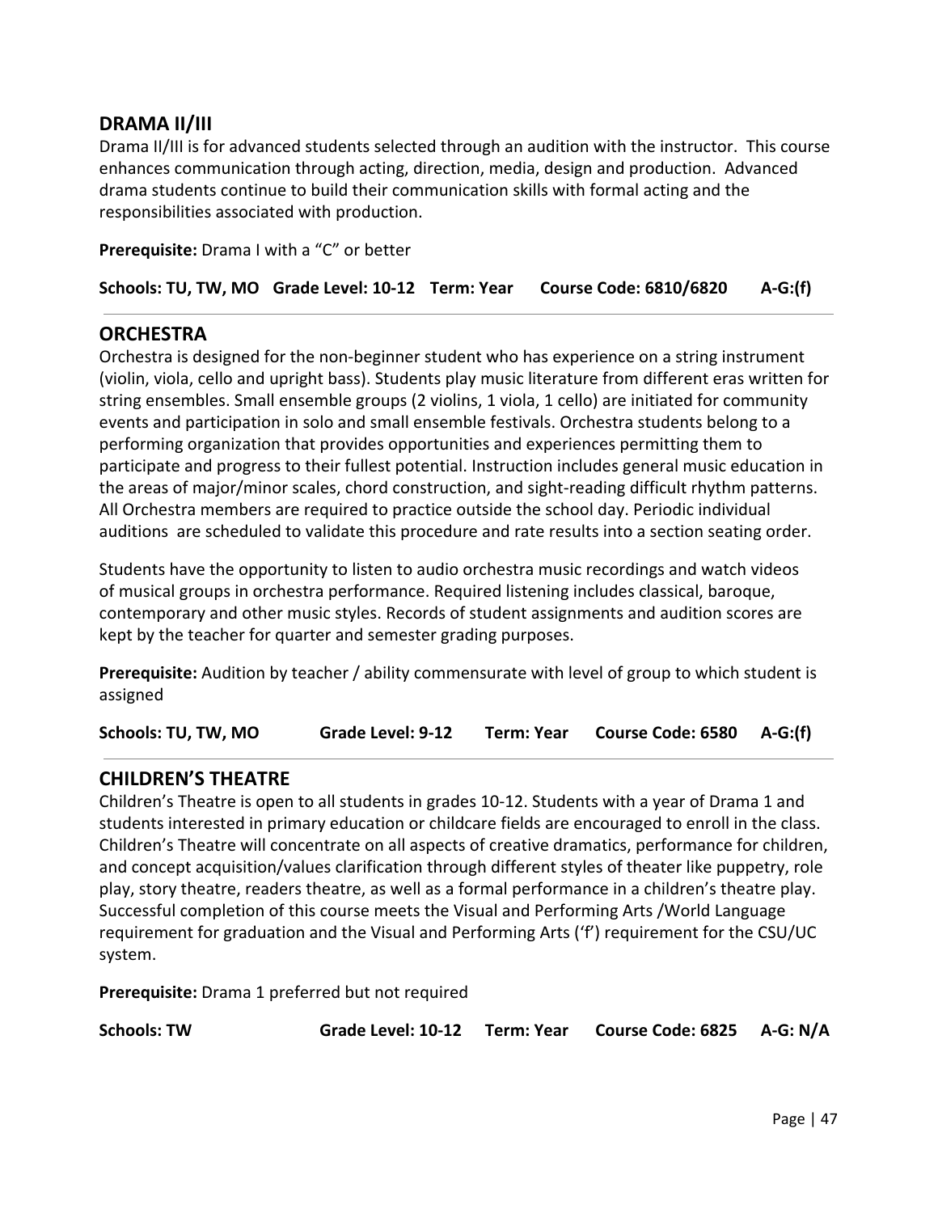## DRAMA II/III

Drama II/III is for advanced students selected through an audition with the instructor. This course enhances communication through acting, direction, media, design and production. Advanced drama students continue to build their communication skills with formal acting and the responsibilities associated with production.

**Prerequisite:** Drama I with a "C" or better

**Schools: TU, TW, MO  Grade Level: 10-12  Term: Year  Course Code: 6810/6820  A-G:(f)**

---

## ORCHESTRA

Orchestra is designed for the non-beginner student who has experience on a string instrument (violin, viola, cello and upright bass). Students play music literature from different eras written for string ensembles. Small ensemble groups (2 violins, 1 viola, 1 cello) are initiated for community events and participation in solo and small ensemble festivals. Orchestra students belong to a performing organization that provides opportunities and experiences permitting them to participate and progress to their fullest potential. Instruction includes general music education in the areas of major/minor scales, chord construction, and sight-reading difficult rhythm patterns. All Orchestra members are required to practice outside the school day. Periodic individual auditions are scheduled to validate this procedure and rate results into a section seating order.

Students have the opportunity to listen to audio orchestra music recordings and watch videos of musical groups in orchestra performance. Required listening includes classical, baroque, contemporary and other music styles. Records of student assignments and audition scores are kept by the teacher for quarter and semester grading purposes.

**Prerequisite:** Audition by teacher / ability commensurate with level of group to which student is assigned

**Schools: TU, TW, MO  Grade Level: 9-12  Term: Year  Course Code: 6580  A-G:(f)**

---

## CHILDREN'S THEATRE

Children's Theatre is open to all students in grades 10-12. Students with a year of Drama 1 and students interested in primary education or childcare fields are encouraged to enroll in the class. Children's Theatre will concentrate on all aspects of creative dramatics, performance for children, and concept acquisition/values clarification through different styles of theater like puppetry, role play, story theatre, readers theatre, as well as a formal performance in a children's theatre play. Successful completion of this course meets the Visual and Performing Arts /World Language requirement for graduation and the Visual and Performing Arts ('f') requirement for the CSU/UC system.

**Prerequisite:** Drama 1 preferred but not required

**Schools: TW  Grade Level: 10-12  Term: Year  Course Code: 6825  A-G: N/A**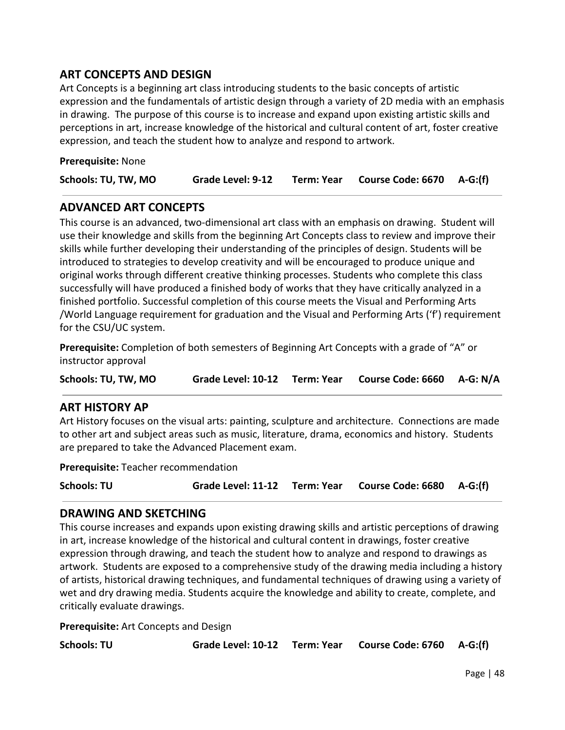## ART CONCEPTS AND DESIGN

Art Concepts is a beginning art class introducing students to the basic concepts of artistic expression and the fundamentals of artistic design through a variety of 2D media with an emphasis in drawing. The purpose of this course is to increase and expand upon existing artistic skills and perceptions in art, increase knowledge of the historical and cultural content of art, foster creative expression, and teach the student how to analyze and respond to artwork.

**Prerequisite:** None

**Schools: TU, TW, MO** **Grade Level: 9-12** **Term: Year** **Course Code: 6670** **A-G:(f)**

---

## ADVANCED ART CONCEPTS

This course is an advanced, two-dimensional art class with an emphasis on drawing. Student will use their knowledge and skills from the beginning Art Concepts class to review and improve their skills while further developing their understanding of the principles of design. Students will be introduced to strategies to develop creativity and will be encouraged to produce unique and original works through different creative thinking processes. Students who complete this class successfully will have produced a finished body of works that they have critically analyzed in a finished portfolio. Successful completion of this course meets the Visual and Performing Arts /World Language requirement for graduation and the Visual and Performing Arts ('f') requirement for the CSU/UC system.

**Prerequisite:** Completion of both semesters of Beginning Art Concepts with a grade of "A" or instructor approval

**Schools: TU, TW, MO** **Grade Level: 10-12** **Term: Year** **Course Code: 6660** **A-G: N/A**

---

## ART HISTORY AP

Art History focuses on the visual arts: painting, sculpture and architecture. Connections are made to other art and subject areas such as music, literature, drama, economics and history. Students are prepared to take the Advanced Placement exam.

**Prerequisite:** Teacher recommendation

**Schools: TU** **Grade Level: 11-12** **Term: Year** **Course Code: 6680** **A-G:(f)**

---

## DRAWING AND SKETCHING

This course increases and expands upon existing drawing skills and artistic perceptions of drawing in art, increase knowledge of the historical and cultural content in drawings, foster creative expression through drawing, and teach the student how to analyze and respond to drawings as artwork. Students are exposed to a comprehensive study of the drawing media including a history of artists, historical drawing techniques, and fundamental techniques of drawing using a variety of wet and dry drawing media. Students acquire the knowledge and ability to create, complete, and critically evaluate drawings.

**Prerequisite:** Art Concepts and Design

**Schools: TU** **Grade Level: 10-12** **Term: Year** **Course Code: 6760** **A-G:(f)**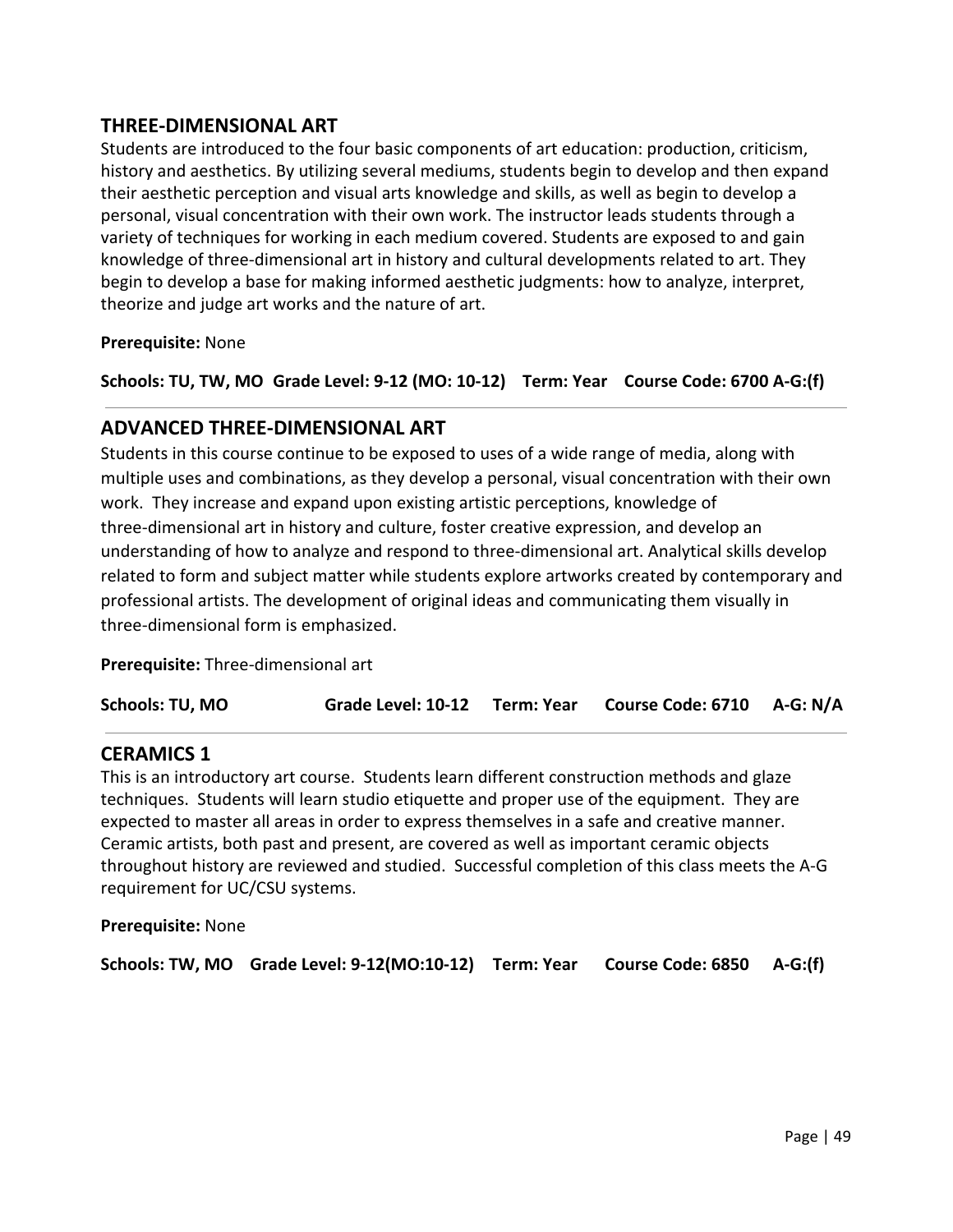## THREE-DIMENSIONAL ART

Students are introduced to the four basic components of art education: production, criticism, history and aesthetics. By utilizing several mediums, students begin to develop and then expand their aesthetic perception and visual arts knowledge and skills, as well as begin to develop a personal, visual concentration with their own work. The instructor leads students through a variety of techniques for working in each medium covered. Students are exposed to and gain knowledge of three-dimensional art in history and cultural developments related to art. They begin to develop a base for making informed aesthetic judgments: how to analyze, interpret, theorize and judge art works and the nature of art.

**Prerequisite:** None

**Schools: TU, TW, MO Grade Level: 9-12 (MO: 10-12) Term: Year Course Code: 6700 A-G:(f)**

---

## ADVANCED THREE-DIMENSIONAL ART

Students in this course continue to be exposed to uses of a wide range of media, along with multiple uses and combinations, as they develop a personal, visual concentration with their own work. They increase and expand upon existing artistic perceptions, knowledge of three-dimensional art in history and culture, foster creative expression, and develop an understanding of how to analyze and respond to three-dimensional art. Analytical skills develop related to form and subject matter while students explore artworks created by contemporary and professional artists. The development of original ideas and communicating them visually in three-dimensional form is emphasized.

**Prerequisite:** Three-dimensional art

**Schools: TU, MO Grade Level: 10-12 Term: Year Course Code: 6710 A-G: N/A**

---

## CERAMICS 1

This is an introductory art course. Students learn different construction methods and glaze techniques. Students will learn studio etiquette and proper use of the equipment. They are expected to master all areas in order to express themselves in a safe and creative manner. Ceramic artists, both past and present, are covered as well as important ceramic objects throughout history are reviewed and studied. Successful completion of this class meets the A-G requirement for UC/CSU systems.

**Prerequisite:** None

**Schools: TW, MO Grade Level: 9-12(MO:10-12) Term: Year Course Code: 6850 A-G:(f)**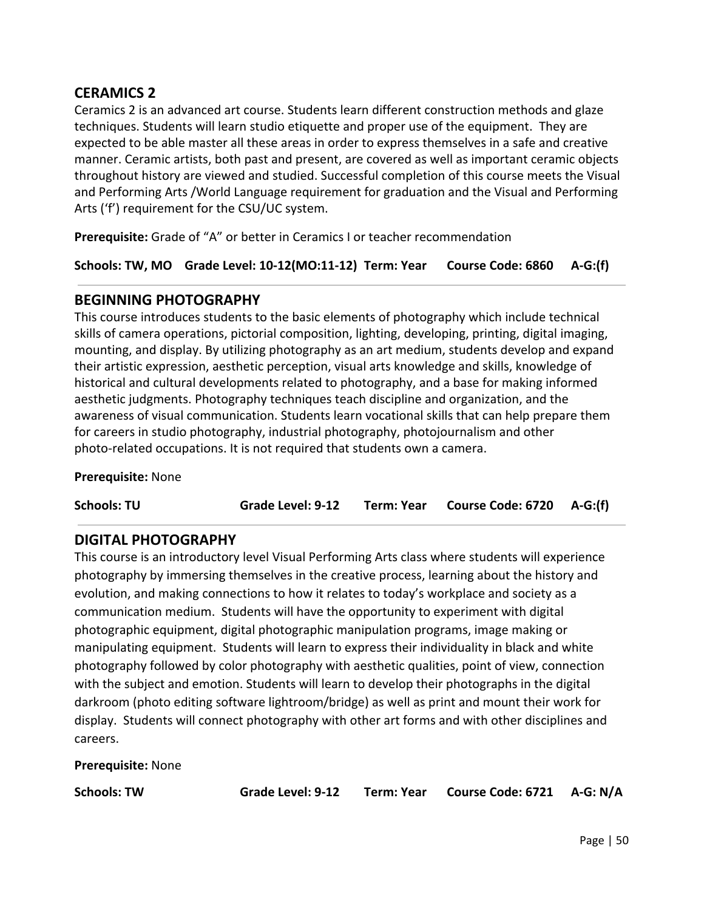## CERAMICS 2

Ceramics 2 is an advanced art course. Students learn different construction methods and glaze techniques. Students will learn studio etiquette and proper use of the equipment. They are expected to be able master all these areas in order to express themselves in a safe and creative manner. Ceramic artists, both past and present, are covered as well as important ceramic objects throughout history are viewed and studied. Successful completion of this course meets the Visual and Performing Arts /World Language requirement for graduation and the Visual and Performing Arts ('f') requirement for the CSU/UC system.

**Prerequisite:** Grade of "A" or better in Ceramics I or teacher recommendation

**Schools: TW, MO  Grade Level: 10-12(MO:11-12)  Term: Year  Course Code: 6860  A-G:(f)**

---

## BEGINNING PHOTOGRAPHY

This course introduces students to the basic elements of photography which include technical skills of camera operations, pictorial composition, lighting, developing, printing, digital imaging, mounting, and display. By utilizing photography as an art medium, students develop and expand their artistic expression, aesthetic perception, visual arts knowledge and skills, knowledge of historical and cultural developments related to photography, and a base for making informed aesthetic judgments. Photography techniques teach discipline and organization, and the awareness of visual communication. Students learn vocational skills that can help prepare them for careers in studio photography, industrial photography, photojournalism and other photo-related occupations. It is not required that students own a camera.

**Prerequisite:** None

**Schools: TU  Grade Level: 9-12  Term: Year  Course Code: 6720  A-G:(f)**

---

## DIGITAL PHOTOGRAPHY

This course is an introductory level Visual Performing Arts class where students will experience photography by immersing themselves in the creative process, learning about the history and evolution, and making connections to how it relates to today's workplace and society as a communication medium. Students will have the opportunity to experiment with digital photographic equipment, digital photographic manipulation programs, image making or manipulating equipment. Students will learn to express their individuality in black and white photography followed by color photography with aesthetic qualities, point of view, connection with the subject and emotion. Students will learn to develop their photographs in the digital darkroom (photo editing software lightroom/bridge) as well as print and mount their work for display. Students will connect photography with other art forms and with other disciplines and careers.

**Prerequisite:** None

**Schools: TW  Grade Level: 9-12  Term: Year  Course Code: 6721  A-G: N/A**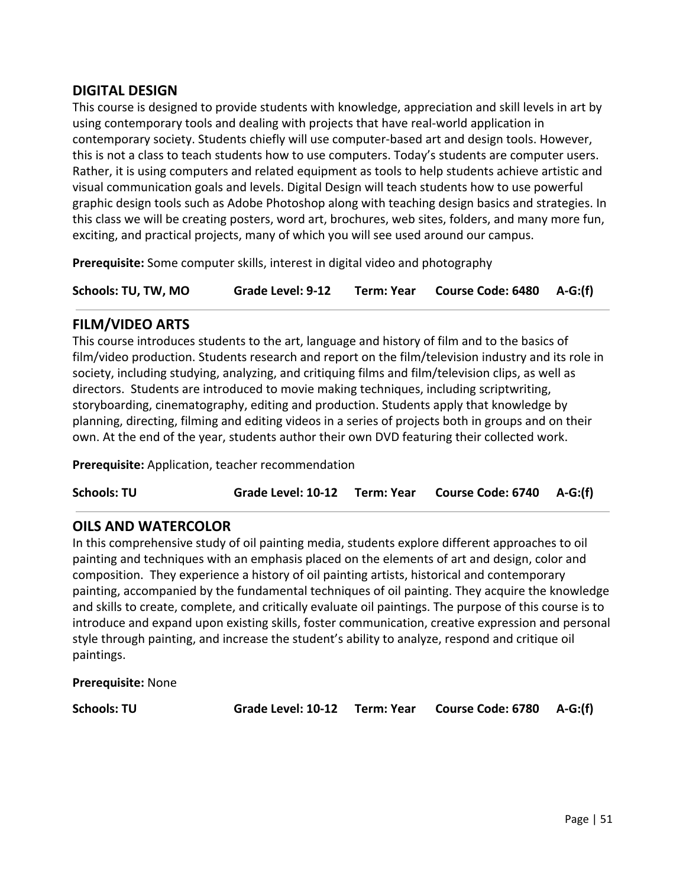## DIGITAL DESIGN

This course is designed to provide students with knowledge, appreciation and skill levels in art by using contemporary tools and dealing with projects that have real-world application in contemporary society. Students chiefly will use computer-based art and design tools. However, this is not a class to teach students how to use computers. Today's students are computer users. Rather, it is using computers and related equipment as tools to help students achieve artistic and visual communication goals and levels. Digital Design will teach students how to use powerful graphic design tools such as Adobe Photoshop along with teaching design basics and strategies. In this class we will be creating posters, word art, brochures, web sites, folders, and many more fun, exciting, and practical projects, many of which you will see used around our campus.

**Prerequisite:** Some computer skills, interest in digital video and photography

**Schools: TU, TW, MO** **Grade Level: 9-12** **Term: Year** **Course Code: 6480** **A-G:(f)**

---

## FILM/VIDEO ARTS

This course introduces students to the art, language and history of film and to the basics of film/video production. Students research and report on the film/television industry and its role in society, including studying, analyzing, and critiquing films and film/television clips, as well as directors. Students are introduced to movie making techniques, including scriptwriting, storyboarding, cinematography, editing and production. Students apply that knowledge by planning, directing, filming and editing videos in a series of projects both in groups and on their own. At the end of the year, students author their own DVD featuring their collected work.

**Prerequisite:** Application, teacher recommendation

**Schools: TU** **Grade Level: 10-12** **Term: Year** **Course Code: 6740** **A-G:(f)**

---

## OILS AND WATERCOLOR

In this comprehensive study of oil painting media, students explore different approaches to oil painting and techniques with an emphasis placed on the elements of art and design, color and composition. They experience a history of oil painting artists, historical and contemporary painting, accompanied by the fundamental techniques of oil painting. They acquire the knowledge and skills to create, complete, and critically evaluate oil paintings. The purpose of this course is to introduce and expand upon existing skills, foster communication, creative expression and personal style through painting, and increase the student's ability to analyze, respond and critique oil paintings.

**Prerequisite:** None

**Schools: TU** **Grade Level: 10-12** **Term: Year** **Course Code: 6780** **A-G:(f)**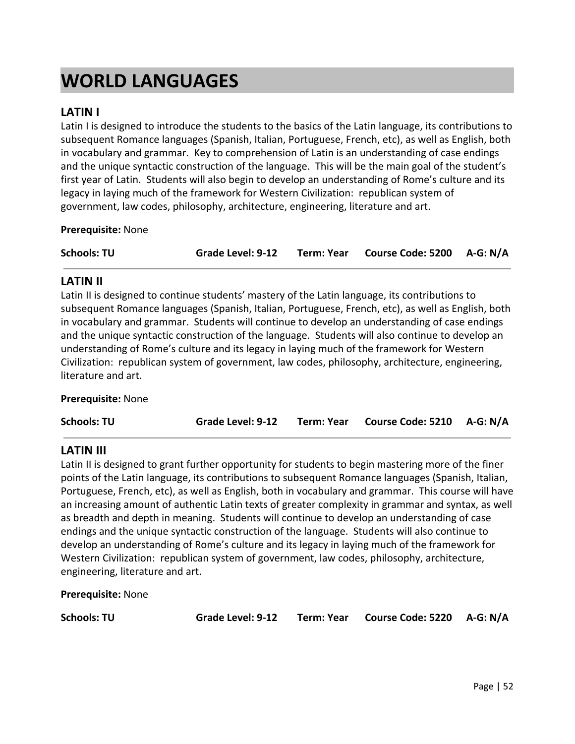# WORLD LANGUAGES

## LATIN I

Latin I is designed to introduce the students to the basics of the Latin language, its contributions to subsequent Romance languages (Spanish, Italian, Portuguese, French, etc), as well as English, both in vocabulary and grammar. Key to comprehension of Latin is an understanding of case endings and the unique syntactic construction of the language. This will be the main goal of the student's first year of Latin. Students will also begin to develop an understanding of Rome's culture and its legacy in laying much of the framework for Western Civilization: republican system of government, law codes, philosophy, architecture, engineering, literature and art.

**Prerequisite:** None

**Schools: TU** **Grade Level: 9-12** **Term: Year** **Course Code: 5200** **A-G: N/A**

---

## LATIN II

Latin II is designed to continue students' mastery of the Latin language, its contributions to subsequent Romance languages (Spanish, Italian, Portuguese, French, etc), as well as English, both in vocabulary and grammar. Students will continue to develop an understanding of case endings and the unique syntactic construction of the language. Students will also continue to develop an understanding of Rome's culture and its legacy in laying much of the framework for Western Civilization: republican system of government, law codes, philosophy, architecture, engineering, literature and art.

**Prerequisite:** None

**Schools: TU** **Grade Level: 9-12** **Term: Year** **Course Code: 5210** **A-G: N/A**

---

## LATIN III

Latin II is designed to grant further opportunity for students to begin mastering more of the finer points of the Latin language, its contributions to subsequent Romance languages (Spanish, Italian, Portuguese, French, etc), as well as English, both in vocabulary and grammar. This course will have an increasing amount of authentic Latin texts of greater complexity in grammar and syntax, as well as breadth and depth in meaning. Students will continue to develop an understanding of case endings and the unique syntactic construction of the language. Students will also continue to develop an understanding of Rome's culture and its legacy in laying much of the framework for Western Civilization: republican system of government, law codes, philosophy, architecture, engineering, literature and art.

**Prerequisite:** None

**Schools: TU** **Grade Level: 9-12** **Term: Year** **Course Code: 5220** **A-G: N/A**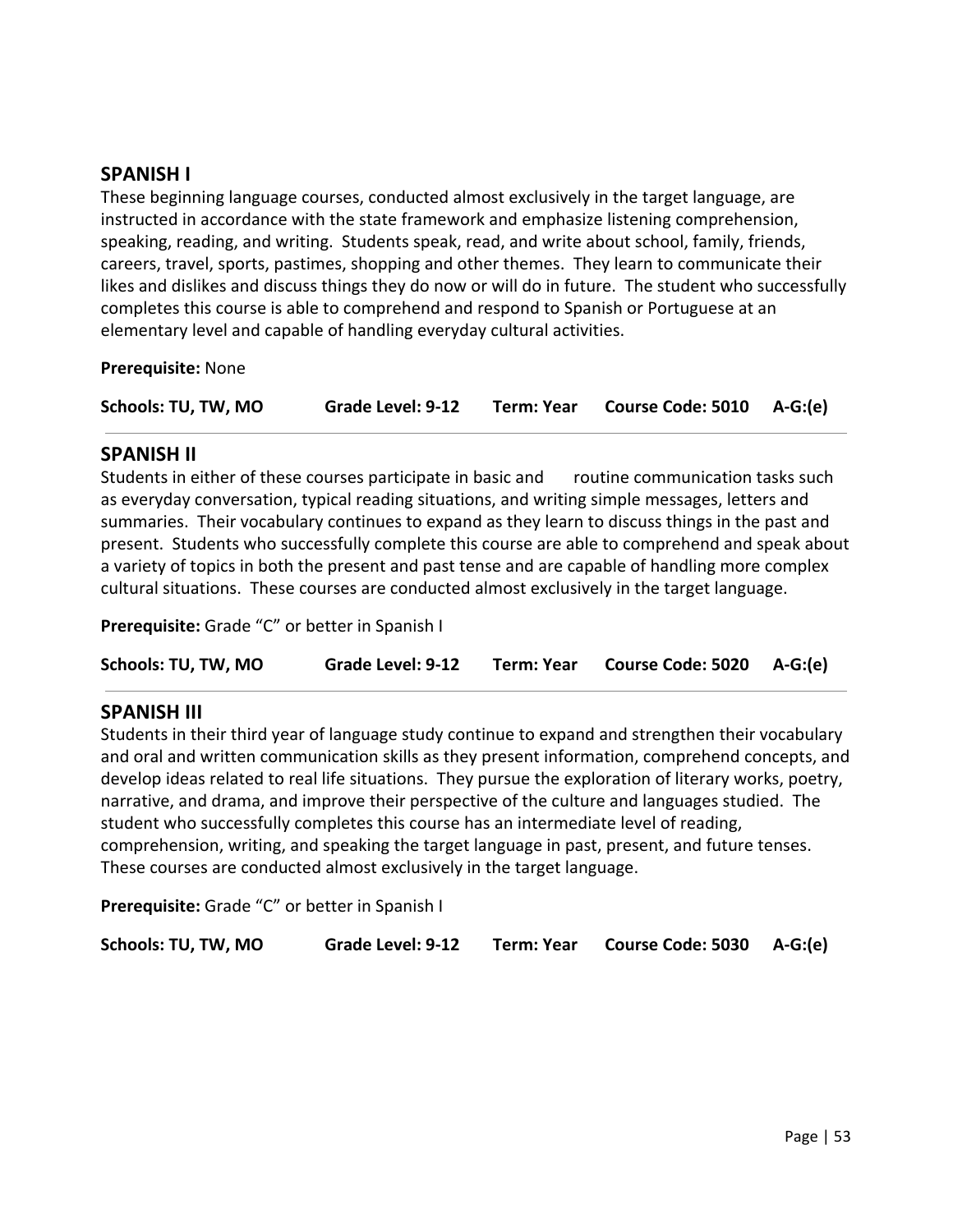## SPANISH I

These beginning language courses, conducted almost exclusively in the target language, are instructed in accordance with the state framework and emphasize listening comprehension, speaking, reading, and writing. Students speak, read, and write about school, family, friends, careers, travel, sports, pastimes, shopping and other themes. They learn to communicate their likes and dislikes and discuss things they do now or will do in future. The student who successfully completes this course is able to comprehend and respond to Spanish or Portuguese at an elementary level and capable of handling everyday cultural activities.

**Prerequisite:** None

**Schools: TU, TW, MO** **Grade Level: 9-12** **Term: Year** **Course Code: 5010** **A-G:(e)**

---

## SPANISH II

Students in either of these courses participate in basic and routine communication tasks such as everyday conversation, typical reading situations, and writing simple messages, letters and summaries. Their vocabulary continues to expand as they learn to discuss things in the past and present. Students who successfully complete this course are able to comprehend and speak about a variety of topics in both the present and past tense and are capable of handling more complex cultural situations. These courses are conducted almost exclusively in the target language.

**Prerequisite:** Grade "C" or better in Spanish I

**Schools: TU, TW, MO** **Grade Level: 9-12** **Term: Year** **Course Code: 5020** **A-G:(e)**

---

## SPANISH III

Students in their third year of language study continue to expand and strengthen their vocabulary and oral and written communication skills as they present information, comprehend concepts, and develop ideas related to real life situations. They pursue the exploration of literary works, poetry, narrative, and drama, and improve their perspective of the culture and languages studied. The student who successfully completes this course has an intermediate level of reading, comprehension, writing, and speaking the target language in past, present, and future tenses. These courses are conducted almost exclusively in the target language.

**Prerequisite:** Grade "C" or better in Spanish I

**Schools: TU, TW, MO** **Grade Level: 9-12** **Term: Year** **Course Code: 5030** **A-G:(e)**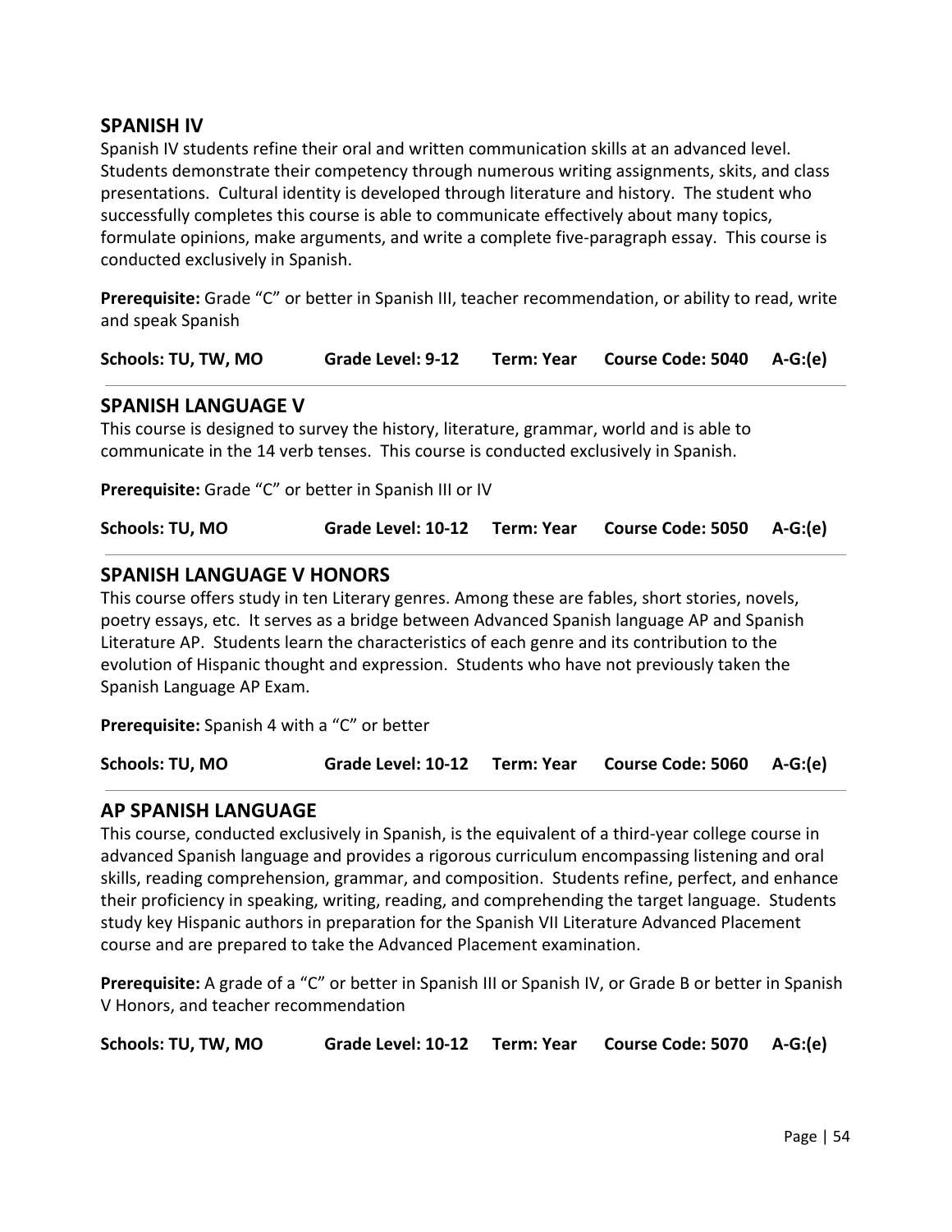## SPANISH IV

Spanish IV students refine their oral and written communication skills at an advanced level. Students demonstrate their competency through numerous writing assignments, skits, and class presentations. Cultural identity is developed through literature and history. The student who successfully completes this course is able to communicate effectively about many topics, formulate opinions, make arguments, and write a complete five-paragraph essay. This course is conducted exclusively in Spanish.

**Prerequisite:** Grade "C" or better in Spanish III, teacher recommendation, or ability to read, write and speak Spanish

**Schools: TU, TW, MO** **Grade Level: 9-12** **Term: Year** **Course Code: 5040** **A-G:(e)**

---

## SPANISH LANGUAGE V

This course is designed to survey the history, literature, grammar, world and is able to communicate in the 14 verb tenses. This course is conducted exclusively in Spanish.

**Prerequisite:** Grade "C" or better in Spanish III or IV

**Schools: TU, MO** **Grade Level: 10-12** **Term: Year** **Course Code: 5050** **A-G:(e)**

---

## SPANISH LANGUAGE V HONORS

This course offers study in ten Literary genres. Among these are fables, short stories, novels, poetry essays, etc. It serves as a bridge between Advanced Spanish language AP and Spanish Literature AP. Students learn the characteristics of each genre and its contribution to the evolution of Hispanic thought and expression. Students who have not previously taken the Spanish Language AP Exam.

**Prerequisite:** Spanish 4 with a "C" or better

**Schools: TU, MO** **Grade Level: 10-12** **Term: Year** **Course Code: 5060** **A-G:(e)**

---

## AP SPANISH LANGUAGE

This course, conducted exclusively in Spanish, is the equivalent of a third-year college course in advanced Spanish language and provides a rigorous curriculum encompassing listening and oral skills, reading comprehension, grammar, and composition. Students refine, perfect, and enhance their proficiency in speaking, writing, reading, and comprehending the target language. Students study key Hispanic authors in preparation for the Spanish VII Literature Advanced Placement course and are prepared to take the Advanced Placement examination.

**Prerequisite:** A grade of a "C" or better in Spanish III or Spanish IV, or Grade B or better in Spanish V Honors, and teacher recommendation

**Schools: TU, TW, MO** **Grade Level: 10-12** **Term: Year** **Course Code: 5070** **A-G:(e)**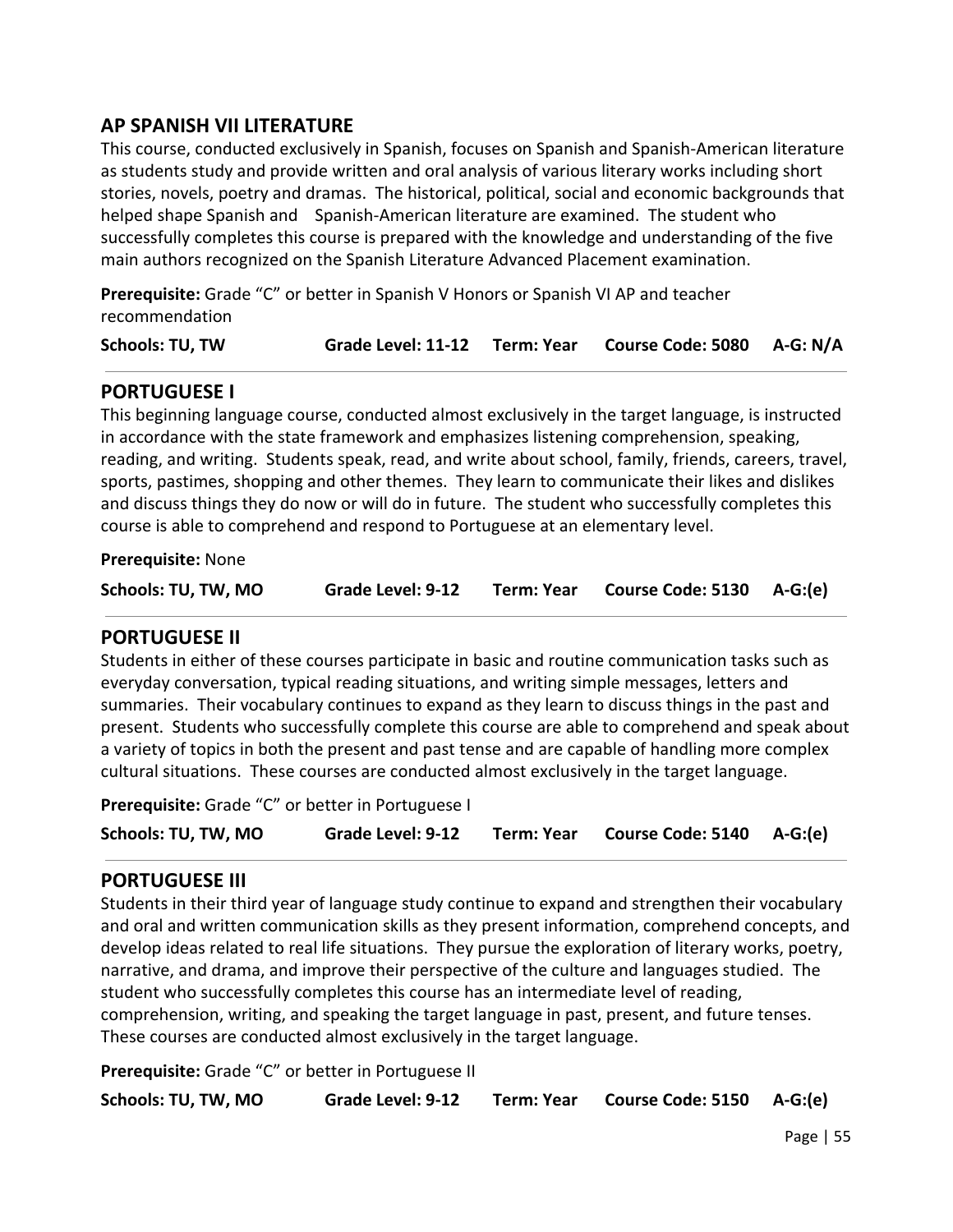## AP SPANISH VII LITERATURE

This course, conducted exclusively in Spanish, focuses on Spanish and Spanish-American literature as students study and provide written and oral analysis of various literary works including short stories, novels, poetry and dramas. The historical, political, social and economic backgrounds that helped shape Spanish and Spanish-American literature are examined. The student who successfully completes this course is prepared with the knowledge and understanding of the five main authors recognized on the Spanish Literature Advanced Placement examination.

**Prerequisite:** Grade "C" or better in Spanish V Honors or Spanish VI AP and teacher recommendation

**Schools: TU, TW** **Grade Level: 11-12** **Term: Year** **Course Code: 5080** **A-G: N/A**

---

## PORTUGUESE I

This beginning language course, conducted almost exclusively in the target language, is instructed in accordance with the state framework and emphasizes listening comprehension, speaking, reading, and writing. Students speak, read, and write about school, family, friends, careers, travel, sports, pastimes, shopping and other themes. They learn to communicate their likes and dislikes and discuss things they do now or will do in future. The student who successfully completes this course is able to comprehend and respond to Portuguese at an elementary level.

**Prerequisite:** None

**Schools: TU, TW, MO** **Grade Level: 9-12** **Term: Year** **Course Code: 5130** **A-G:(e)**

---

## PORTUGUESE II

Students in either of these courses participate in basic and routine communication tasks such as everyday conversation, typical reading situations, and writing simple messages, letters and summaries. Their vocabulary continues to expand as they learn to discuss things in the past and present. Students who successfully complete this course are able to comprehend and speak about a variety of topics in both the present and past tense and are capable of handling more complex cultural situations. These courses are conducted almost exclusively in the target language.

**Prerequisite:** Grade "C" or better in Portuguese I

**Schools: TU, TW, MO** **Grade Level: 9-12** **Term: Year** **Course Code: 5140** **A-G:(e)**

---

## PORTUGUESE III

Students in their third year of language study continue to expand and strengthen their vocabulary and oral and written communication skills as they present information, comprehend concepts, and develop ideas related to real life situations. They pursue the exploration of literary works, poetry, narrative, and drama, and improve their perspective of the culture and languages studied. The student who successfully completes this course has an intermediate level of reading, comprehension, writing, and speaking the target language in past, present, and future tenses. These courses are conducted almost exclusively in the target language.

**Prerequisite:** Grade "C" or better in Portuguese II

**Schools: TU, TW, MO** **Grade Level: 9-12** **Term: Year** **Course Code: 5150** **A-G:(e)**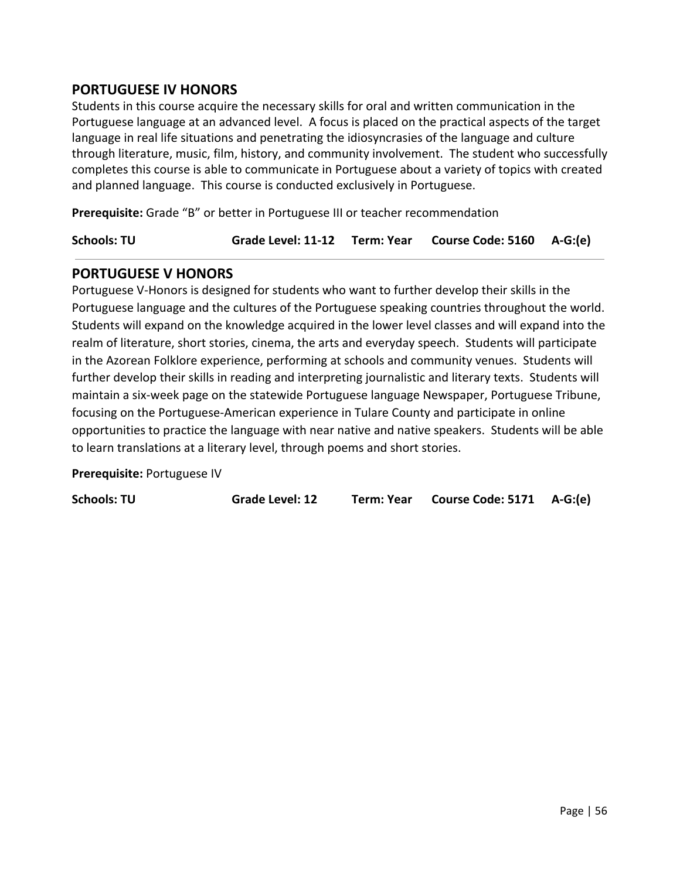## PORTUGUESE IV HONORS

Students in this course acquire the necessary skills for oral and written communication in the Portuguese language at an advanced level. A focus is placed on the practical aspects of the target language in real life situations and penetrating the idiosyncrasies of the language and culture through literature, music, film, history, and community involvement. The student who successfully completes this course is able to communicate in Portuguese about a variety of topics with created and planned language. This course is conducted exclusively in Portuguese.

**Prerequisite:** Grade "B" or better in Portuguese III or teacher recommendation

**Schools: TU** **Grade Level: 11-12** **Term: Year** **Course Code: 5160** **A-G:(e)**

---

## PORTUGUESE V HONORS

Portuguese V-Honors is designed for students who want to further develop their skills in the Portuguese language and the cultures of the Portuguese speaking countries throughout the world. Students will expand on the knowledge acquired in the lower level classes and will expand into the realm of literature, short stories, cinema, the arts and everyday speech. Students will participate in the Azorean Folklore experience, performing at schools and community venues. Students will further develop their skills in reading and interpreting journalistic and literary texts. Students will maintain a six-week page on the statewide Portuguese language Newspaper, Portuguese Tribune, focusing on the Portuguese-American experience in Tulare County and participate in online opportunities to practice the language with near native and native speakers. Students will be able to learn translations at a literary level, through poems and short stories.

**Prerequisite:** Portuguese IV

**Schools: TU** **Grade Level: 12** **Term: Year** **Course Code: 5171** **A-G:(e)**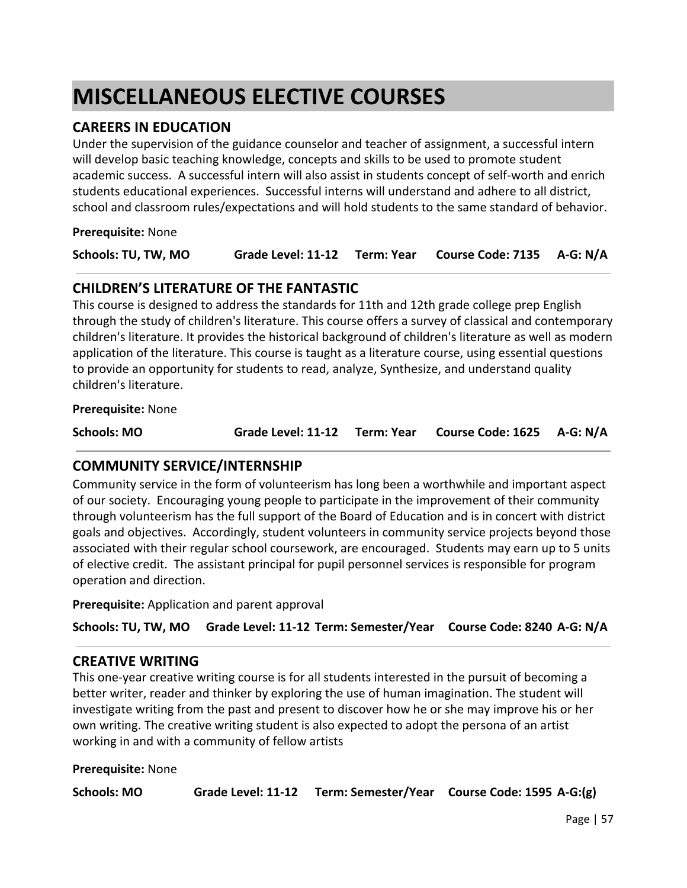# MISCELLANEOUS ELECTIVE COURSES

## CAREERS IN EDUCATION

Under the supervision of the guidance counselor and teacher of assignment, a successful intern will develop basic teaching knowledge, concepts and skills to be used to promote student academic success.  A successful intern will also assist in students concept of self-worth and enrich students educational experiences.  Successful interns will understand and adhere to all district, school and classroom rules/expectations and will hold students to the same standard of behavior.

**Prerequisite:** None

**Schools: TU, TW, MO** **Grade Level: 11-12** **Term: Year** **Course Code: 7135** **A-G: N/A**

---

## CHILDREN'S LITERATURE OF THE FANTASTIC

This course is designed to address the standards for 11th and 12th grade college prep English through the study of children's literature. This course offers a survey of classical and contemporary children's literature. It provides the historical background of children's literature as well as modern application of the literature. This course is taught as a literature course, using essential questions to provide an opportunity for students to read, analyze, Synthesize, and understand quality children's literature.

**Prerequisite:** None

**Schools: MO** **Grade Level: 11-12** **Term: Year** **Course Code: 1625** **A-G: N/A**

---

## COMMUNITY SERVICE/INTERNSHIP

Community service in the form of volunteerism has long been a worthwhile and important aspect of our society.  Encouraging young people to participate in the improvement of their community through volunteerism has the full support of the Board of Education and is in concert with district goals and objectives.  Accordingly, student volunteers in community service projects beyond those associated with their regular school coursework, are encouraged.  Students may earn up to 5 units of elective credit.  The assistant principal for pupil personnel services is responsible for program operation and direction.

**Prerequisite:** Application and parent approval

**Schools: TU, TW, MO** **Grade Level: 11-12** **Term: Semester/Year** **Course Code: 8240** **A-G: N/A**

---

## CREATIVE WRITING

This one-year creative writing course is for all students interested in the pursuit of becoming a better writer, reader and thinker by exploring the use of human imagination. The student will investigate writing from the past and present to discover how he or she may improve his or her own writing. The creative writing student is also expected to adopt the persona of an artist working in and with a community of fellow artists

**Prerequisite:** None

**Schools: MO** **Grade Level: 11-12** **Term: Semester/Year** **Course Code: 1595** **A-G:(g)**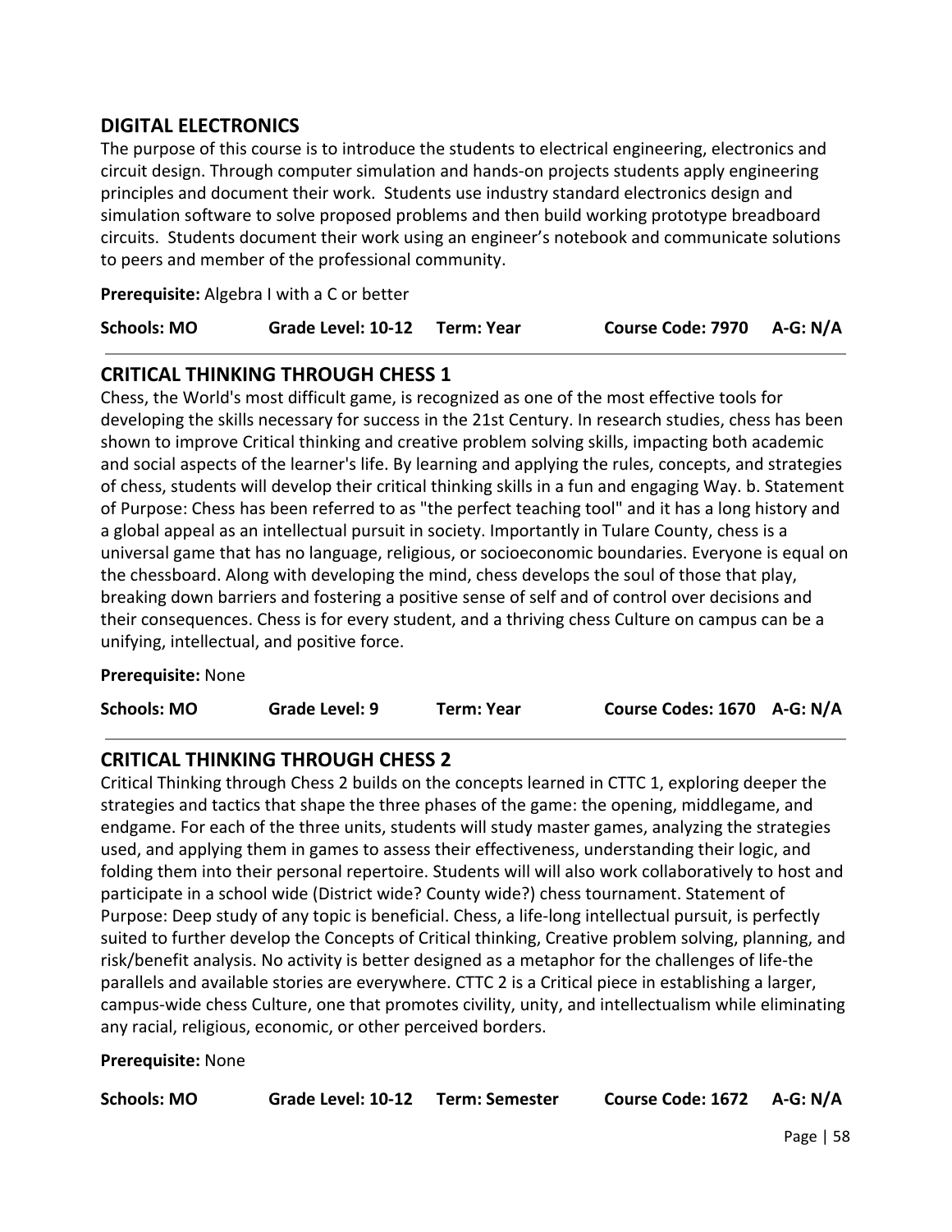## DIGITAL ELECTRONICS

The purpose of this course is to introduce the students to electrical engineering, electronics and circuit design. Through computer simulation and hands-on projects students apply engineering principles and document their work. Students use industry standard electronics design and simulation software to solve proposed problems and then build working prototype breadboard circuits. Students document their work using an engineer's notebook and communicate solutions to peers and member of the professional community.

**Prerequisite:** Algebra I with a C or better

**Schools: MO** **Grade Level: 10-12** **Term: Year** **Course Code: 7970** **A-G: N/A**

---

## CRITICAL THINKING THROUGH CHESS 1

Chess, the World's most difficult game, is recognized as one of the most effective tools for developing the skills necessary for success in the 21st Century. In research studies, chess has been shown to improve Critical thinking and creative problem solving skills, impacting both academic and social aspects of the learner's life. By learning and applying the rules, concepts, and strategies of chess, students will develop their critical thinking skills in a fun and engaging Way. b. Statement of Purpose: Chess has been referred to as "the perfect teaching tool" and it has a long history and a global appeal as an intellectual pursuit in society. Importantly in Tulare County, chess is a universal game that has no language, religious, or socioeconomic boundaries. Everyone is equal on the chessboard. Along with developing the mind, chess develops the soul of those that play, breaking down barriers and fostering a positive sense of self and of control over decisions and their consequences. Chess is for every student, and a thriving chess Culture on campus can be a unifying, intellectual, and positive force.

**Prerequisite:** None

**Schools: MO** **Grade Level: 9** **Term: Year** **Course Codes: 1670** **A-G: N/A**

---

## CRITICAL THINKING THROUGH CHESS 2

Critical Thinking through Chess 2 builds on the concepts learned in CTTC 1, exploring deeper the strategies and tactics that shape the three phases of the game: the opening, middlegame, and endgame. For each of the three units, students will study master games, analyzing the strategies used, and applying them in games to assess their effectiveness, understanding their logic, and folding them into their personal repertoire. Students will will also work collaboratively to host and participate in a school wide (District wide? County wide?) chess tournament. Statement of Purpose: Deep study of any topic is beneficial. Chess, a life-long intellectual pursuit, is perfectly suited to further develop the Concepts of Critical thinking, Creative problem solving, planning, and risk/benefit analysis. No activity is better designed as a metaphor for the challenges of life-the parallels and available stories are everywhere. CTTC 2 is a Critical piece in establishing a larger, campus-wide chess Culture, one that promotes civility, unity, and intellectualism while eliminating any racial, religious, economic, or other perceived borders.

**Prerequisite:** None

**Schools: MO** **Grade Level: 10-12** **Term: Semester** **Course Code: 1672** **A-G: N/A**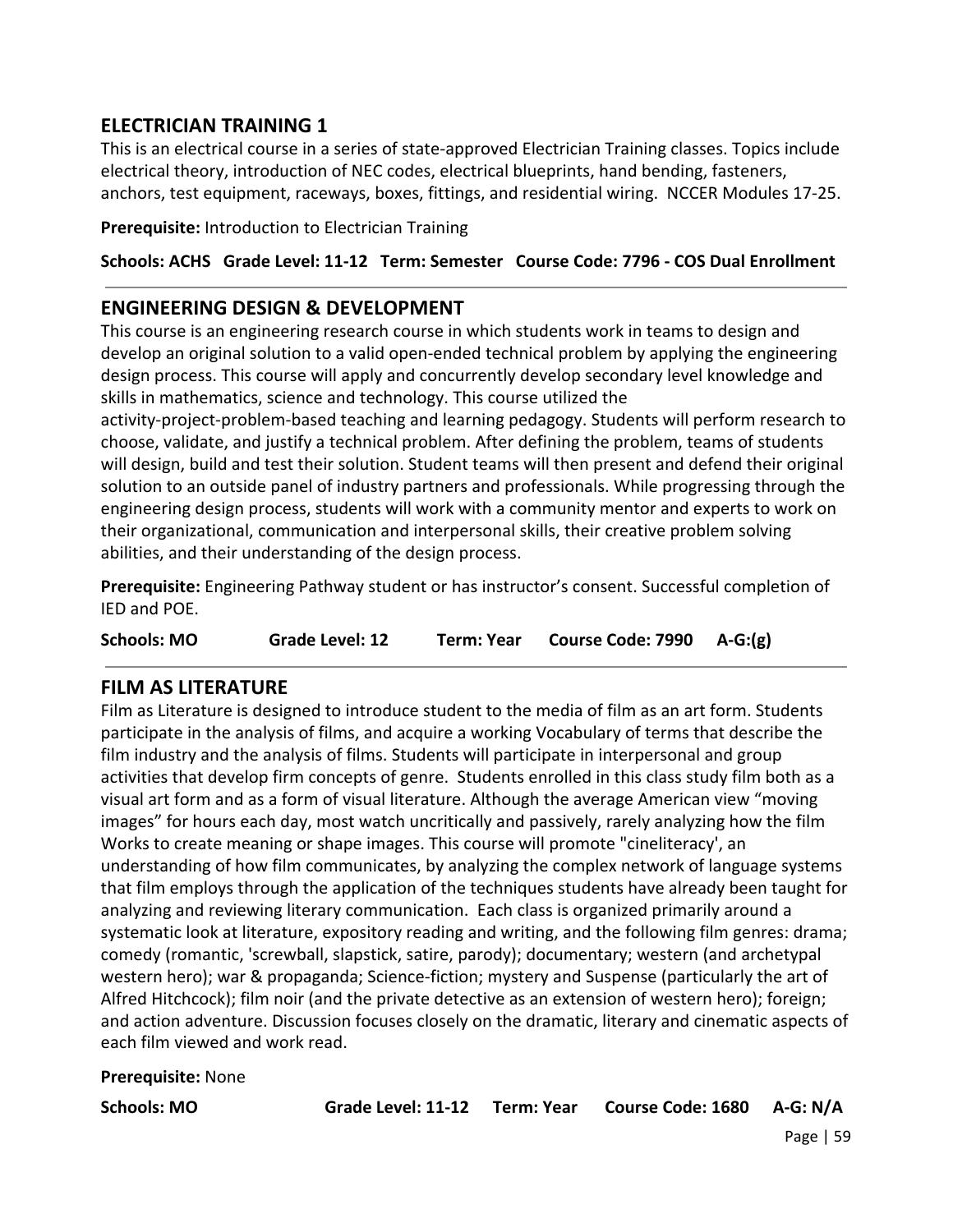## ELECTRICIAN TRAINING 1

This is an electrical course in a series of state-approved Electrician Training classes. Topics include electrical theory, introduction of NEC codes, electrical blueprints, hand bending, fasteners, anchors, test equipment, raceways, boxes, fittings, and residential wiring. NCCER Modules 17-25.

**Prerequisite:** Introduction to Electrician Training

**Schools: ACHS Grade Level: 11-12 Term: Semester Course Code: 7796 - COS Dual Enrollment**

---

## ENGINEERING DESIGN & DEVELOPMENT

This course is an engineering research course in which students work in teams to design and develop an original solution to a valid open-ended technical problem by applying the engineering design process. This course will apply and concurrently develop secondary level knowledge and skills in mathematics, science and technology. This course utilized the activity-project-problem-based teaching and learning pedagogy. Students will perform research to choose, validate, and justify a technical problem. After defining the problem, teams of students will design, build and test their solution. Student teams will then present and defend their original solution to an outside panel of industry partners and professionals. While progressing through the engineering design process, students will work with a community mentor and experts to work on their organizational, communication and interpersonal skills, their creative problem solving abilities, and their understanding of the design process.

**Prerequisite:** Engineering Pathway student or has instructor's consent. Successful completion of IED and POE.

**Schools: MO Grade Level: 12 Term: Year Course Code: 7990 A-G:(g)**

---

## FILM AS LITERATURE

Film as Literature is designed to introduce student to the media of film as an art form. Students participate in the analysis of films, and acquire a working Vocabulary of terms that describe the film industry and the analysis of films. Students will participate in interpersonal and group activities that develop firm concepts of genre. Students enrolled in this class study film both as a visual art form and as a form of visual literature. Although the average American view "moving images" for hours each day, most watch uncritically and passively, rarely analyzing how the film Works to create meaning or shape images. This course will promote "cineliteracy', an understanding of how film communicates, by analyzing the complex network of language systems that film employs through the application of the techniques students have already been taught for analyzing and reviewing literary communication. Each class is organized primarily around a systematic look at literature, expository reading and writing, and the following film genres: drama; comedy (romantic, 'screwball, slapstick, satire, parody); documentary; western (and archetypal western hero); war & propaganda; Science-fiction; mystery and Suspense (particularly the art of Alfred Hitchcock); film noir (and the private detective as an extension of western hero); foreign; and action adventure. Discussion focuses closely on the dramatic, literary and cinematic aspects of each film viewed and work read.

**Prerequisite:** None

**Schools: MO Grade Level: 11-12 Term: Year Course Code: 1680 A-G: N/A**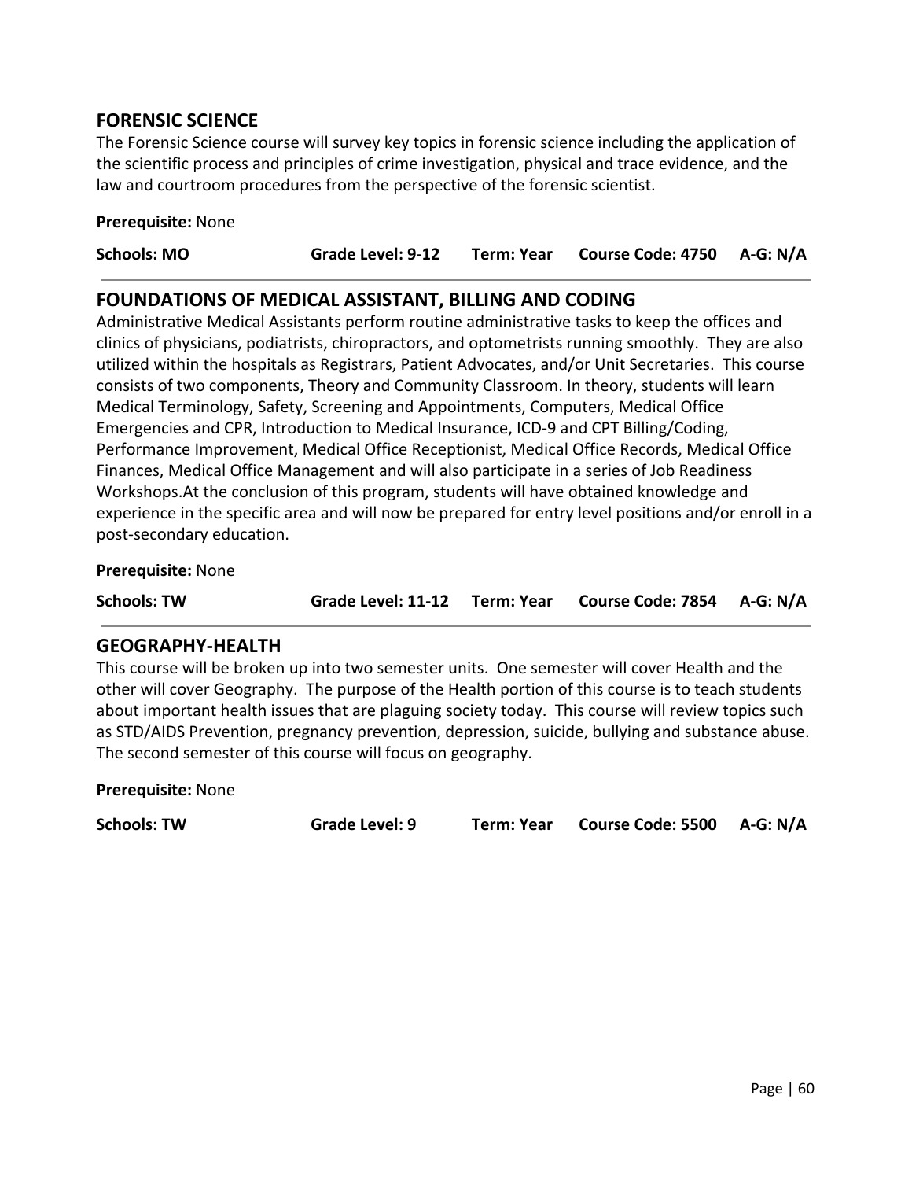## FORENSIC SCIENCE

The Forensic Science course will survey key topics in forensic science including the application of the scientific process and principles of crime investigation, physical and trace evidence, and the law and courtroom procedures from the perspective of the forensic scientist.

**Prerequisite:** None

**Schools: MO** **Grade Level: 9-12** **Term: Year** **Course Code: 4750** **A-G: N/A**

---

## FOUNDATIONS OF MEDICAL ASSISTANT, BILLING AND CODING

Administrative Medical Assistants perform routine administrative tasks to keep the offices and clinics of physicians, podiatrists, chiropractors, and optometrists running smoothly. They are also utilized within the hospitals as Registrars, Patient Advocates, and/or Unit Secretaries. This course consists of two components, Theory and Community Classroom. In theory, students will learn Medical Terminology, Safety, Screening and Appointments, Computers, Medical Office Emergencies and CPR, Introduction to Medical Insurance, ICD-9 and CPT Billing/Coding, Performance Improvement, Medical Office Receptionist, Medical Office Records, Medical Office Finances, Medical Office Management and will also participate in a series of Job Readiness Workshops.At the conclusion of this program, students will have obtained knowledge and experience in the specific area and will now be prepared for entry level positions and/or enroll in a post-secondary education.

**Prerequisite:** None

**Schools: TW** **Grade Level: 11-12** **Term: Year** **Course Code: 7854** **A-G: N/A**

---

## GEOGRAPHY-HEALTH

This course will be broken up into two semester units. One semester will cover Health and the other will cover Geography. The purpose of the Health portion of this course is to teach students about important health issues that are plaguing society today. This course will review topics such as STD/AIDS Prevention, pregnancy prevention, depression, suicide, bullying and substance abuse. The second semester of this course will focus on geography.

**Prerequisite:** None

**Schools: TW** **Grade Level: 9** **Term: Year** **Course Code: 5500** **A-G: N/A**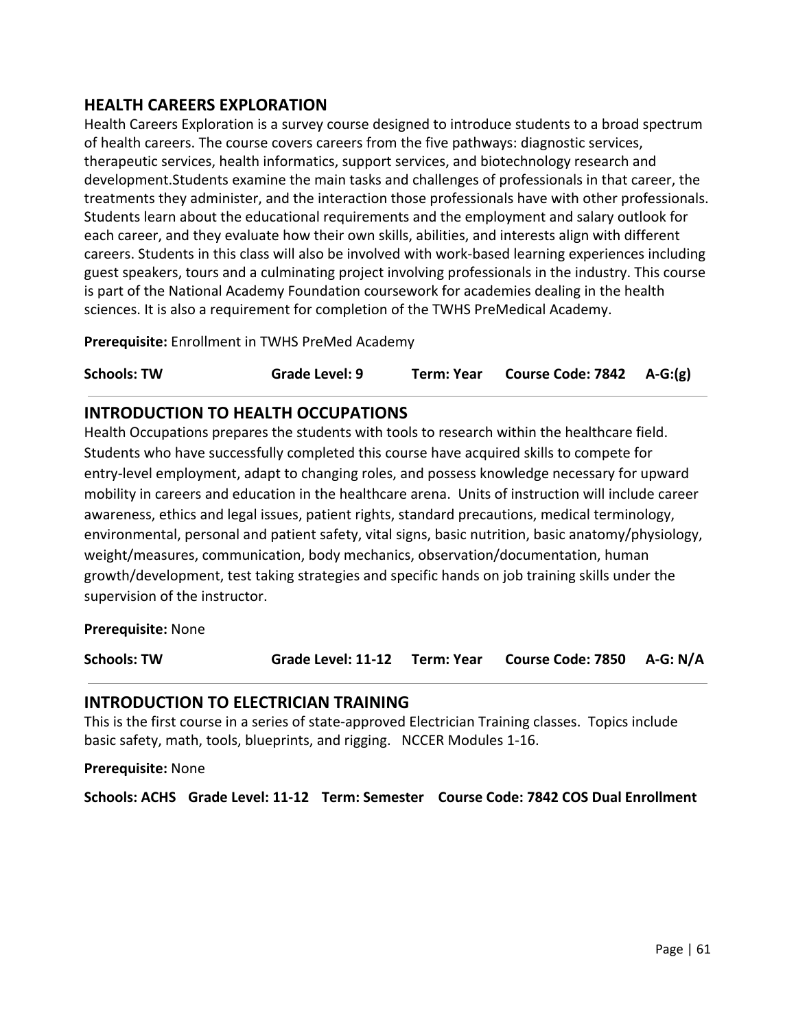## HEALTH CAREERS EXPLORATION

Health Careers Exploration is a survey course designed to introduce students to a broad spectrum of health careers. The course covers careers from the five pathways: diagnostic services, therapeutic services, health informatics, support services, and biotechnology research and development.Students examine the main tasks and challenges of professionals in that career, the treatments they administer, and the interaction those professionals have with other professionals. Students learn about the educational requirements and the employment and salary outlook for each career, and they evaluate how their own skills, abilities, and interests align with different careers. Students in this class will also be involved with work-based learning experiences including guest speakers, tours and a culminating project involving professionals in the industry. This course is part of the National Academy Foundation coursework for academies dealing in the health sciences. It is also a requirement for completion of the TWHS PreMedical Academy.

**Prerequisite:** Enrollment in TWHS PreMed Academy

**Schools: TW** **Grade Level: 9** **Term: Year** **Course Code: 7842** **A-G:(g)**

---

## INTRODUCTION TO HEALTH OCCUPATIONS

Health Occupations prepares the students with tools to research within the healthcare field. Students who have successfully completed this course have acquired skills to compete for entry-level employment, adapt to changing roles, and possess knowledge necessary for upward mobility in careers and education in the healthcare arena. Units of instruction will include career awareness, ethics and legal issues, patient rights, standard precautions, medical terminology, environmental, personal and patient safety, vital signs, basic nutrition, basic anatomy/physiology, weight/measures, communication, body mechanics, observation/documentation, human growth/development, test taking strategies and specific hands on job training skills under the supervision of the instructor.

**Prerequisite:** None

**Schools: TW** **Grade Level: 11-12** **Term: Year** **Course Code: 7850** **A-G: N/A**

---

## INTRODUCTION TO ELECTRICIAN TRAINING

This is the first course in a series of state-approved Electrician Training classes. Topics include basic safety, math, tools, blueprints, and rigging. NCCER Modules 1-16.

**Prerequisite:** None

**Schools: ACHS Grade Level: 11-12 Term: Semester Course Code: 7842 COS Dual Enrollment**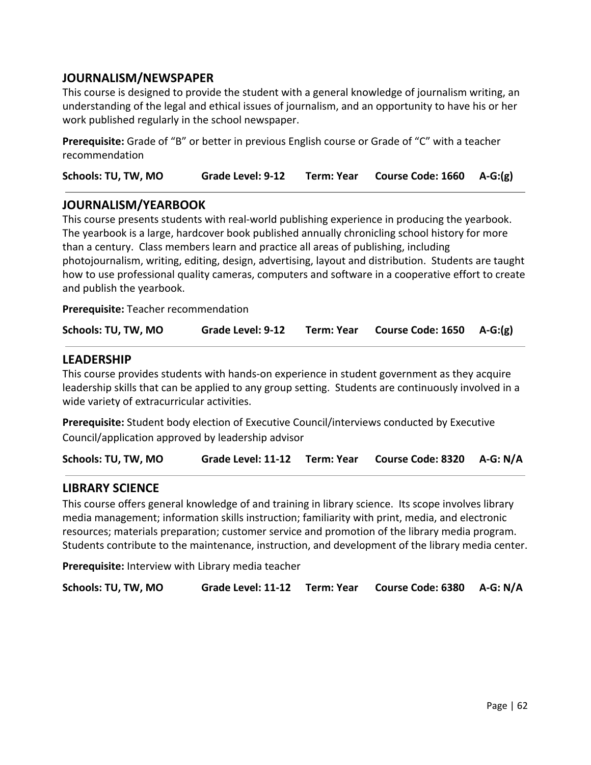## JOURNALISM/NEWSPAPER

This course is designed to provide the student with a general knowledge of journalism writing, an understanding of the legal and ethical issues of journalism, and an opportunity to have his or her work published regularly in the school newspaper.

**Prerequisite:** Grade of “B” or better in previous English course or Grade of “C” with a teacher recommendation

**Schools: TU, TW, MO** **Grade Level: 9-12** **Term: Year** **Course Code: 1660** **A-G:(g)**

---

## JOURNALISM/YEARBOOK

This course presents students with real-world publishing experience in producing the yearbook. The yearbook is a large, hardcover book published annually chronicling school history for more than a century. Class members learn and practice all areas of publishing, including photojournalism, writing, editing, design, advertising, layout and distribution. Students are taught how to use professional quality cameras, computers and software in a cooperative effort to create and publish the yearbook.

**Prerequisite:** Teacher recommendation

**Schools: TU, TW, MO** **Grade Level: 9-12** **Term: Year** **Course Code: 1650** **A-G:(g)**

---

## LEADERSHIP

This course provides students with hands-on experience in student government as they acquire leadership skills that can be applied to any group setting. Students are continuously involved in a wide variety of extracurricular activities.

**Prerequisite:** Student body election of Executive Council/interviews conducted by Executive Council/application approved by leadership advisor

**Schools: TU, TW, MO** **Grade Level: 11-12** **Term: Year** **Course Code: 8320** **A-G: N/A**

---

## LIBRARY SCIENCE

This course offers general knowledge of and training in library science. Its scope involves library media management; information skills instruction; familiarity with print, media, and electronic resources; materials preparation; customer service and promotion of the library media program. Students contribute to the maintenance, instruction, and development of the library media center.

**Prerequisite:** Interview with Library media teacher

**Schools: TU, TW, MO** **Grade Level: 11-12** **Term: Year** **Course Code: 6380** **A-G: N/A**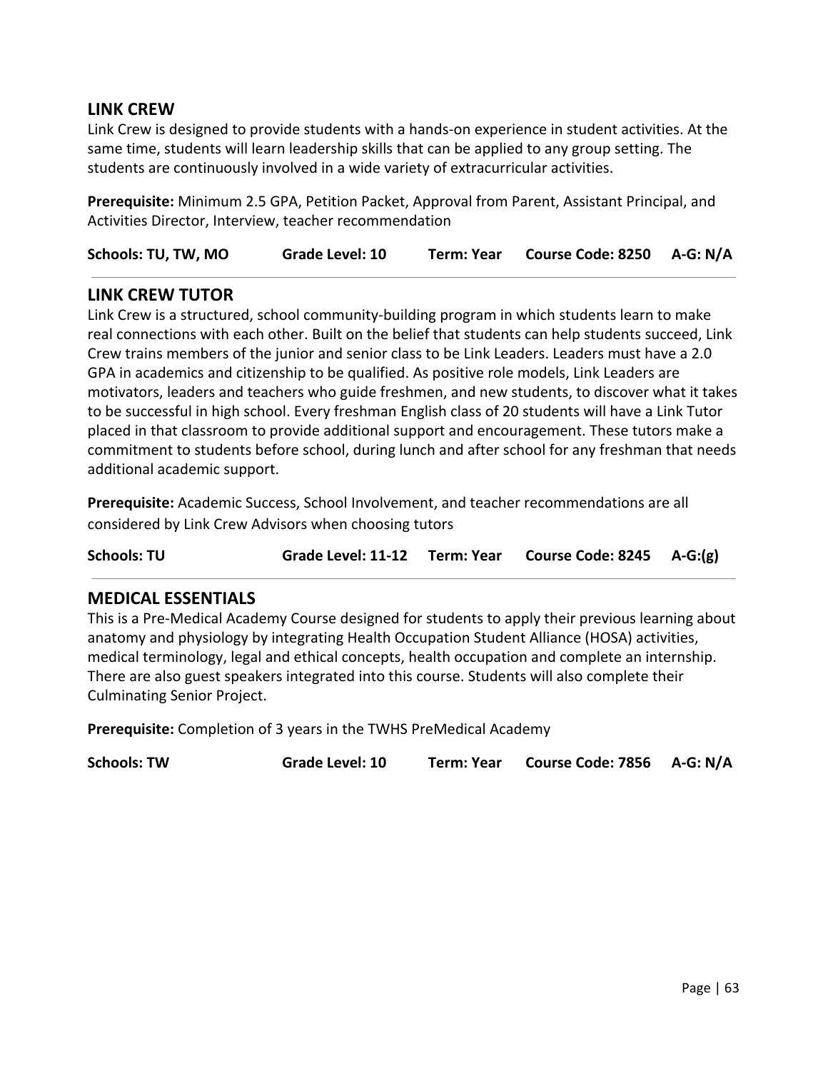## LINK CREW

Link Crew is designed to provide students with a hands-on experience in student activities. At the same time, students will learn leadership skills that can be applied to any group setting. The students are continuously involved in a wide variety of extracurricular activities.

**Prerequisite:** Minimum 2.5 GPA, Petition Packet, Approval from Parent, Assistant Principal, and Activities Director, Interview, teacher recommendation

**Schools: TU, TW, MO** **Grade Level: 10** **Term: Year** **Course Code: 8250** **A-G: N/A**

---

## LINK CREW TUTOR

Link Crew is a structured, school community-building program in which students learn to make real connections with each other. Built on the belief that students can help students succeed, Link Crew trains members of the junior and senior class to be Link Leaders. Leaders must have a 2.0 GPA in academics and citizenship to be qualified. As positive role models, Link Leaders are motivators, leaders and teachers who guide freshmen, and new students, to discover what it takes to be successful in high school. Every freshman English class of 20 students will have a Link Tutor placed in that classroom to provide additional support and encouragement. These tutors make a commitment to students before school, during lunch and after school for any freshman that needs additional academic support.

**Prerequisite:** Academic Success, School Involvement, and teacher recommendations are all considered by Link Crew Advisors when choosing tutors

**Schools: TU** **Grade Level: 11-12** **Term: Year** **Course Code: 8245** **A-G:(g)**

---

## MEDICAL ESSENTIALS

This is a Pre-Medical Academy Course designed for students to apply their previous learning about anatomy and physiology by integrating Health Occupation Student Alliance (HOSA) activities, medical terminology, legal and ethical concepts, health occupation and complete an internship. There are also guest speakers integrated into this course. Students will also complete their Culminating Senior Project.

**Prerequisite:** Completion of 3 years in the TWHS PreMedical Academy

**Schools: TW** **Grade Level: 10** **Term: Year** **Course Code: 7856** **A-G: N/A**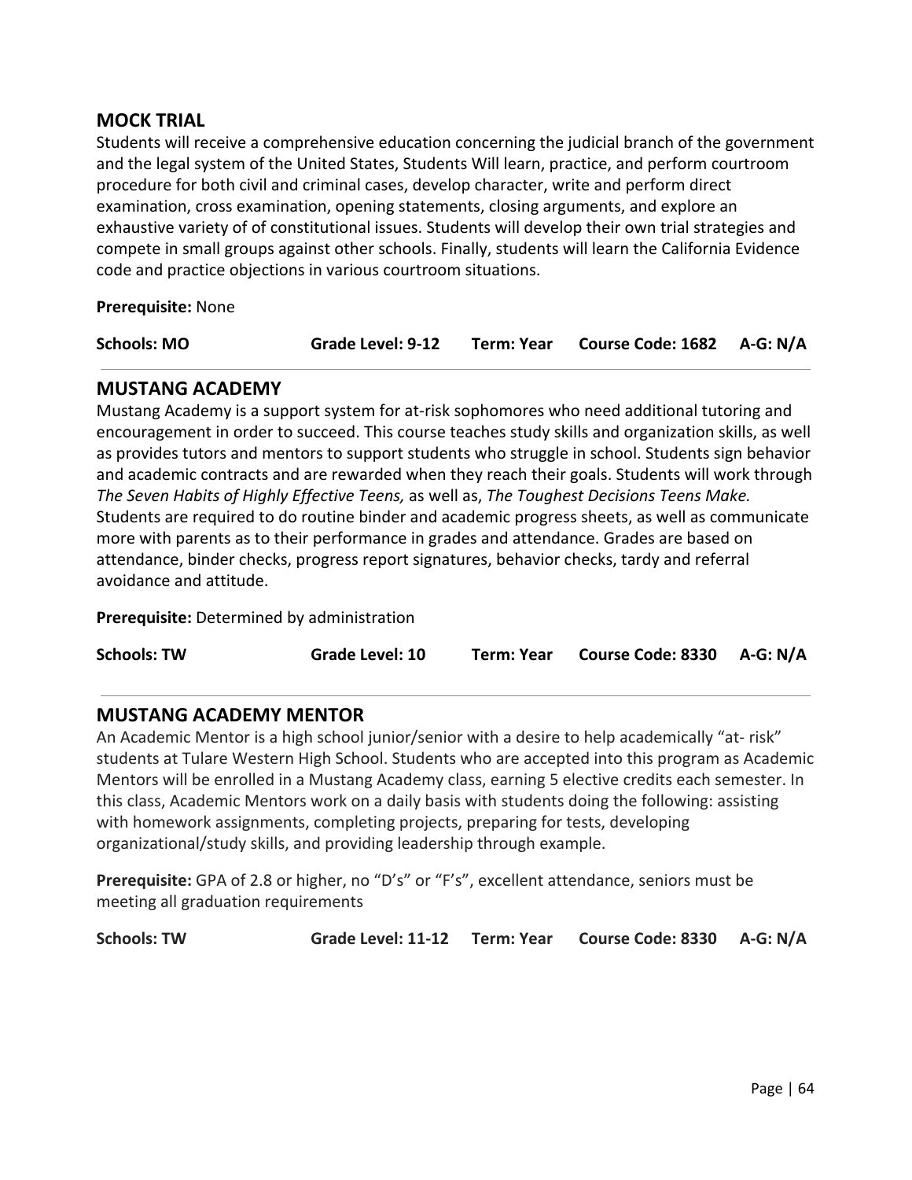## MOCK TRIAL

Students will receive a comprehensive education concerning the judicial branch of the government and the legal system of the United States, Students Will learn, practice, and perform courtroom procedure for both civil and criminal cases, develop character, write and perform direct examination, cross examination, opening statements, closing arguments, and explore an exhaustive variety of of constitutional issues. Students will develop their own trial strategies and compete in small groups against other schools. Finally, students will learn the California Evidence code and practice objections in various courtroom situations.

**Prerequisite:** None

**Schools: MO** | **Grade Level: 9-12** | **Term: Year** | **Course Code: 1682** | **A-G: N/A**

---

## MUSTANG ACADEMY

Mustang Academy is a support system for at-risk sophomores who need additional tutoring and encouragement in order to succeed. This course teaches study skills and organization skills, as well as provides tutors and mentors to support students who struggle in school. Students sign behavior and academic contracts and are rewarded when they reach their goals. Students will work through *The Seven Habits of Highly Effective Teens,* as well as, *The Toughest Decisions Teens Make.* Students are required to do routine binder and academic progress sheets, as well as communicate more with parents as to their performance in grades and attendance. Grades are based on attendance, binder checks, progress report signatures, behavior checks, tardy and referral avoidance and attitude.

**Prerequisite:** Determined by administration

**Schools: TW** | **Grade Level: 10** | **Term: Year** | **Course Code: 8330** | **A-G: N/A**

---

## MUSTANG ACADEMY MENTOR

An Academic Mentor is a high school junior/senior with a desire to help academically "at- risk" students at Tulare Western High School. Students who are accepted into this program as Academic Mentors will be enrolled in a Mustang Academy class, earning 5 elective credits each semester. In this class, Academic Mentors work on a daily basis with students doing the following: assisting with homework assignments, completing projects, preparing for tests, developing organizational/study skills, and providing leadership through example.

**Prerequisite:** GPA of 2.8 or higher, no "D's" or "F's", excellent attendance, seniors must be meeting all graduation requirements

**Schools: TW** | **Grade Level: 11-12** | **Term: Year** | **Course Code: 8330** | **A-G: N/A**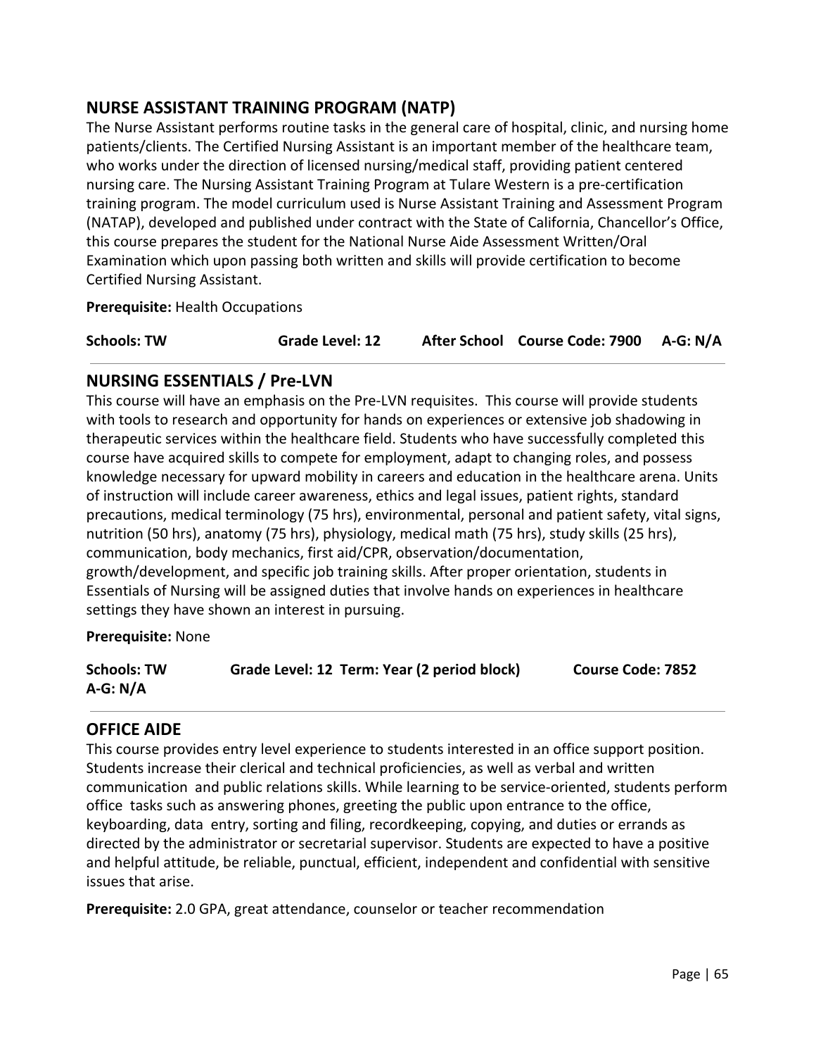## NURSE ASSISTANT TRAINING PROGRAM (NATP)

The Nurse Assistant performs routine tasks in the general care of hospital, clinic, and nursing home patients/clients. The Certified Nursing Assistant is an important member of the healthcare team, who works under the direction of licensed nursing/medical staff, providing patient centered nursing care. The Nursing Assistant Training Program at Tulare Western is a pre-certification training program. The model curriculum used is Nurse Assistant Training and Assessment Program (NATAP), developed and published under contract with the State of California, Chancellor's Office, this course prepares the student for the National Nurse Aide Assessment Written/Oral Examination which upon passing both written and skills will provide certification to become Certified Nursing Assistant.

**Prerequisite:** Health Occupations

**Schools: TW** **Grade Level: 12** **After School** **Course Code: 7900** **A-G: N/A**

## NURSING ESSENTIALS / Pre-LVN

This course will have an emphasis on the Pre-LVN requisites. This course will provide students with tools to research and opportunity for hands on experiences or extensive job shadowing in therapeutic services within the healthcare field. Students who have successfully completed this course have acquired skills to compete for employment, adapt to changing roles, and possess knowledge necessary for upward mobility in careers and education in the healthcare arena. Units of instruction will include career awareness, ethics and legal issues, patient rights, standard precautions, medical terminology (75 hrs), environmental, personal and patient safety, vital signs, nutrition (50 hrs), anatomy (75 hrs), physiology, medical math (75 hrs), study skills (25 hrs), communication, body mechanics, first aid/CPR, observation/documentation, growth/development, and specific job training skills. After proper orientation, students in Essentials of Nursing will be assigned duties that involve hands on experiences in healthcare settings they have shown an interest in pursuing.

**Prerequisite:** None

**Schools: TW** **Grade Level: 12** **Term: Year (2 period block)** **Course Code: 7852** **A-G: N/A**

## OFFICE AIDE

This course provides entry level experience to students interested in an office support position. Students increase their clerical and technical proficiencies, as well as verbal and written communication and public relations skills. While learning to be service-oriented, students perform office tasks such as answering phones, greeting the public upon entrance to the office, keyboarding, data entry, sorting and filing, recordkeeping, copying, and duties or errands as directed by the administrator or secretarial supervisor. Students are expected to have a positive and helpful attitude, be reliable, punctual, efficient, independent and confidential with sensitive issues that arise.

**Prerequisite:** 2.0 GPA, great attendance, counselor or teacher recommendation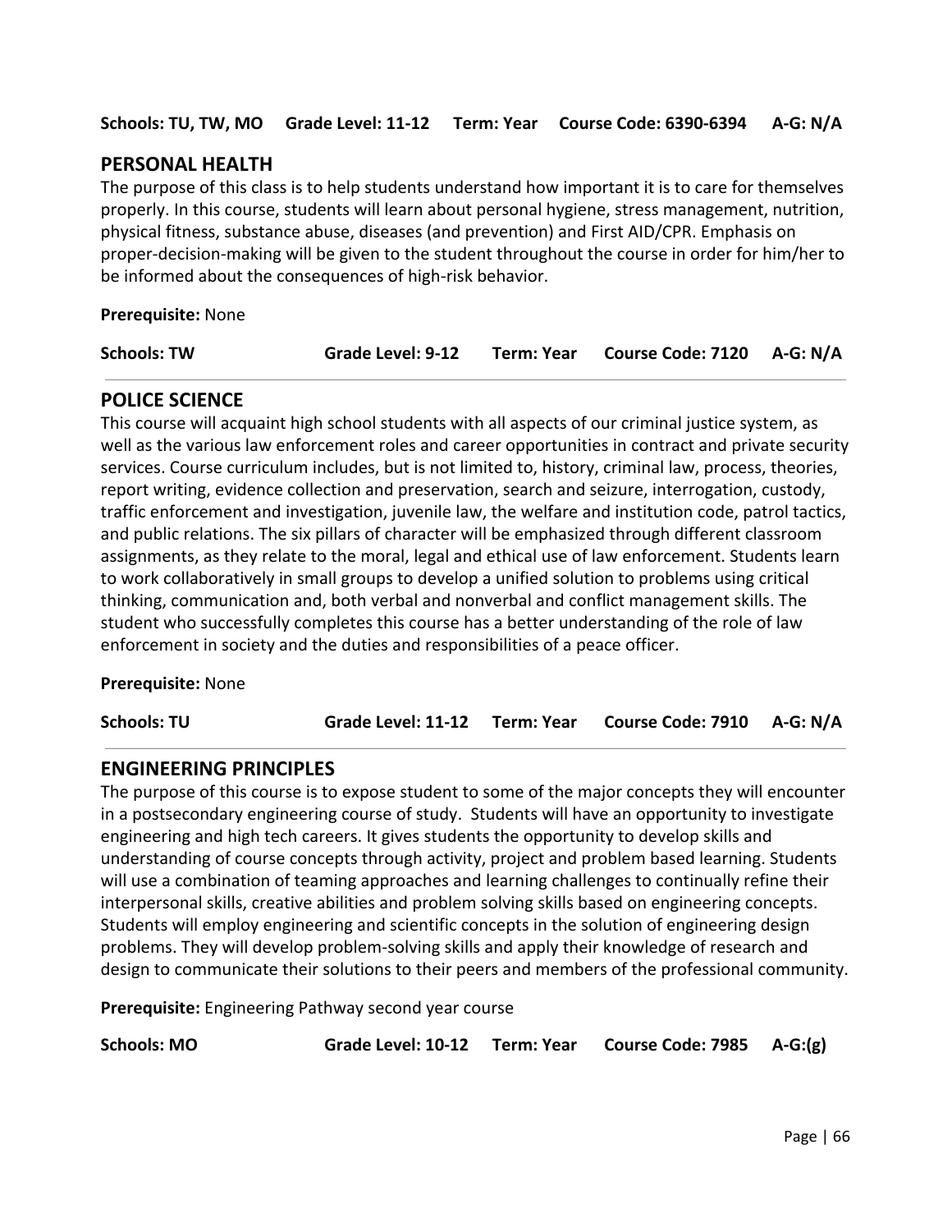**Schools: TU, TW, MO Grade Level: 11-12 Term: Year Course Code: 6390-6394 A-G: N/A**

## PERSONAL HEALTH

The purpose of this class is to help students understand how important it is to care for themselves properly. In this course, students will learn about personal hygiene, stress management, nutrition, physical fitness, substance abuse, diseases (and prevention) and First AID/CPR. Emphasis on proper-decision-making will be given to the student throughout the course in order for him/her to be informed about the consequences of high-risk behavior.

**Prerequisite:** None

**Schools: TW Grade Level: 9-12 Term: Year Course Code: 7120 A-G: N/A**

## POLICE SCIENCE

This course will acquaint high school students with all aspects of our criminal justice system, as well as the various law enforcement roles and career opportunities in contract and private security services. Course curriculum includes, but is not limited to, history, criminal law, process, theories, report writing, evidence collection and preservation, search and seizure, interrogation, custody, traffic enforcement and investigation, juvenile law, the welfare and institution code, patrol tactics, and public relations. The six pillars of character will be emphasized through different classroom assignments, as they relate to the moral, legal and ethical use of law enforcement. Students learn to work collaboratively in small groups to develop a unified solution to problems using critical thinking, communication and, both verbal and nonverbal and conflict management skills. The student who successfully completes this course has a better understanding of the role of law enforcement in society and the duties and responsibilities of a peace officer.

**Prerequisite:** None

**Schools: TU Grade Level: 11-12 Term: Year Course Code: 7910 A-G: N/A**

## ENGINEERING PRINCIPLES

The purpose of this course is to expose student to some of the major concepts they will encounter in a postsecondary engineering course of study. Students will have an opportunity to investigate engineering and high tech careers. It gives students the opportunity to develop skills and understanding of course concepts through activity, project and problem based learning. Students will use a combination of teaming approaches and learning challenges to continually refine their interpersonal skills, creative abilities and problem solving skills based on engineering concepts. Students will employ engineering and scientific concepts in the solution of engineering design problems. They will develop problem-solving skills and apply their knowledge of research and design to communicate their solutions to their peers and members of the professional community.

**Prerequisite:** Engineering Pathway second year course

**Schools: MO Grade Level: 10-12 Term: Year Course Code: 7985 A-G:(g)**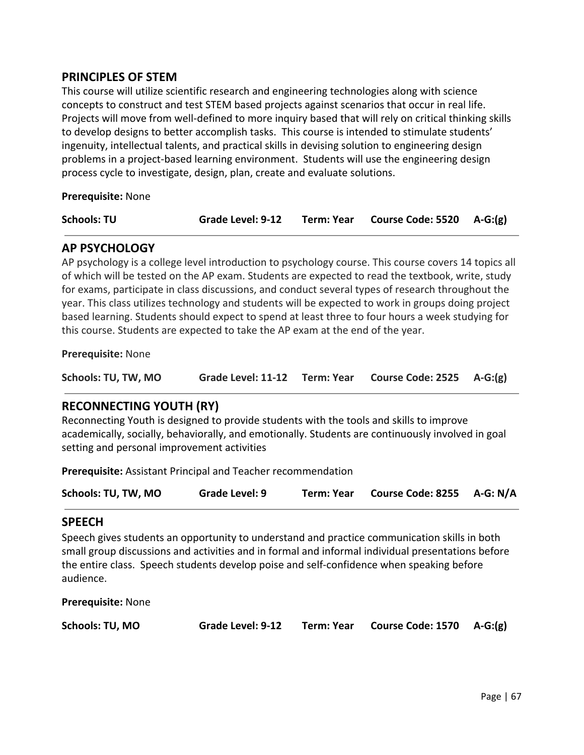## PRINCIPLES OF STEM

This course will utilize scientific research and engineering technologies along with science concepts to construct and test STEM based projects against scenarios that occur in real life. Projects will move from well-defined to more inquiry based that will rely on critical thinking skills to develop designs to better accomplish tasks. This course is intended to stimulate students' ingenuity, intellectual talents, and practical skills in devising solution to engineering design problems in a project-based learning environment. Students will use the engineering design process cycle to investigate, design, plan, create and evaluate solutions.

**Prerequisite:** None

**Schools: TU** **Grade Level: 9-12** **Term: Year** **Course Code: 5520** **A-G:(g)**

---

## AP PSYCHOLOGY

AP psychology is a college level introduction to psychology course. This course covers 14 topics all of which will be tested on the AP exam. Students are expected to read the textbook, write, study for exams, participate in class discussions, and conduct several types of research throughout the year. This class utilizes technology and students will be expected to work in groups doing project based learning. Students should expect to spend at least three to four hours a week studying for this course. Students are expected to take the AP exam at the end of the year.

**Prerequisite:** None

**Schools: TU, TW, MO** **Grade Level: 11-12** **Term: Year** **Course Code: 2525** **A-G:(g)**

---

## RECONNECTING YOUTH (RY)

Reconnecting Youth is designed to provide students with the tools and skills to improve academically, socially, behaviorally, and emotionally. Students are continuously involved in goal setting and personal improvement activities

**Prerequisite:** Assistant Principal and Teacher recommendation

**Schools: TU, TW, MO** **Grade Level: 9** **Term: Year** **Course Code: 8255** **A-G: N/A**

---

## SPEECH

Speech gives students an opportunity to understand and practice communication skills in both small group discussions and activities and in formal and informal individual presentations before the entire class. Speech students develop poise and self-confidence when speaking before audience.

**Prerequisite:** None

**Schools: TU, MO** **Grade Level: 9-12** **Term: Year** **Course Code: 1570** **A-G:(g)**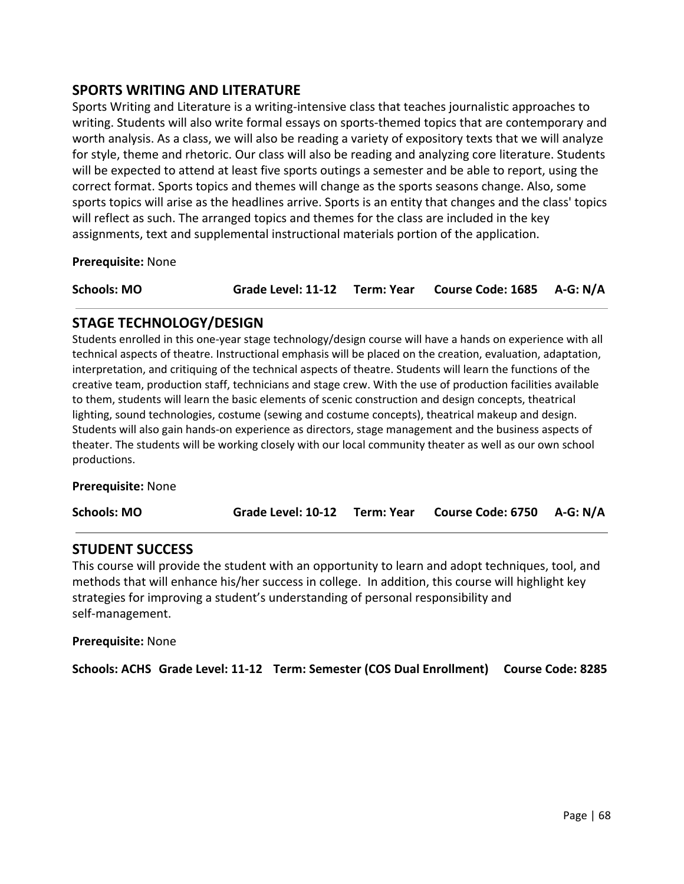## SPORTS WRITING AND LITERATURE

Sports Writing and Literature is a writing-intensive class that teaches journalistic approaches to writing. Students will also write formal essays on sports-themed topics that are contemporary and worth analysis. As a class, we will also be reading a variety of expository texts that we will analyze for style, theme and rhetoric. Our class will also be reading and analyzing core literature. Students will be expected to attend at least five sports outings a semester and be able to report, using the correct format. Sports topics and themes will change as the sports seasons change. Also, some sports topics will arise as the headlines arrive. Sports is an entity that changes and the class' topics will reflect as such. The arranged topics and themes for the class are included in the key assignments, text and supplemental instructional materials portion of the application.

**Prerequisite:** None

**Schools: MO** **Grade Level: 11-12** **Term: Year** **Course Code: 1685** **A-G: N/A**

---

## STAGE TECHNOLOGY/DESIGN

Students enrolled in this one-year stage technology/design course will have a hands on experience with all technical aspects of theatre. Instructional emphasis will be placed on the creation, evaluation, adaptation, interpretation, and critiquing of the technical aspects of theatre. Students will learn the functions of the creative team, production staff, technicians and stage crew. With the use of production facilities available to them, students will learn the basic elements of scenic construction and design concepts, theatrical lighting, sound technologies, costume (sewing and costume concepts), theatrical makeup and design. Students will also gain hands-on experience as directors, stage management and the business aspects of theater. The students will be working closely with our local community theater as well as our own school productions.

**Prerequisite:** None

**Schools: MO** **Grade Level: 10-12** **Term: Year** **Course Code: 6750** **A-G: N/A**

---

## STUDENT SUCCESS

This course will provide the student with an opportunity to learn and adopt techniques, tool, and methods that will enhance his/her success in college. In addition, this course will highlight key strategies for improving a student's understanding of personal responsibility and self-management.

**Prerequisite:** None

**Schools: ACHS** **Grade Level: 11-12** **Term: Semester (COS Dual Enrollment)** **Course Code: 8285**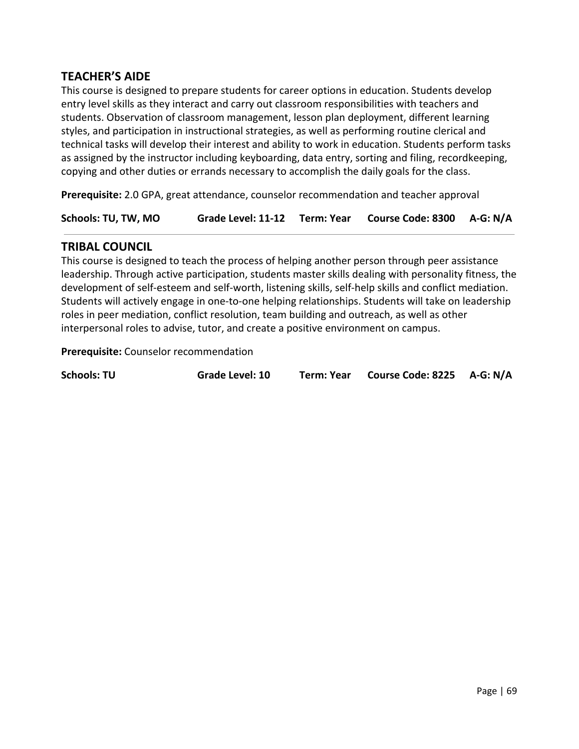## TEACHER'S AIDE

This course is designed to prepare students for career options in education. Students develop entry level skills as they interact and carry out classroom responsibilities with teachers and students. Observation of classroom management, lesson plan deployment, different learning styles, and participation in instructional strategies, as well as performing routine clerical and technical tasks will develop their interest and ability to work in education. Students perform tasks as assigned by the instructor including keyboarding, data entry, sorting and filing, recordkeeping, copying and other duties or errands necessary to accomplish the daily goals for the class.

**Prerequisite:** 2.0 GPA, great attendance, counselor recommendation and teacher approval

**Schools: TU, TW, MO** **Grade Level: 11-12** **Term: Year** **Course Code: 8300** **A-G: N/A**

---

## TRIBAL COUNCIL

This course is designed to teach the process of helping another person through peer assistance leadership. Through active participation, students master skills dealing with personality fitness, the development of self-esteem and self-worth, listening skills, self-help skills and conflict mediation. Students will actively engage in one-to-one helping relationships. Students will take on leadership roles in peer mediation, conflict resolution, team building and outreach, as well as other interpersonal roles to advise, tutor, and create a positive environment on campus.

**Prerequisite:** Counselor recommendation

**Schools: TU** **Grade Level: 10** **Term: Year** **Course Code: 8225** **A-G: N/A**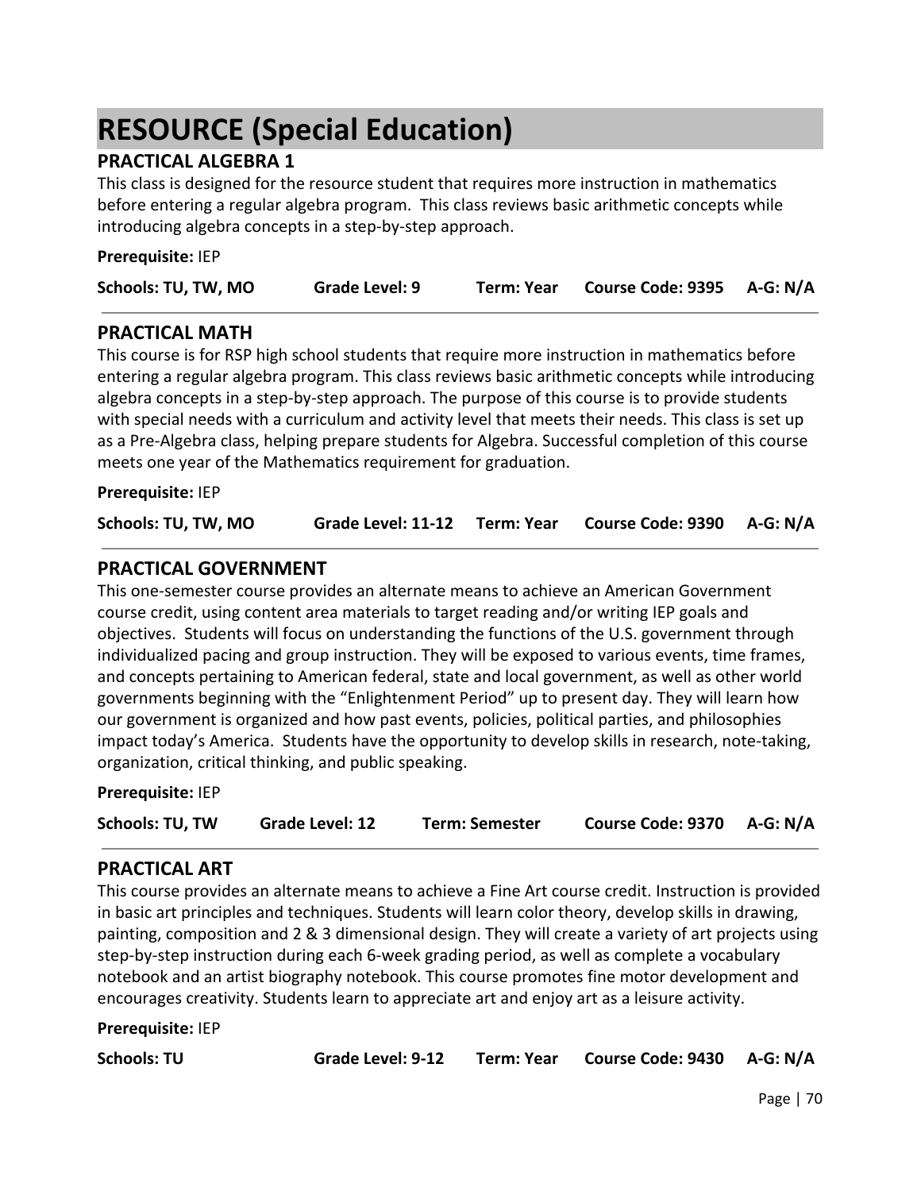# RESOURCE (Special Education)

## PRACTICAL ALGEBRA 1

This class is designed for the resource student that requires more instruction in mathematics before entering a regular algebra program. This class reviews basic arithmetic concepts while introducing algebra concepts in a step-by-step approach.

**Prerequisite:** IEP

**Schools: TU, TW, MO** **Grade Level: 9** **Term: Year** **Course Code: 9395** **A-G: N/A**

---

## PRACTICAL MATH

This course is for RSP high school students that require more instruction in mathematics before entering a regular algebra program. This class reviews basic arithmetic concepts while introducing algebra concepts in a step-by-step approach. The purpose of this course is to provide students with special needs with a curriculum and activity level that meets their needs. This class is set up as a Pre-Algebra class, helping prepare students for Algebra. Successful completion of this course meets one year of the Mathematics requirement for graduation.

**Prerequisite:** IEP

**Schools: TU, TW, MO** **Grade Level: 11-12** **Term: Year** **Course Code: 9390** **A-G: N/A**

---

## PRACTICAL GOVERNMENT

This one-semester course provides an alternate means to achieve an American Government course credit, using content area materials to target reading and/or writing IEP goals and objectives. Students will focus on understanding the functions of the U.S. government through individualized pacing and group instruction. They will be exposed to various events, time frames, and concepts pertaining to American federal, state and local government, as well as other world governments beginning with the "Enlightenment Period" up to present day. They will learn how our government is organized and how past events, policies, political parties, and philosophies impact today's America. Students have the opportunity to develop skills in research, note-taking, organization, critical thinking, and public speaking.

**Prerequisite:** IEP

**Schools: TU, TW** **Grade Level: 12** **Term: Semester** **Course Code: 9370** **A-G: N/A**

---

## PRACTICAL ART

This course provides an alternate means to achieve a Fine Art course credit. Instruction is provided in basic art principles and techniques. Students will learn color theory, develop skills in drawing, painting, composition and 2 & 3 dimensional design. They will create a variety of art projects using step-by-step instruction during each 6-week grading period, as well as complete a vocabulary notebook and an artist biography notebook. This course promotes fine motor development and encourages creativity. Students learn to appreciate art and enjoy art as a leisure activity.

**Prerequisite:** IEP

**Schools: TU** **Grade Level: 9-12** **Term: Year** **Course Code: 9430** **A-G: N/A**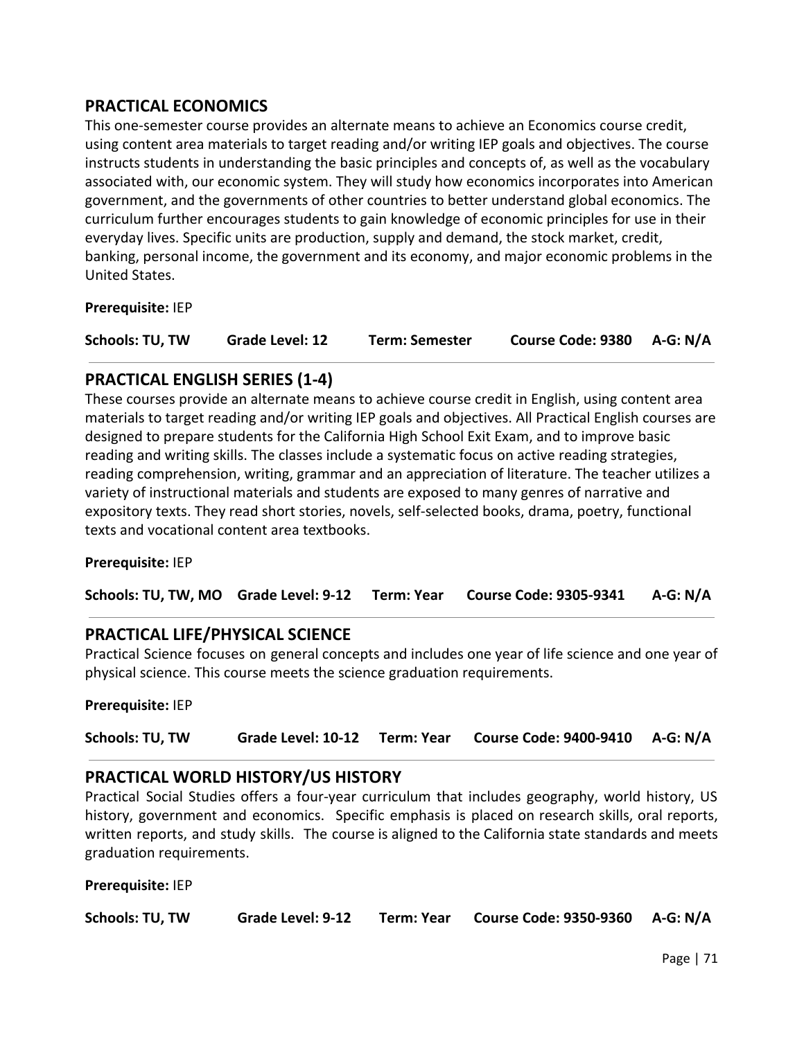## PRACTICAL ECONOMICS

This one-semester course provides an alternate means to achieve an Economics course credit, using content area materials to target reading and/or writing IEP goals and objectives. The course instructs students in understanding the basic principles and concepts of, as well as the vocabulary associated with, our economic system. They will study how economics incorporates into American government, and the governments of other countries to better understand global economics. The curriculum further encourages students to gain knowledge of economic principles for use in their everyday lives. Specific units are production, supply and demand, the stock market, credit, banking, personal income, the government and its economy, and major economic problems in the United States.

**Prerequisite:** IEP

**Schools: TU, TW** **Grade Level: 12** **Term: Semester** **Course Code: 9380** **A-G: N/A**

---

## PRACTICAL ENGLISH SERIES (1-4)

These courses provide an alternate means to achieve course credit in English, using content area materials to target reading and/or writing IEP goals and objectives. All Practical English courses are designed to prepare students for the California High School Exit Exam, and to improve basic reading and writing skills. The classes include a systematic focus on active reading strategies, reading comprehension, writing, grammar and an appreciation of literature. The teacher utilizes a variety of instructional materials and students are exposed to many genres of narrative and expository texts. They read short stories, novels, self-selected books, drama, poetry, functional texts and vocational content area textbooks.

**Prerequisite:** IEP

**Schools: TU, TW, MO** **Grade Level: 9-12** **Term: Year** **Course Code: 9305-9341** **A-G: N/A**

---

## PRACTICAL LIFE/PHYSICAL SCIENCE

Practical Science focuses on general concepts and includes one year of life science and one year of physical science. This course meets the science graduation requirements.

**Prerequisite:** IEP

**Schools: TU, TW** **Grade Level: 10-12** **Term: Year** **Course Code: 9400-9410** **A-G: N/A**

---

## PRACTICAL WORLD HISTORY/US HISTORY

Practical Social Studies offers a four-year curriculum that includes geography, world history, US history, government and economics. Specific emphasis is placed on research skills, oral reports, written reports, and study skills. The course is aligned to the California state standards and meets graduation requirements.

**Prerequisite:** IEP

**Schools: TU, TW** **Grade Level: 9-12** **Term: Year** **Course Code: 9350-9360** **A-G: N/A**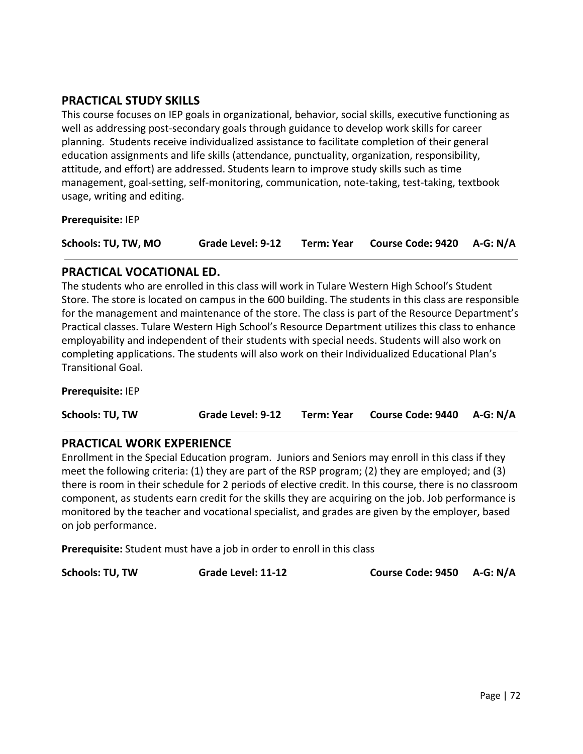## PRACTICAL STUDY SKILLS

This course focuses on IEP goals in organizational, behavior, social skills, executive functioning as well as addressing post-secondary goals through guidance to develop work skills for career planning. Students receive individualized assistance to facilitate completion of their general education assignments and life skills (attendance, punctuality, organization, responsibility, attitude, and effort) are addressed. Students learn to improve study skills such as time management, goal-setting, self-monitoring, communication, note-taking, test-taking, textbook usage, writing and editing.

**Prerequisite:** IEP

**Schools: TU, TW, MO** **Grade Level: 9-12** **Term: Year** **Course Code: 9420** **A-G: N/A**

---

## PRACTICAL VOCATIONAL ED.

The students who are enrolled in this class will work in Tulare Western High School's Student Store. The store is located on campus in the 600 building. The students in this class are responsible for the management and maintenance of the store. The class is part of the Resource Department's Practical classes. Tulare Western High School's Resource Department utilizes this class to enhance employability and independent of their students with special needs. Students will also work on completing applications. The students will also work on their Individualized Educational Plan's Transitional Goal.

**Prerequisite:** IEP

**Schools: TU, TW** **Grade Level: 9-12** **Term: Year** **Course Code: 9440** **A-G: N/A**

---

## PRACTICAL WORK EXPERIENCE

Enrollment in the Special Education program. Juniors and Seniors may enroll in this class if they meet the following criteria: (1) they are part of the RSP program; (2) they are employed; and (3) there is room in their schedule for 2 periods of elective credit. In this course, there is no classroom component, as students earn credit for the skills they are acquiring on the job. Job performance is monitored by the teacher and vocational specialist, and grades are given by the employer, based on job performance.

**Prerequisite:** Student must have a job in order to enroll in this class

**Schools: TU, TW** **Grade Level: 11-12** **Course Code: 9450** **A-G: N/A**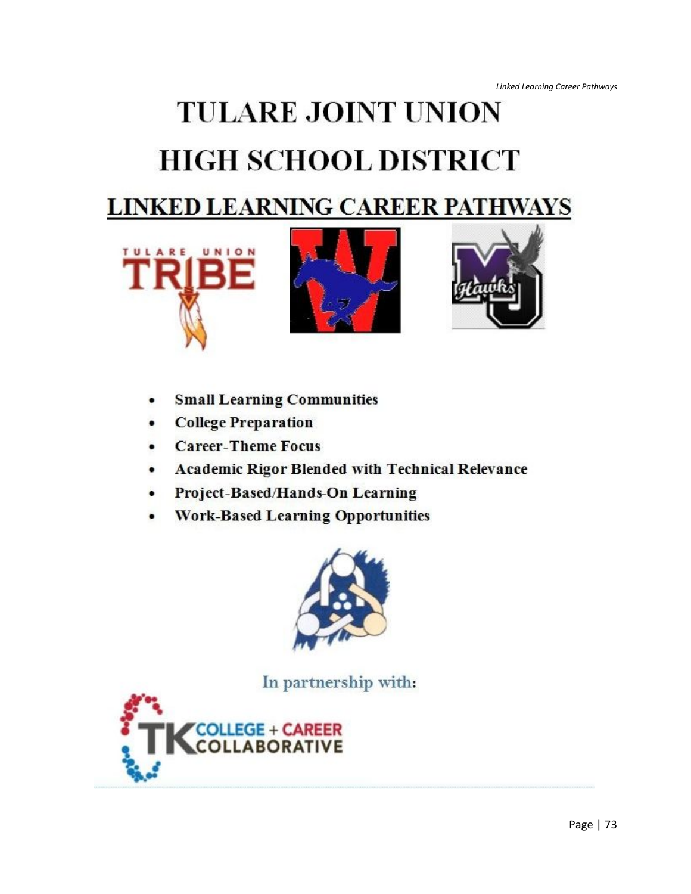# TULARE JOINT UNION HIGH SCHOOL DISTRICT

## LINKED LEARNING CAREER PATHWAYS

- **Small Learning Communities**
- **College Preparation**
- **Career-Theme Focus**
- **Academic Rigor Blended with Technical Relevance**
- **Project-Based/Hands-On Learning**
- **Work-Based Learning Opportunities**

In partnership with:

TK COLLEGE + CAREER COLLABORATIVE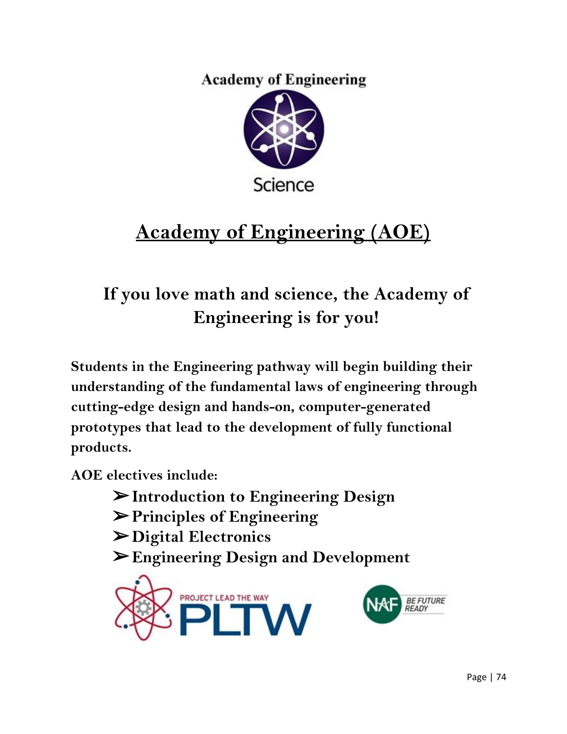Academy of Engineering

Science

# Academy of Engineering (AOE)

## If you love math and science, the Academy of Engineering is for you!

**Students in the Engineering pathway will begin building their understanding of the fundamental laws of engineering through cutting-edge design and hands-on, computer-generated prototypes that lead to the development of fully functional products.**

**AOE electives include:**

- **Introduction to Engineering Design**
- **Principles of Engineering**
- **Digital Electronics**
- **Engineering Design and Development**

PROJECT LEAD THE WAY PLTW

NAF BE FUTURE READY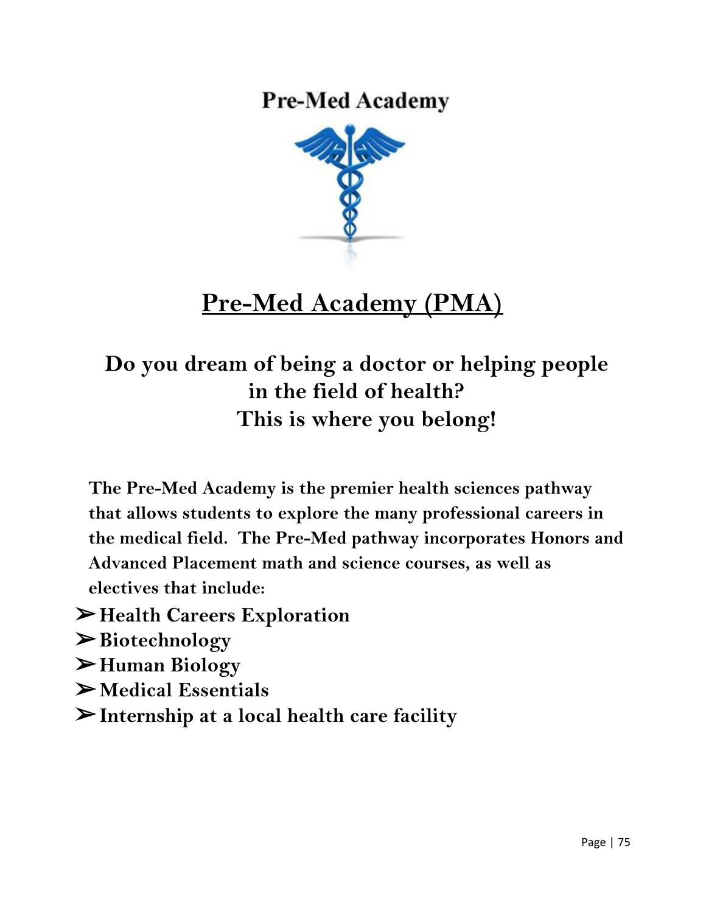**Pre-Med Academy**

# Pre-Med Academy (PMA)

## Do you dream of being a doctor or helping people in the field of health? This is where you belong!

**The Pre-Med Academy is the premier health sciences pathway that allows students to explore the many professional careers in the medical field. The Pre-Med pathway incorporates Honors and Advanced Placement math and science courses, as well as electives that include:**

- **Health Careers Exploration**
- **Biotechnology**
- **Human Biology**
- **Medical Essentials**
- **Internship at a local health care facility**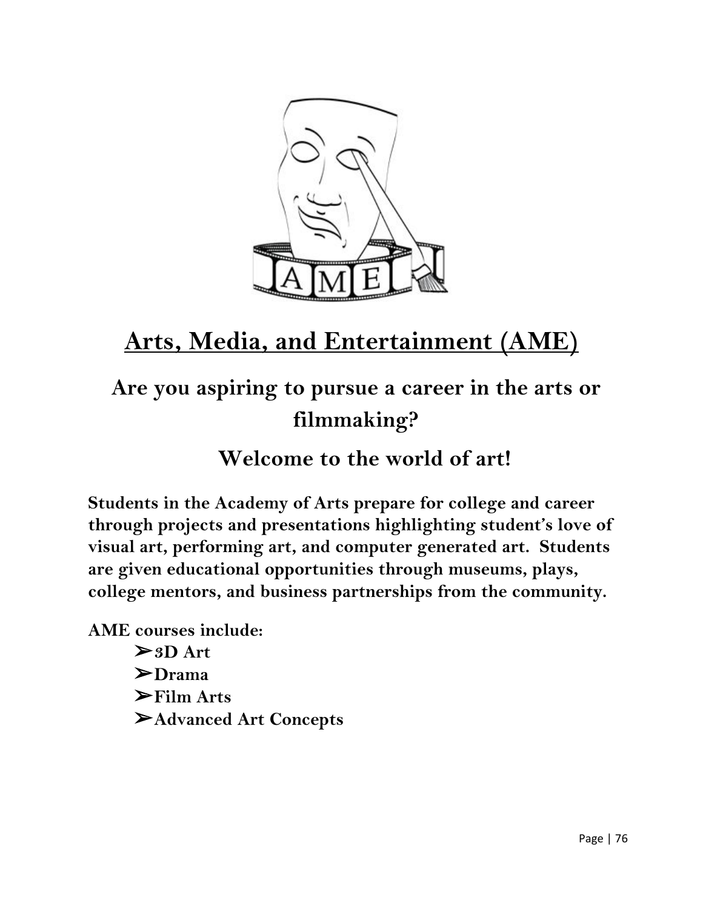# Arts, Media, and Entertainment (AME)

## Are you aspiring to pursue a career in the arts or filmmaking?

## Welcome to the world of art!

**Students in the Academy of Arts prepare for college and career through projects and presentations highlighting student's love of visual art, performing art, and computer generated art. Students are given educational opportunities through museums, plays, college mentors, and business partnerships from the community.**

**AME courses include:**

- **3D Art**
- **Drama**
- **Film Arts**
- **Advanced Art Concepts**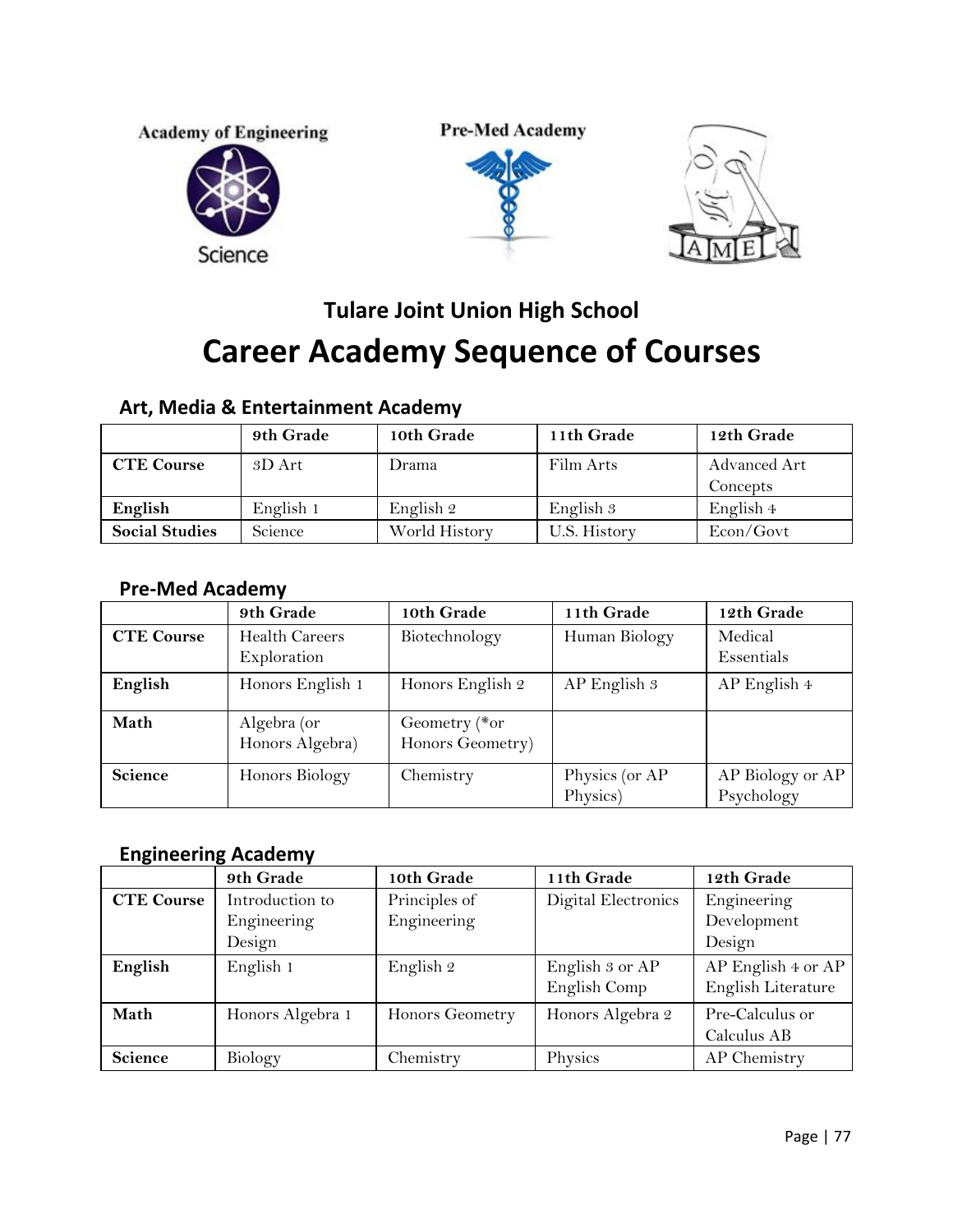Academy of Engineering

Science

Pre-Med Academy

# Tulare Joint Union High School

# Career Academy Sequence of Courses

## Art, Media & Entertainment Academy

| | 9th Grade | 10th Grade | 11th Grade | 12th Grade |
|---|---|---|---|---|
| **CTE Course** | 3D Art | Drama | Film Arts | Advanced Art Concepts |
| **English** | English 1 | English 2 | English 3 | English 4 |
| **Social Studies** | Science | World History | U.S. History | Econ/Govt |

## Pre-Med Academy

| | 9th Grade | 10th Grade | 11th Grade | 12th Grade |
|---|---|---|---|---|
| **CTE Course** | Health Careers Exploration | Biotechnology | Human Biology | Medical Essentials |
| **English** | Honors English 1 | Honors English 2 | AP English 3 | AP English 4 |
| **Math** | Algebra (or Honors Algebra) | Geometry (*or Honors Geometry) | | |
| **Science** | Honors Biology | Chemistry | Physics (or AP Physics) | AP Biology or AP Psychology |

## Engineering Academy

| | 9th Grade | 10th Grade | 11th Grade | 12th Grade |
|---|---|---|---|---|
| **CTE Course** | Introduction to Engineering Design | Principles of Engineering | Digital Electronics | Engineering Development Design |
| **English** | English 1 | English 2 | English 3 or AP English Comp | AP English 4 or AP English Literature |
| **Math** | Honors Algebra 1 | Honors Geometry | Honors Algebra 2 | Pre-Calculus or Calculus AB |
| **Science** | Biology | Chemistry | Physics | AP Chemistry |